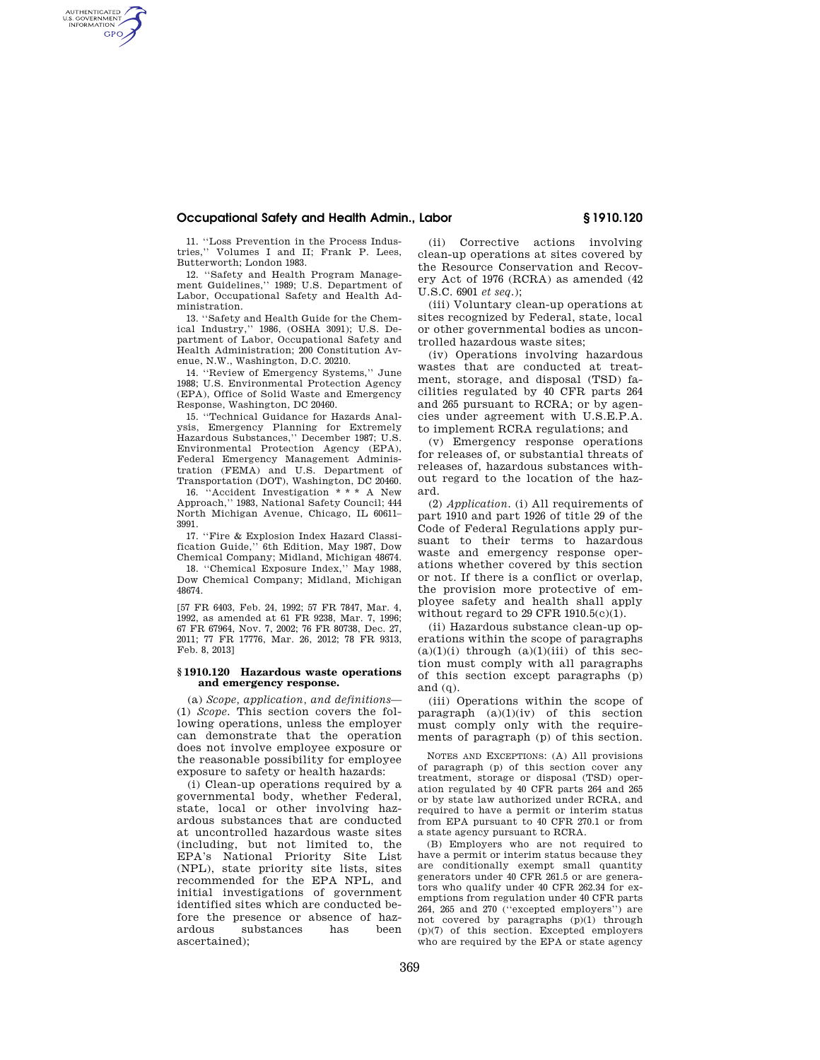11. "Loss Prevention in the Process Industries," Volumes I and II; Frank P. Lees, Butterworth; London 1983.

12. "Safety and Health Program Management Guidelines," 1989; U.S. Department of Labor, Occupational Safety and Health Administration.

13. "Safety and Health Guide for the Chemical Industry," 1986, (OSHA 3091); U.S. Department of Labor, Occupational Safety and Health Administration; 200 Constitution Avenue, N.W., Washington, D.C. 20210.

14. "Review of Emergency Systems," June 1988; U.S. Environmental Protection Agency (EPA), Office of Solid Waste and Emergency Response, Washington, DC 20460.

15. "Technical Guidance for Hazards Analysis, Emergency Planning for Extremely Hazardous Substances," December 1987; U.S. Environmental Protection Agency (EPA), Federal Emergency Management Administration (FEMA) and U.S. Department of Transportation (DOT), Washington, DC 20460.

16. "Accident Investigation * * * A New Approach," 1983, National Safety Council; 444 North Michigan Avenue, Chicago, IL 60611–3991.

17. "Fire & Explosion Index Hazard Classification Guide," 6th Edition, May 1987, Dow Chemical Company; Midland, Michigan 48674.

18. "Chemical Exposure Index," May 1988, Dow Chemical Company; Midland, Michigan 48674.

[57 FR 6403, Feb. 24, 1992; 57 FR 7847, Mar. 4, 1992, as amended at 61 FR 9238, Mar. 7, 1996; 67 FR 67964, Nov. 7, 2002; 76 FR 80738, Dec. 27, 2011; 77 FR 17776, Mar. 26, 2012; 78 FR 9313, Feb. 8, 2013]

## § 1910.120 Hazardous waste operations and emergency response.

(a) *Scope, application, and definitions*—(1) *Scope.* This section covers the following operations, unless the employer can demonstrate that the operation does not involve employee exposure or the reasonable possibility for employee exposure to safety or health hazards:

(i) Clean-up operations required by a governmental body, whether Federal, state, local or other involving hazardous substances that are conducted at uncontrolled hazardous waste sites (including, but not limited to, the EPA's National Priority Site List (NPL), state priority site lists, sites recommended for the EPA NPL, and initial investigations of government identified sites which are conducted before the presence or absence of hazardous substances has been ascertained);

(ii) Corrective actions involving clean-up operations at sites covered by the Resource Conservation and Recovery Act of 1976 (RCRA) as amended (42 U.S.C. 6901 *et seq.*);

(iii) Voluntary clean-up operations at sites recognized by Federal, state, local or other governmental bodies as uncontrolled hazardous waste sites;

(iv) Operations involving hazardous wastes that are conducted at treatment, storage, and disposal (TSD) facilities regulated by 40 CFR parts 264 and 265 pursuant to RCRA; or by agencies under agreement with U.S.E.P.A. to implement RCRA regulations; and

(v) Emergency response operations for releases of, or substantial threats of releases of, hazardous substances without regard to the location of the hazard.

(2) *Application.* (i) All requirements of part 1910 and part 1926 of title 29 of the Code of Federal Regulations apply pursuant to their terms to hazardous waste and emergency response operations whether covered by this section or not. If there is a conflict or overlap, the provision more protective of employee safety and health shall apply without regard to 29 CFR 1910.5(c)(1).

(ii) Hazardous substance clean-up operations within the scope of paragraphs (a)(1)(i) through (a)(1)(iii) of this section must comply with all paragraphs of this section except paragraphs (p) and (q).

(iii) Operations within the scope of paragraph (a)(1)(iv) of this section must comply only with the requirements of paragraph (p) of this section.

NOTES AND EXCEPTIONS: (A) All provisions of paragraph (p) of this section cover any treatment, storage or disposal (TSD) operation regulated by 40 CFR parts 264 and 265 or by state law authorized under RCRA, and required to have a permit or interim status from EPA pursuant to 40 CFR 270.1 or from a state agency pursuant to RCRA.

(B) Employers who are not required to have a permit or interim status because they are conditionally exempt small quantity generators under 40 CFR 261.5 or are generators who qualify under 40 CFR 262.34 for exemptions from regulation under 40 CFR parts 264, 265 and 270 ("excepted employers") are not covered by paragraphs (p)(1) through (p)(7) of this section. Excepted employers who are required by the EPA or state agency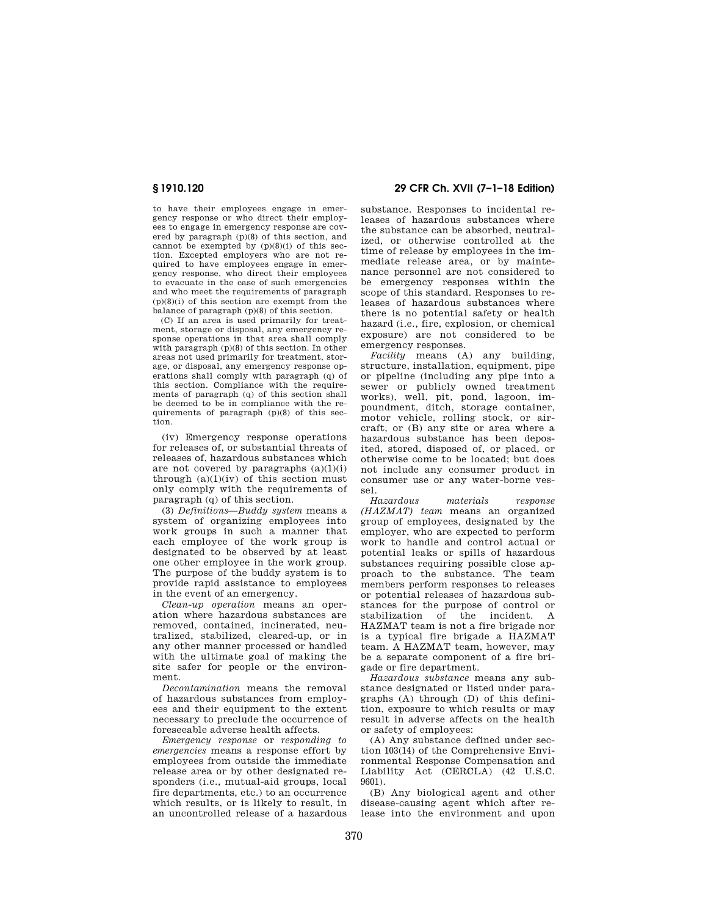to have their employees engage in emergency response or who direct their employees to engage in emergency response are covered by paragraph (p)(8) of this section, and cannot be exempted by (p)(8)(i) of this section. Excepted employers who are not required to have employees engage in emergency response, who direct their employees to evacuate in the case of such emergencies and who meet the requirements of paragraph (p)(8)(i) of this section are exempt from the balance of paragraph (p)(8) of this section.

(C) If an area is used primarily for treatment, storage or disposal, any emergency response operations in that area shall comply with paragraph (p)(8) of this section. In other areas not used primarily for treatment, storage, or disposal, any emergency response operations shall comply with paragraph (q) of this section. Compliance with the requirements of paragraph (q) of this section shall be deemed to be in compliance with the requirements of paragraph (p)(8) of this section.

(iv) Emergency response operations for releases of, or substantial threats of releases of, hazardous substances which are not covered by paragraphs (a)(1)(i) through (a)(1)(iv) of this section must only comply with the requirements of paragraph (q) of this section.

(3) *Definitions—Buddy system* means a system of organizing employees into work groups in such a manner that each employee of the work group is designated to be observed by at least one other employee in the work group. The purpose of the buddy system is to provide rapid assistance to employees in the event of an emergency.

*Clean-up operation* means an operation where hazardous substances are removed, contained, incinerated, neutralized, stabilized, cleared-up, or in any other manner processed or handled with the ultimate goal of making the site safer for people or the environment.

*Decontamination* means the removal of hazardous substances from employees and their equipment to the extent necessary to preclude the occurrence of foreseeable adverse health affects.

*Emergency response* or *responding to emergencies* means a response effort by employees from outside the immediate release area or by other designated responders (i.e., mutual-aid groups, local fire departments, etc.) to an occurrence which results, or is likely to result, in an uncontrolled release of a hazardous substance. Responses to incidental releases of hazardous substances where the substance can be absorbed, neutralized, or otherwise controlled at the time of release by employees in the immediate release area, or by maintenance personnel are not considered to be emergency responses within the scope of this standard. Responses to releases of hazardous substances where there is no potential safety or health hazard (i.e., fire, explosion, or chemical exposure) are not considered to be emergency responses.

*Facility* means (A) any building, structure, installation, equipment, pipe or pipeline (including any pipe into a sewer or publicly owned treatment works), well, pit, pond, lagoon, impoundment, ditch, storage container, motor vehicle, rolling stock, or aircraft, or (B) any site or area where a hazardous substance has been deposited, stored, disposed of, or placed, or otherwise come to be located; but does not include any consumer product in consumer use or any water-borne vessel.

*Hazardous materials response (HAZMAT) team* means an organized group of employees, designated by the employer, who are expected to perform work to handle and control actual or potential leaks or spills of hazardous substances requiring possible close approach to the substance. The team members perform responses to releases or potential releases of hazardous substances for the purpose of control or stabilization of the incident. A HAZMAT team is not a fire brigade nor is a typical fire brigade a HAZMAT team. A HAZMAT team, however, may be a separate component of a fire brigade or fire department.

*Hazardous substance* means any substance designated or listed under paragraphs (A) through (D) of this definition, exposure to which results or may result in adverse affects on the health or safety of employees:

(A) Any substance defined under section 103(14) of the Comprehensive Environmental Response Compensation and Liability Act (CERCLA) (42 U.S.C. 9601).

(B) Any biological agent and other disease-causing agent which after release into the environment and upon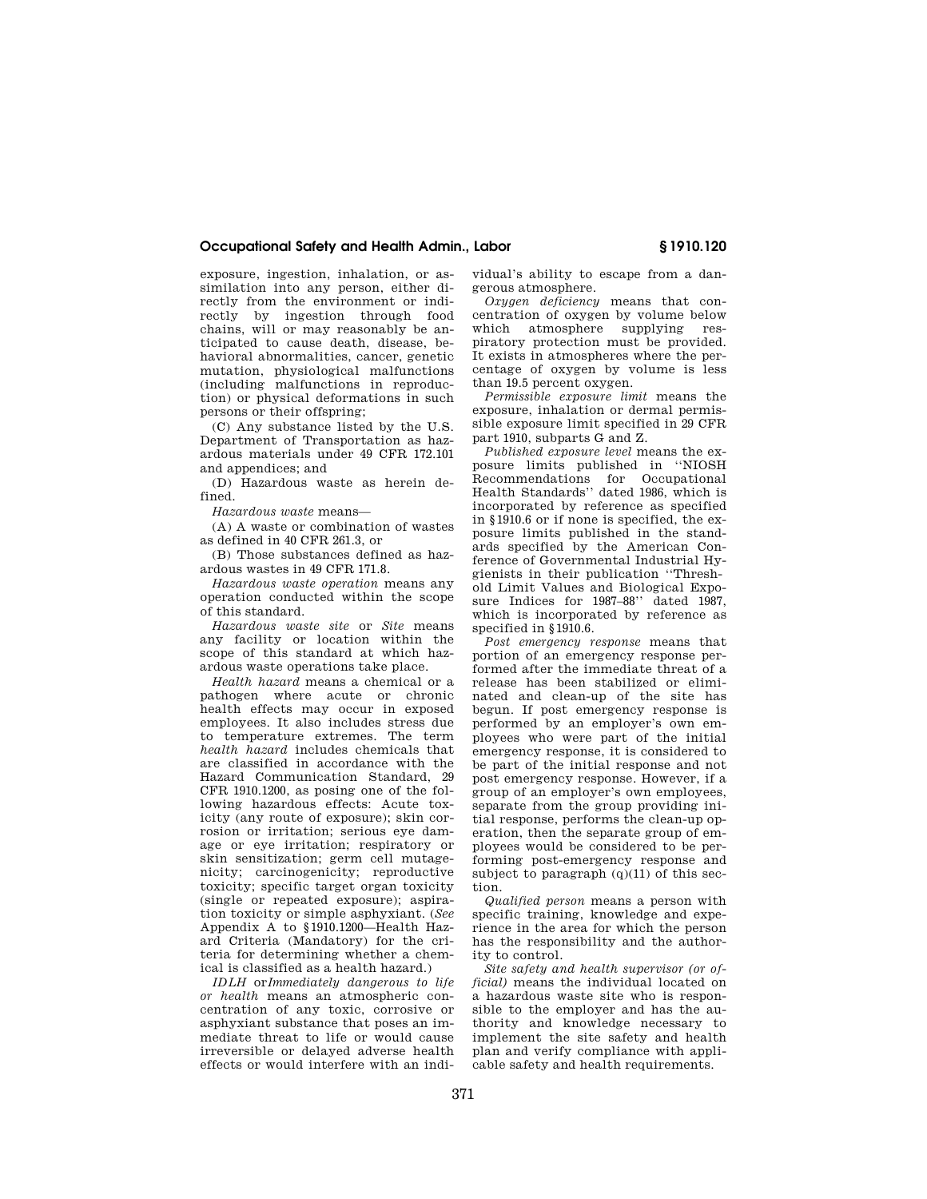exposure, ingestion, inhalation, or assimilation into any person, either directly from the environment or indirectly by ingestion through food chains, will or may reasonably be anticipated to cause death, disease, behavioral abnormalities, cancer, genetic mutation, physiological malfunctions (including malfunctions in reproduction) or physical deformations in such persons or their offspring;

(C) Any substance listed by the U.S. Department of Transportation as hazardous materials under 49 CFR 172.101 and appendices; and

(D) Hazardous waste as herein defined.

*Hazardous waste* means—

(A) A waste or combination of wastes as defined in 40 CFR 261.3, or

(B) Those substances defined as hazardous wastes in 49 CFR 171.8.

*Hazardous waste operation* means any operation conducted within the scope of this standard.

*Hazardous waste site* or *Site* means any facility or location within the scope of this standard at which hazardous waste operations take place.

*Health hazard* means a chemical or a pathogen where acute or chronic health effects may occur in exposed employees. It also includes stress due to temperature extremes. The term *health hazard* includes chemicals that are classified in accordance with the Hazard Communication Standard, 29 CFR 1910.1200, as posing one of the following hazardous effects: Acute toxicity (any route of exposure); skin corrosion or irritation; serious eye damage or eye irritation; respiratory or skin sensitization; germ cell mutagenicity; carcinogenicity; reproductive toxicity; specific target organ toxicity (single or repeated exposure); aspiration toxicity or simple asphyxiant. (*See* Appendix A to §1910.1200—Health Hazard Criteria (Mandatory) for the criteria for determining whether a chemical is classified as a health hazard.)

*IDLH* or *Immediately dangerous to life or health* means an atmospheric concentration of any toxic, corrosive or asphyxiant substance that poses an immediate threat to life or would cause irreversible or delayed adverse health effects or would interfere with an individual's ability to escape from a dangerous atmosphere.

*Oxygen deficiency* means that concentration of oxygen by volume below which atmosphere supplying respiratory protection must be provided. It exists in atmospheres where the percentage of oxygen by volume is less than 19.5 percent oxygen.

*Permissible exposure limit* means the exposure, inhalation or dermal permissible exposure limit specified in 29 CFR part 1910, subparts G and Z.

*Published exposure level* means the exposure limits published in ''NIOSH Recommendations for Occupational Health Standards'' dated 1986, which is incorporated by reference as specified in §1910.6 or if none is specified, the exposure limits published in the standards specified by the American Conference of Governmental Industrial Hygienists in their publication ''Threshold Limit Values and Biological Exposure Indices for 1987–88'' dated 1987, which is incorporated by reference as specified in §1910.6.

*Post emergency response* means that portion of an emergency response performed after the immediate threat of a release has been stabilized or eliminated and clean-up of the site has begun. If post emergency response is performed by an employer's own employees who were part of the initial emergency response, it is considered to be part of the initial response and not post emergency response. However, if a group of an employer's own employees, separate from the group providing initial response, performs the clean-up operation, then the separate group of employees would be considered to be performing post-emergency response and subject to paragraph (q)(11) of this section.

*Qualified person* means a person with specific training, knowledge and experience in the area for which the person has the responsibility and the authority to control.

*Site safety and health supervisor (or official)* means the individual located on a hazardous waste site who is responsible to the employer and has the authority and knowledge necessary to implement the site safety and health plan and verify compliance with applicable safety and health requirements.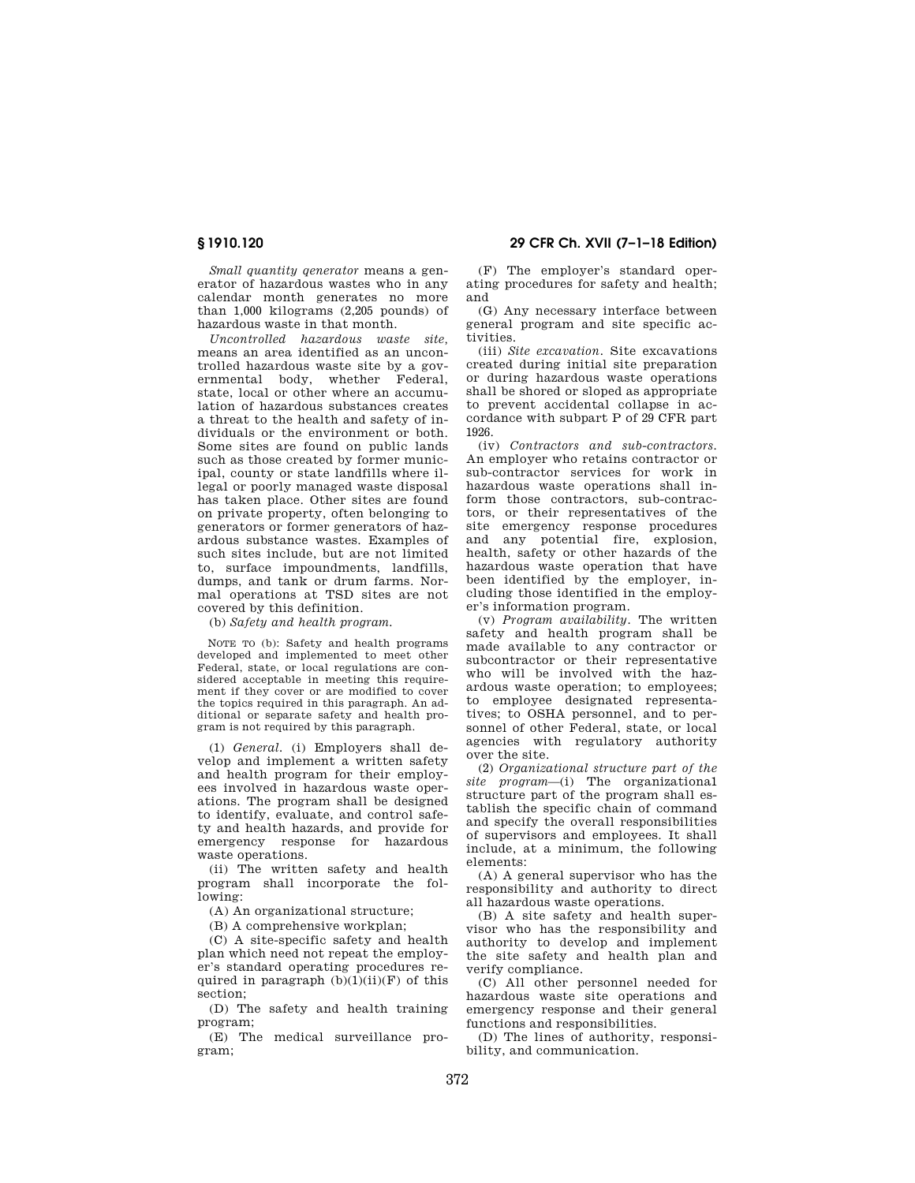*Small quantity qenerator* means a generator of hazardous wastes who in any calendar month generates no more than 1,000 kilograms (2,205 pounds) of hazardous waste in that month.

*Uncontrolled hazardous waste site,* means an area identified as an uncontrolled hazardous waste site by a governmental body, whether Federal, state, local or other where an accumulation of hazardous substances creates a threat to the health and safety of individuals or the environment or both. Some sites are found on public lands such as those created by former municipal, county or state landfills where illegal or poorly managed waste disposal has taken place. Other sites are found on private property, often belonging to generators or former generators of hazardous substance wastes. Examples of such sites include, but are not limited to, surface impoundments, landfills, dumps, and tank or drum farms. Normal operations at TSD sites are not covered by this definition.

(b) *Safety and health program.*

NOTE TO (b): Safety and health programs developed and implemented to meet other Federal, state, or local regulations are considered acceptable in meeting this requirement if they cover or are modified to cover the topics required in this paragraph. An additional or separate safety and health program is not required by this paragraph.

(1) *General.* (i) Employers shall develop and implement a written safety and health program for their employees involved in hazardous waste operations. The program shall be designed to identify, evaluate, and control safety and health hazards, and provide for emergency response for hazardous waste operations.

(ii) The written safety and health program shall incorporate the following:

(A) An organizational structure;

(B) A comprehensive workplan;

(C) A site-specific safety and health plan which need not repeat the employer's standard operating procedures required in paragraph (b)(1)(ii)(F) of this section;

(D) The safety and health training program;

(E) The medical surveillance program;

(F) The employer's standard operating procedures for safety and health; and

(G) Any necessary interface between general program and site specific activities.

(iii) *Site excavation.* Site excavations created during initial site preparation or during hazardous waste operations shall be shored or sloped as appropriate to prevent accidental collapse in accordance with subpart P of 29 CFR part 1926.

(iv) *Contractors and sub-contractors.* An employer who retains contractor or sub-contractor services for work in hazardous waste operations shall inform those contractors, sub-contractors, or their representatives of the site emergency response procedures and any potential fire, explosion, health, safety or other hazards of the hazardous waste operation that have been identified by the employer, including those identified in the employer's information program.

(v) *Program availability.* The written safety and health program shall be made available to any contractor or subcontractor or their representative who will be involved with the hazardous waste operation; to employees; to employee designated representatives; to OSHA personnel, and to personnel of other Federal, state, or local agencies with regulatory authority over the site.

(2) *Organizational structure part of the site program*—(i) The organizational structure part of the program shall establish the specific chain of command and specify the overall responsibilities of supervisors and employees. It shall include, at a minimum, the following elements:

(A) A general supervisor who has the responsibility and authority to direct all hazardous waste operations.

(B) A site safety and health supervisor who has the responsibility and authority to develop and implement the site safety and health plan and verify compliance.

(C) All other personnel needed for hazardous waste site operations and emergency response and their general functions and responsibilities.

(D) The lines of authority, responsibility, and communication.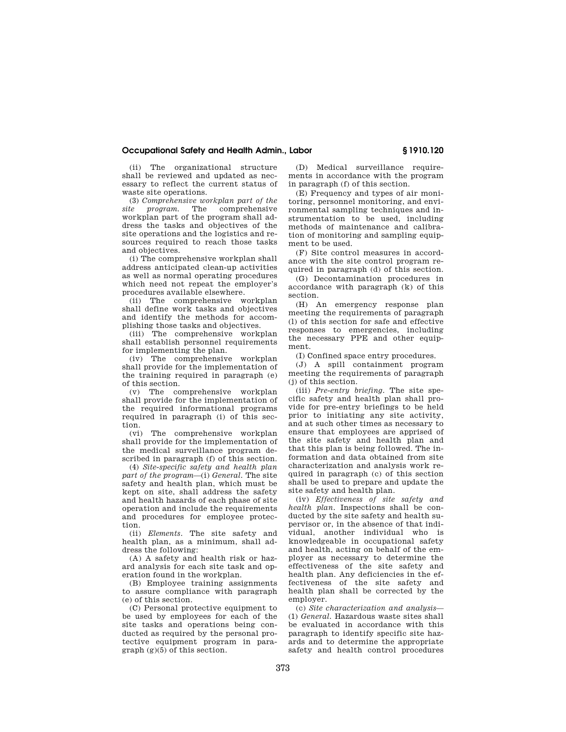(ii) The organizational structure shall be reviewed and updated as necessary to reflect the current status of waste site operations.

(3) *Comprehensive workplan part of the site program.* The comprehensive workplan part of the program shall address the tasks and objectives of the site operations and the logistics and resources required to reach those tasks and objectives.

(i) The comprehensive workplan shall address anticipated clean-up activities as well as normal operating procedures which need not repeat the employer's procedures available elsewhere.

(ii) The comprehensive workplan shall define work tasks and objectives and identify the methods for accomplishing those tasks and objectives.

(iii) The comprehensive workplan shall establish personnel requirements for implementing the plan.

(iv) The comprehensive workplan shall provide for the implementation of the training required in paragraph (e) of this section.

(v) The comprehensive workplan shall provide for the implementation of the required informational programs required in paragraph (i) of this section.

(vi) The comprehensive workplan shall provide for the implementation of the medical surveillance program described in paragraph (f) of this section.

(4) *Site-specific safety and health plan part of the program*—(i) *General.* The site safety and health plan, which must be kept on site, shall address the safety and health hazards of each phase of site operation and include the requirements and procedures for employee protection.

(ii) *Elements.* The site safety and health plan, as a minimum, shall address the following:

(A) A safety and health risk or hazard analysis for each site task and operation found in the workplan.

(B) Employee training assignments to assure compliance with paragraph (e) of this section.

(C) Personal protective equipment to be used by employees for each of the site tasks and operations being conducted as required by the personal protective equipment program in paragraph (g)(5) of this section.

(D) Medical surveillance requirements in accordance with the program in paragraph (f) of this section.

(E) Frequency and types of air monitoring, personnel monitoring, and environmental sampling techniques and instrumentation to be used, including methods of maintenance and calibration of monitoring and sampling equipment to be used.

(F) Site control measures in accordance with the site control program required in paragraph (d) of this section.

(G) Decontamination procedures in accordance with paragraph (k) of this section.

(H) An emergency response plan meeting the requirements of paragraph (l) of this section for safe and effective responses to emergencies, including the necessary PPE and other equipment.

(I) Confined space entry procedures.

(J) A spill containment program meeting the requirements of paragraph (j) of this section.

(iii) *Pre-entry briefing.* The site specific safety and health plan shall provide for pre-entry briefings to be held prior to initiating any site activity, and at such other times as necessary to ensure that employees are apprised of the site safety and health plan and that this plan is being followed. The information and data obtained from site characterization and analysis work required in paragraph (c) of this section shall be used to prepare and update the site safety and health plan.

(iv) *Effectiveness of site safety and health plan.* Inspections shall be conducted by the site safety and health supervisor or, in the absence of that individual, another individual who is knowledgeable in occupational safety and health, acting on behalf of the employer as necessary to determine the effectiveness of the site safety and health plan. Any deficiencies in the effectiveness of the site safety and health plan shall be corrected by the employer.

(c) *Site characterization and analysis*—(1) *General.* Hazardous waste sites shall be evaluated in accordance with this paragraph to identify specific site hazards and to determine the appropriate safety and health control procedures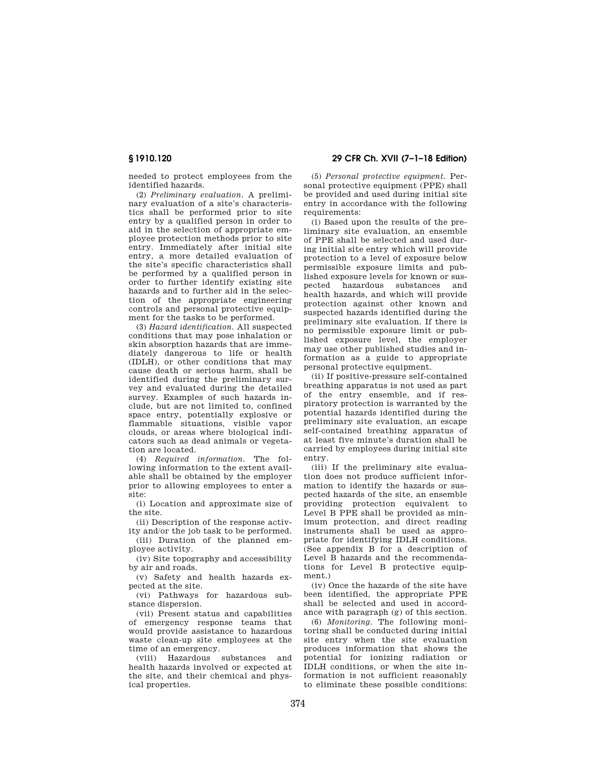needed to protect employees from the identified hazards.

(2) *Preliminary evaluation*. A preliminary evaluation of a site's characteristics shall be performed prior to site entry by a qualified person in order to aid in the selection of appropriate employee protection methods prior to site entry. Immediately after initial site entry, a more detailed evaluation of the site's specific characteristics shall be performed by a qualified person in order to further identify existing site hazards and to further aid in the selection of the appropriate engineering controls and personal protective equipment for the tasks to be performed.

(3) *Hazard identification*. All suspected conditions that may pose inhalation or skin absorption hazards that are immediately dangerous to life or health (IDLH), or other conditions that may cause death or serious harm, shall be identified during the preliminary survey and evaluated during the detailed survey. Examples of such hazards include, but are not limited to, confined space entry, potentially explosive or flammable situations, visible vapor clouds, or areas where biological indicators such as dead animals or vegetation are located.

(4) *Required information*. The following information to the extent available shall be obtained by the employer prior to allowing employees to enter a site:

(i) Location and approximate size of the site.

(ii) Description of the response activity and/or the job task to be performed.

(iii) Duration of the planned employee activity.

(iv) Site topography and accessibility by air and roads.

(v) Safety and health hazards expected at the site.

(vi) Pathways for hazardous substance dispersion.

(vii) Present status and capabilities of emergency response teams that would provide assistance to hazardous waste clean-up site employees at the time of an emergency.

(viii) Hazardous substances and health hazards involved or expected at the site, and their chemical and physical properties.

(5) *Personal protective equipment*. Personal protective equipment (PPE) shall be provided and used during initial site entry in accordance with the following requirements:

(i) Based upon the results of the preliminary site evaluation, an ensemble of PPE shall be selected and used during initial site entry which will provide protection to a level of exposure below permissible exposure limits and published exposure levels for known or suspected hazardous substances and health hazards, and which will provide protection against other known and suspected hazards identified during the preliminary site evaluation. If there is no permissible exposure limit or published exposure level, the employer may use other published studies and information as a guide to appropriate personal protective equipment.

(ii) If positive-pressure self-contained breathing apparatus is not used as part of the entry ensemble, and if respiratory protection is warranted by the potential hazards identified during the preliminary site evaluation, an escape self-contained breathing apparatus of at least five minute's duration shall be carried by employees during initial site entry.

(iii) If the preliminary site evaluation does not produce sufficient information to identify the hazards or suspected hazards of the site, an ensemble providing protection equivalent to Level B PPE shall be provided as minimum protection, and direct reading instruments shall be used as appropriate for identifying IDLH conditions. (See appendix B for a description of Level B hazards and the recommendations for Level B protective equipment.)

(iv) Once the hazards of the site have been identified, the appropriate PPE shall be selected and used in accordance with paragraph (g) of this section.

(6) *Monitoring*. The following monitoring shall be conducted during initial site entry when the site evaluation produces information that shows the potential for ionizing radiation or IDLH conditions, or when the site information is not sufficient reasonably to eliminate these possible conditions: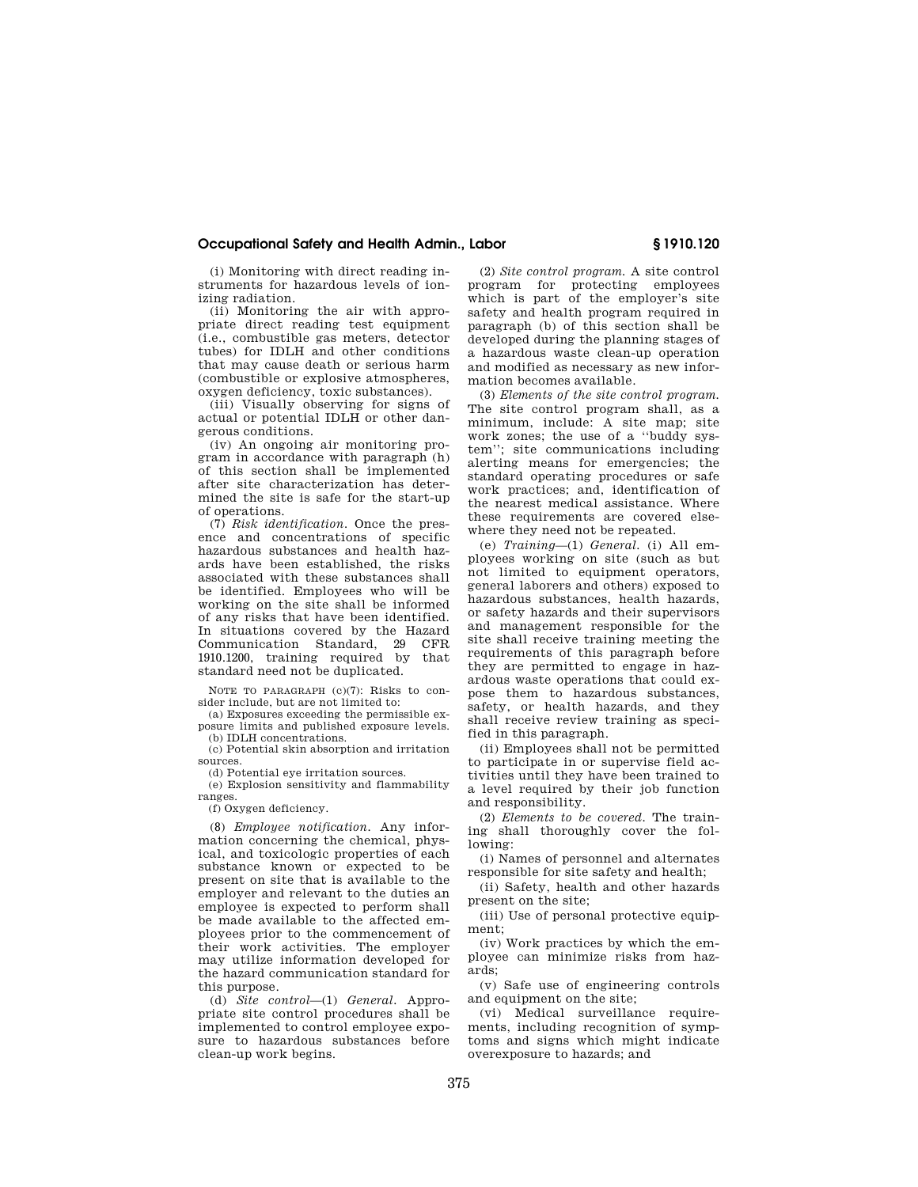(i) Monitoring with direct reading instruments for hazardous levels of ionizing radiation.

(ii) Monitoring the air with appropriate direct reading test equipment (i.e., combustible gas meters, detector tubes) for IDLH and other conditions that may cause death or serious harm (combustible or explosive atmospheres, oxygen deficiency, toxic substances).

(iii) Visually observing for signs of actual or potential IDLH or other dangerous conditions.

(iv) An ongoing air monitoring program in accordance with paragraph (h) of this section shall be implemented after site characterization has determined the site is safe for the start-up of operations.

(7) *Risk identification.* Once the presence and concentrations of specific hazardous substances and health hazards have been established, the risks associated with these substances shall be identified. Employees who will be working on the site shall be informed of any risks that have been identified. In situations covered by the Hazard Communication Standard, 29 CFR 1910.1200, training required by that standard need not be duplicated.

NOTE TO PARAGRAPH (c)(7): Risks to consider include, but are not limited to:

(a) Exposures exceeding the permissible exposure limits and published exposure levels.

(b) IDLH concentrations.

(c) Potential skin absorption and irritation sources.

(d) Potential eye irritation sources.

(e) Explosion sensitivity and flammability ranges.

(f) Oxygen deficiency.

(8) *Employee notification.* Any information concerning the chemical, physical, and toxicologic properties of each substance known or expected to be present on site that is available to the employer and relevant to the duties an employee is expected to perform shall be made available to the affected employees prior to the commencement of their work activities. The employer may utilize information developed for the hazard communication standard for this purpose.

(d) *Site control*—(1) *General.* Appropriate site control procedures shall be implemented to control employee exposure to hazardous substances before clean-up work begins.

(2) *Site control program.* A site control program for protecting employees which is part of the employer's site safety and health program required in paragraph (b) of this section shall be developed during the planning stages of a hazardous waste clean-up operation and modified as necessary as new information becomes available.

(3) *Elements of the site control program.* The site control program shall, as a minimum, include: A site map; site work zones; the use of a "buddy system"; site communications including alerting means for emergencies; the standard operating procedures or safe work practices; and, identification of the nearest medical assistance. Where these requirements are covered elsewhere they need not be repeated.

(e) *Training*—(1) *General.* (i) All employees working on site (such as but not limited to equipment operators, general laborers and others) exposed to hazardous substances, health hazards, or safety hazards and their supervisors and management responsible for the site shall receive training meeting the requirements of this paragraph before they are permitted to engage in hazardous waste operations that could expose them to hazardous substances, safety, or health hazards, and they shall receive review training as specified in this paragraph.

(ii) Employees shall not be permitted to participate in or supervise field activities until they have been trained to a level required by their job function and responsibility.

(2) *Elements to be covered.* The training shall thoroughly cover the following:

(i) Names of personnel and alternates responsible for site safety and health;

(ii) Safety, health and other hazards present on the site;

(iii) Use of personal protective equipment;

(iv) Work practices by which the employee can minimize risks from hazards;

(v) Safe use of engineering controls and equipment on the site;

(vi) Medical surveillance requirements, including recognition of symptoms and signs which might indicate overexposure to hazards; and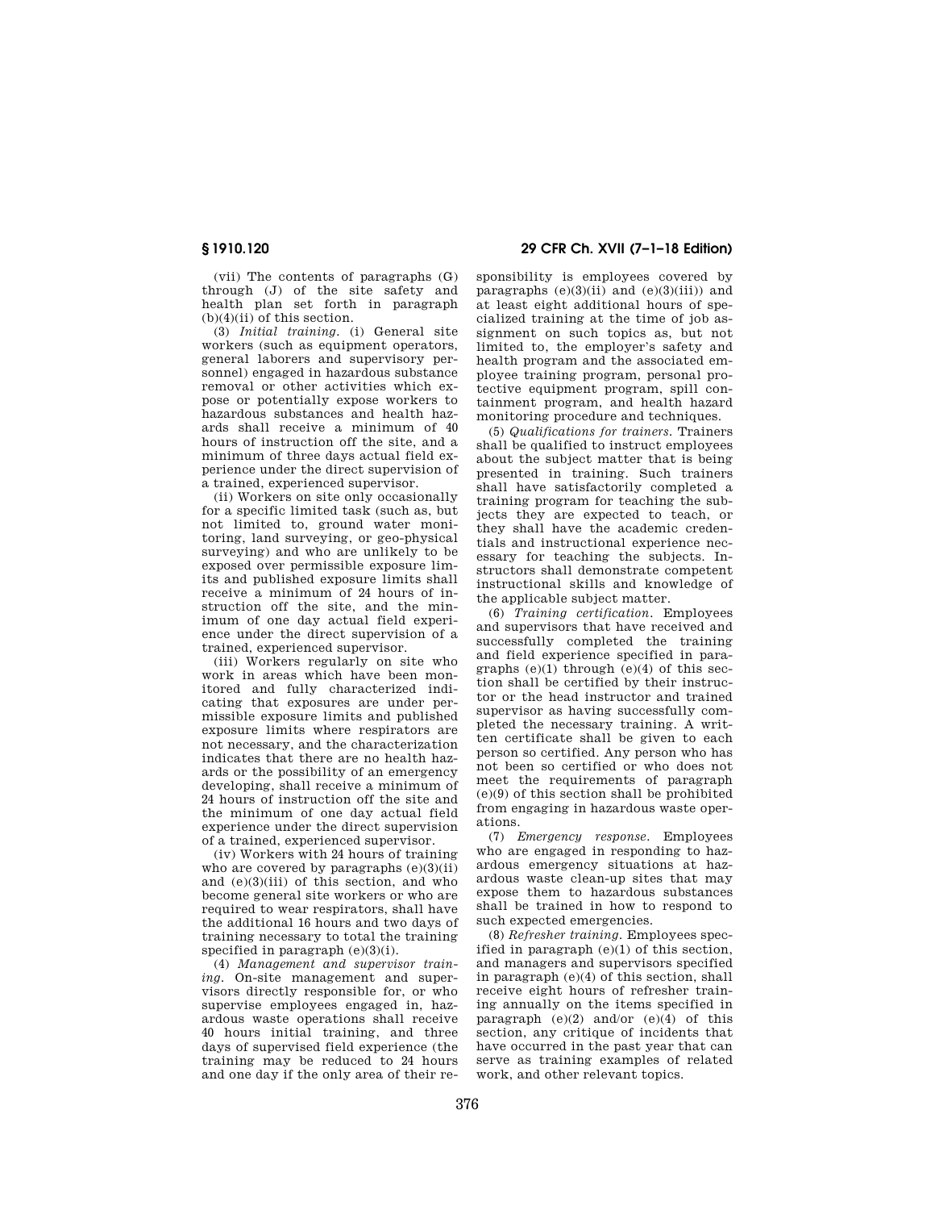(vii) The contents of paragraphs (G) through (J) of the site safety and health plan set forth in paragraph (b)(4)(ii) of this section.

(3) *Initial training.* (i) General site workers (such as equipment operators, general laborers and supervisory personnel) engaged in hazardous substance removal or other activities which expose or potentially expose workers to hazardous substances and health hazards shall receive a minimum of 40 hours of instruction off the site, and a minimum of three days actual field experience under the direct supervision of a trained, experienced supervisor.

(ii) Workers on site only occasionally for a specific limited task (such as, but not limited to, ground water monitoring, land surveying, or geo-physical surveying) and who are unlikely to be exposed over permissible exposure limits and published exposure limits shall receive a minimum of 24 hours of instruction off the site, and the minimum of one day actual field experience under the direct supervision of a trained, experienced supervisor.

(iii) Workers regularly on site who work in areas which have been monitored and fully characterized indicating that exposures are under permissible exposure limits and published exposure limits where respirators are not necessary, and the characterization indicates that there are no health hazards or the possibility of an emergency developing, shall receive a minimum of 24 hours of instruction off the site and the minimum of one day actual field experience under the direct supervision of a trained, experienced supervisor.

(iv) Workers with 24 hours of training who are covered by paragraphs (e)(3)(ii) and (e)(3)(iii) of this section, and who become general site workers or who are required to wear respirators, shall have the additional 16 hours and two days of training necessary to total the training specified in paragraph (e)(3)(i).

(4) *Management and supervisor training.* On-site management and supervisors directly responsible for, or who supervise employees engaged in, hazardous waste operations shall receive 40 hours initial training, and three days of supervised field experience (the training may be reduced to 24 hours and one day if the only area of their responsibility is employees covered by paragraphs (e)(3)(ii) and (e)(3)(iii)) and at least eight additional hours of specialized training at the time of job assignment on such topics as, but not limited to, the employer's safety and health program and the associated employee training program, personal protective equipment program, spill containment program, and health hazard monitoring procedure and techniques.

(5) *Qualifications for trainers.* Trainers shall be qualified to instruct employees about the subject matter that is being presented in training. Such trainers shall have satisfactorily completed a training program for teaching the subjects they are expected to teach, or they shall have the academic credentials and instructional experience necessary for teaching the subjects. Instructors shall demonstrate competent instructional skills and knowledge of the applicable subject matter.

(6) *Training certification.* Employees and supervisors that have received and successfully completed the training and field experience specified in paragraphs (e)(1) through (e)(4) of this section shall be certified by their instructor or the head instructor and trained supervisor as having successfully completed the necessary training. A written certificate shall be given to each person so certified. Any person who has not been so certified or who does not meet the requirements of paragraph (e)(9) of this section shall be prohibited from engaging in hazardous waste operations.

(7) *Emergency response.* Employees who are engaged in responding to hazardous emergency situations at hazardous waste clean-up sites that may expose them to hazardous substances shall be trained in how to respond to such expected emergencies.

(8) *Refresher training.* Employees specified in paragraph (e)(1) of this section, and managers and supervisors specified in paragraph (e)(4) of this section, shall receive eight hours of refresher training annually on the items specified in paragraph (e)(2) and/or (e)(4) of this section, any critique of incidents that have occurred in the past year that can serve as training examples of related work, and other relevant topics.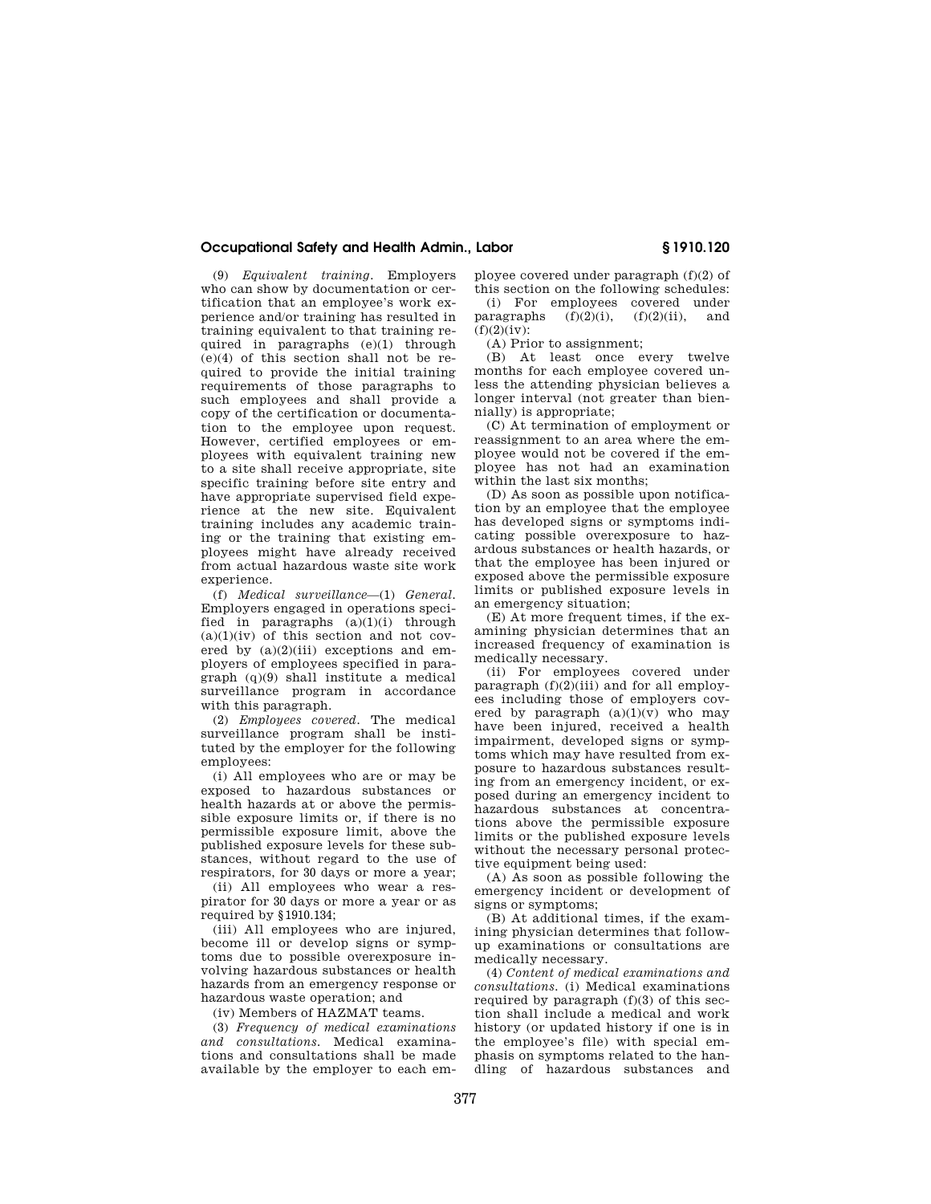(9) *Equivalent training.* Employers who can show by documentation or certification that an employee's work experience and/or training has resulted in training equivalent to that training required in paragraphs (e)(1) through (e)(4) of this section shall not be required to provide the initial training requirements of those paragraphs to such employees and shall provide a copy of the certification or documentation to the employee upon request. However, certified employees or employees with equivalent training new to a site shall receive appropriate, site specific training before site entry and have appropriate supervised field experience at the new site. Equivalent training includes any academic training or the training that existing employees might have already received from actual hazardous waste site work experience.

(f) *Medical surveillance*—(1) *General.* Employers engaged in operations specified in paragraphs (a)(1)(i) through (a)(1)(iv) of this section and not covered by (a)(2)(iii) exceptions and employers of employees specified in paragraph (q)(9) shall institute a medical surveillance program in accordance with this paragraph.

(2) *Employees covered.* The medical surveillance program shall be instituted by the employer for the following employees:

(i) All employees who are or may be exposed to hazardous substances or health hazards at or above the permissible exposure limits or, if there is no permissible exposure limit, above the published exposure levels for these substances, without regard to the use of respirators, for 30 days or more a year;

(ii) All employees who wear a respirator for 30 days or more a year or as required by §1910.134;

(iii) All employees who are injured, become ill or develop signs or symptoms due to possible overexposure involving hazardous substances or health hazards from an emergency response or hazardous waste operation; and

(iv) Members of HAZMAT teams.

(3) *Frequency of medical examinations and consultations.* Medical examinations and consultations shall be made available by the employer to each employee covered under paragraph (f)(2) of this section on the following schedules:

(i) For employees covered under paragraphs (f)(2)(i), (f)(2)(ii), and (f)(2)(iv):

(A) Prior to assignment;

(B) At least once every twelve months for each employee covered unless the attending physician believes a longer interval (not greater than biennially) is appropriate;

(C) At termination of employment or reassignment to an area where the employee would not be covered if the employee has not had an examination within the last six months;

(D) As soon as possible upon notification by an employee that the employee has developed signs or symptoms indicating possible overexposure to hazardous substances or health hazards, or that the employee has been injured or exposed above the permissible exposure limits or published exposure levels in an emergency situation;

(E) At more frequent times, if the examining physician determines that an increased frequency of examination is medically necessary.

(ii) For employees covered under paragraph (f)(2)(iii) and for all employees including those of employers covered by paragraph (a)(1)(v) who may have been injured, received a health impairment, developed signs or symptoms which may have resulted from exposure to hazardous substances resulting from an emergency incident, or exposed during an emergency incident to hazardous substances at concentrations above the permissible exposure limits or the published exposure levels without the necessary personal protective equipment being used:

(A) As soon as possible following the emergency incident or development of signs or symptoms;

(B) At additional times, if the examining physician determines that follow-up examinations or consultations are medically necessary.

(4) *Content of medical examinations and consultations.* (i) Medical examinations required by paragraph (f)(3) of this section shall include a medical and work history (or updated history if one is in the employee's file) with special emphasis on symptoms related to the handling of hazardous substances and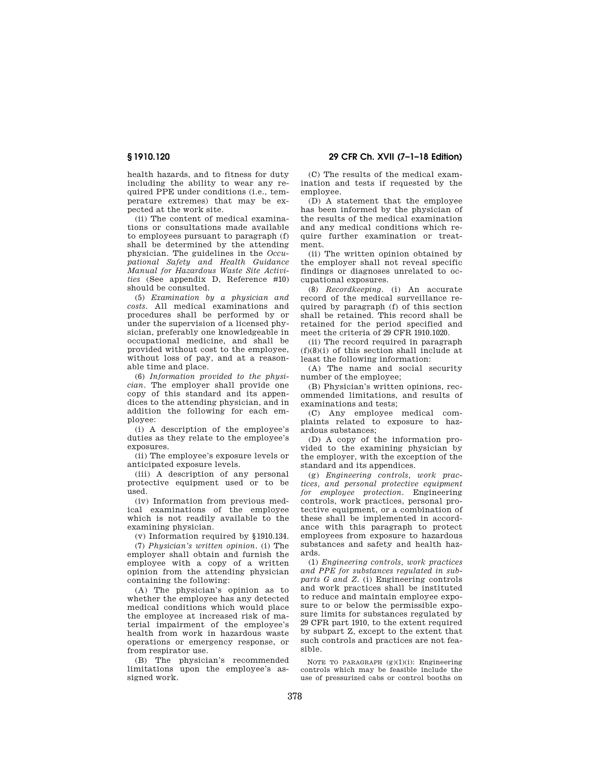health hazards, and to fitness for duty including the ability to wear any required PPE under conditions (i.e., temperature extremes) that may be expected at the work site.

(ii) The content of medical examinations or consultations made available to employees pursuant to paragraph (f) shall be determined by the attending physician. The guidelines in the *Occupational Safety and Health Guidance Manual for Hazardous Waste Site Activities* (See appendix D, Reference #10) should be consulted.

(5) *Examination by a physician and costs.* All medical examinations and procedures shall be performed by or under the supervision of a licensed physician, preferably one knowledgeable in occupational medicine, and shall be provided without cost to the employee, without loss of pay, and at a reasonable time and place.

(6) *Information provided to the physician.* The employer shall provide one copy of this standard and its appendices to the attending physician, and in addition the following for each employee:

(i) A description of the employee's duties as they relate to the employee's exposures.

(ii) The employee's exposure levels or anticipated exposure levels.

(iii) A description of any personal protective equipment used or to be used.

(iv) Information from previous medical examinations of the employee which is not readily available to the examining physician.

(v) Information required by §1910.134.

(7) *Physician's written opinion.* (i) The employer shall obtain and furnish the employee with a copy of a written opinion from the attending physician containing the following:

(A) The physician's opinion as to whether the employee has any detected medical conditions which would place the employee at increased risk of material impairment of the employee's health from work in hazardous waste operations or emergency response, or from respirator use.

(B) The physician's recommended limitations upon the employee's assigned work.

(C) The results of the medical examination and tests if requested by the employee.

(D) A statement that the employee has been informed by the physician of the results of the medical examination and any medical conditions which require further examination or treatment.

(ii) The written opinion obtained by the employer shall not reveal specific findings or diagnoses unrelated to occupational exposures.

(8) *Recordkeeping.* (i) An accurate record of the medical surveillance required by paragraph (f) of this section shall be retained. This record shall be retained for the period specified and meet the criteria of 29 CFR 1910.1020.

(ii) The record required in paragraph (f)(8)(i) of this section shall include at least the following information:

(A) The name and social security number of the employee;

(B) Physician's written opinions, recommended limitations, and results of examinations and tests;

(C) Any employee medical complaints related to exposure to hazardous substances;

(D) A copy of the information provided to the examining physician by the employer, with the exception of the standard and its appendices.

(g) *Engineering controls, work practices, and personal protective equipment for employee protection.* Engineering controls, work practices, personal protective equipment, or a combination of these shall be implemented in accordance with this paragraph to protect employees from exposure to hazardous substances and safety and health hazards.

(1) *Engineering controls, work practices and PPE for substances regulated in subparts G and Z.* (i) Engineering controls and work practices shall be instituted to reduce and maintain employee exposure to or below the permissible exposure limits for substances regulated by 29 CFR part 1910, to the extent required by subpart Z, except to the extent that such controls and practices are not feasible.

NOTE TO PARAGRAPH (g)(1)(i): Engineering controls which may be feasible include the use of pressurized cabs or control booths on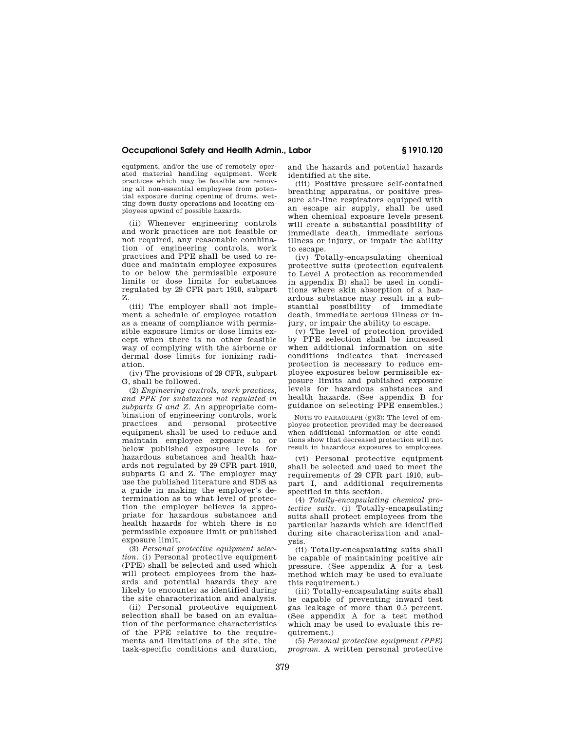equipment, and/or the use of remotely operated material handling equipment. Work practices which may be feasible are removing all non-essential employees from potential exposure during opening of drums, wetting down dusty operations and locating employees upwind of possible hazards.

(ii) Whenever engineering controls and work practices are not feasible or not required, any reasonable combination of engineering controls, work practices and PPE shall be used to reduce and maintain employee exposures to or below the permissible exposure limits or dose limits for substances regulated by 29 CFR part 1910, subpart Z.

(iii) The employer shall not implement a schedule of employee rotation as a means of compliance with permissible exposure limits or dose limits except when there is no other feasible way of complying with the airborne or dermal dose limits for ionizing radiation.

(iv) The provisions of 29 CFR, subpart G, shall be followed.

(2) *Engineering controls, work practices, and PPE for substances not regulated in subparts G and Z.* An appropriate combination of engineering controls, work practices and personal protective equipment shall be used to reduce and maintain employee exposure to or below published exposure levels for hazardous substances and health hazards not regulated by 29 CFR part 1910, subparts G and Z. The employer may use the published literature and SDS as a guide in making the employer's determination as to what level of protection the employer believes is appropriate for hazardous substances and health hazards for which there is no permissible exposure limit or published exposure limit.

(3) *Personal protective equipment selection.* (i) Personal protective equipment (PPE) shall be selected and used which will protect employees from the hazards and potential hazards they are likely to encounter as identified during the site characterization and analysis.

(ii) Personal protective equipment selection shall be based on an evaluation of the performance characteristics of the PPE relative to the requirements and limitations of the site, the task-specific conditions and duration, and the hazards and potential hazards identified at the site.

(iii) Positive pressure self-contained breathing apparatus, or positive pressure air-line respirators equipped with an escape air supply, shall be used when chemical exposure levels present will create a substantial possibility of immediate death, immediate serious illness or injury, or impair the ability to escape.

(iv) Totally-encapsulating chemical protective suits (protection equivalent to Level A protection as recommended in appendix B) shall be used in conditions where skin absorption of a hazardous substance may result in a substantial possibility of immediate death, immediate serious illness or injury, or impair the ability to escape.

(v) The level of protection provided by PPE selection shall be increased when additional information on site conditions indicates that increased protection is necessary to reduce employee exposures below permissible exposure limits and published exposure levels for hazardous substances and health hazards. (See appendix B for guidance on selecting PPE ensembles.)

NOTE TO PARAGRAPH (g)(3): The level of employee protection provided may be decreased when additional information or site conditions show that decreased protection will not result in hazardous exposures to employees.

(vi) Personal protective equipment shall be selected and used to meet the requirements of 29 CFR part 1910, subpart I, and additional requirements specified in this section.

(4) *Totally-encapsulating chemical protective suits.* (i) Totally-encapsulating suits shall protect employees from the particular hazards which are identified during site characterization and analysis.

(ii) Totally-encapsulating suits shall be capable of maintaining positive air pressure. (See appendix A for a test method which may be used to evaluate this requirement.)

(iii) Totally-encapsulating suits shall be capable of preventing inward test gas leakage of more than 0.5 percent. (See appendix A for a test method which may be used to evaluate this requirement.)

(5) *Personal protective equipment (PPE) program.* A written personal protective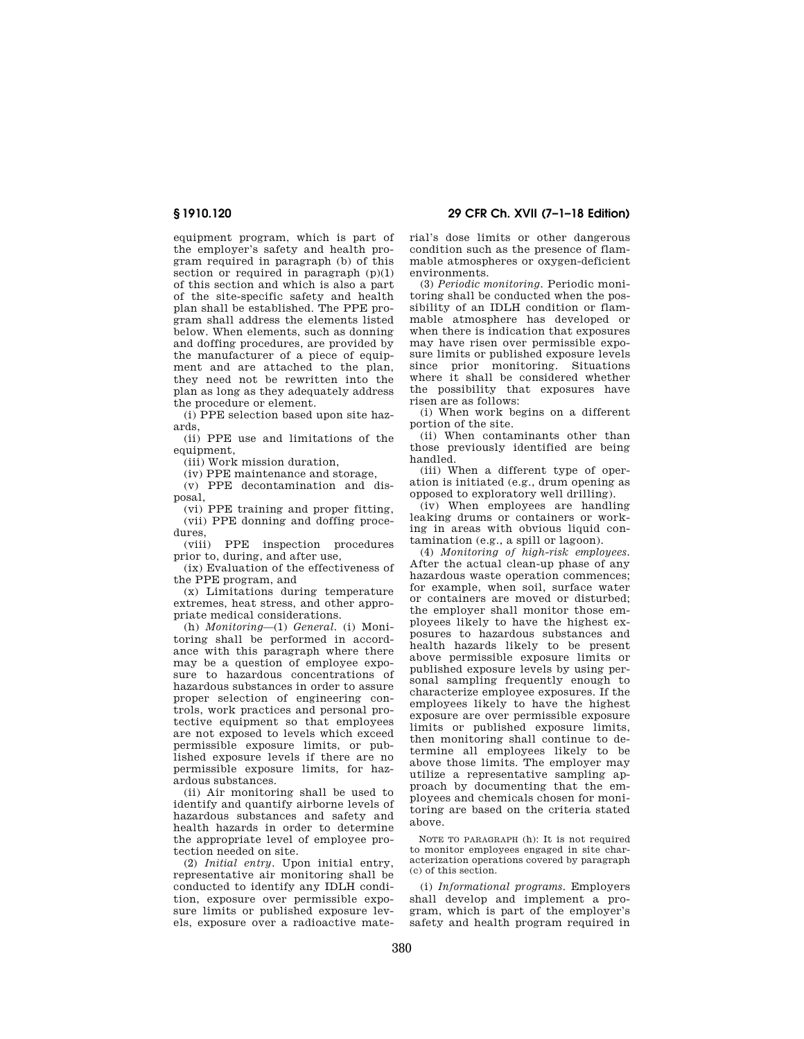equipment program, which is part of the employer's safety and health program required in paragraph (b) of this section or required in paragraph (p)(1) of this section and which is also a part of the site-specific safety and health plan shall be established. The PPE program shall address the elements listed below. When elements, such as donning and doffing procedures, are provided by the manufacturer of a piece of equipment and are attached to the plan, they need not be rewritten into the plan as long as they adequately address the procedure or element.

(i) PPE selection based upon site hazards,

(ii) PPE use and limitations of the equipment,

(iii) Work mission duration,

(iv) PPE maintenance and storage,

(v) PPE decontamination and disposal,

(vi) PPE training and proper fitting,

(vii) PPE donning and doffing procedures,

(viii) PPE inspection procedures prior to, during, and after use,

(ix) Evaluation of the effectiveness of the PPE program, and

(x) Limitations during temperature extremes, heat stress, and other appropriate medical considerations.

(h) *Monitoring*—(1) *General.* (i) Monitoring shall be performed in accordance with this paragraph where there may be a question of employee exposure to hazardous concentrations of hazardous substances in order to assure proper selection of engineering controls, work practices and personal protective equipment so that employees are not exposed to levels which exceed permissible exposure limits, or published exposure levels if there are no permissible exposure limits, for hazardous substances.

(ii) Air monitoring shall be used to identify and quantify airborne levels of hazardous substances and safety and health hazards in order to determine the appropriate level of employee protection needed on site.

(2) *Initial entry.* Upon initial entry, representative air monitoring shall be conducted to identify any IDLH condition, exposure over permissible exposure limits or published exposure levels, exposure over a radioactive material's dose limits or other dangerous condition such as the presence of flammable atmospheres or oxygen-deficient environments.

(3) *Periodic monitoring.* Periodic monitoring shall be conducted when the possibility of an IDLH condition or flammable atmosphere has developed or when there is indication that exposures may have risen over permissible exposure limits or published exposure levels since prior monitoring. Situations where it shall be considered whether the possibility that exposures have risen are as follows:

(i) When work begins on a different portion of the site.

(ii) When contaminants other than those previously identified are being handled.

(iii) When a different type of operation is initiated (e.g., drum opening as opposed to exploratory well drilling).

(iv) When employees are handling leaking drums or containers or working in areas with obvious liquid contamination (e.g., a spill or lagoon).

(4) *Monitoring of high-risk employees.* After the actual clean-up phase of any hazardous waste operation commences; for example, when soil, surface water or containers are moved or disturbed; the employer shall monitor those employees likely to have the highest exposures to hazardous substances and health hazards likely to be present above permissible exposure limits or published exposure levels by using personal sampling frequently enough to characterize employee exposures. If the employees likely to have the highest exposure are over permissible exposure limits or published exposure limits, then monitoring shall continue to determine all employees likely to be above those limits. The employer may utilize a representative sampling approach by documenting that the employees and chemicals chosen for monitoring are based on the criteria stated above.

NOTE TO PARAGRAPH (h): It is not required to monitor employees engaged in site characterization operations covered by paragraph (c) of this section.

(i) *Informational programs.* Employers shall develop and implement a program, which is part of the employer's safety and health program required in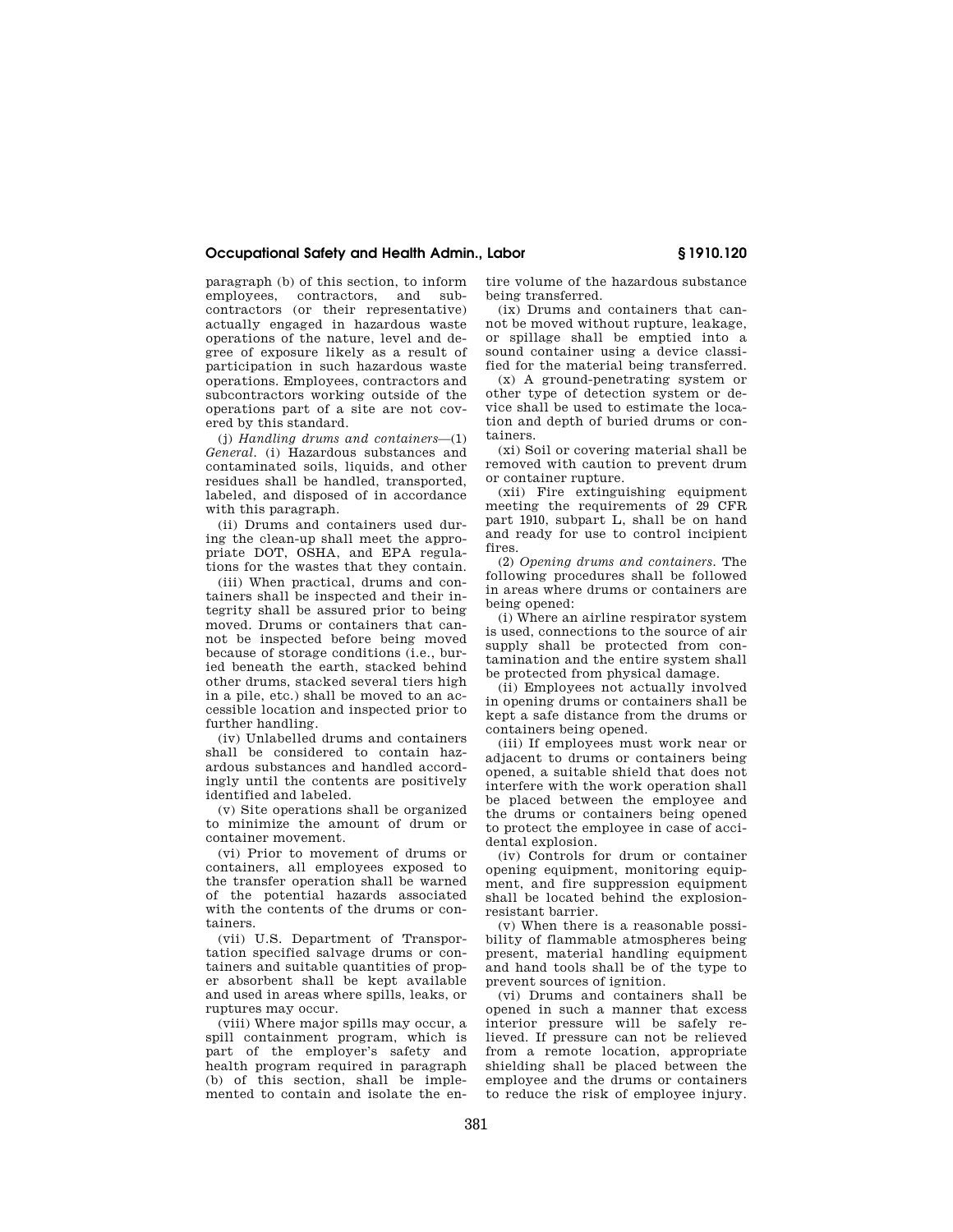paragraph (b) of this section, to inform employees, contractors, and subcontractors (or their representative) actually engaged in hazardous waste operations of the nature, level and degree of exposure likely as a result of participation in such hazardous waste operations. Employees, contractors and subcontractors working outside of the operations part of a site are not covered by this standard.

(j) *Handling drums and containers*—(1) *General.* (i) Hazardous substances and contaminated soils, liquids, and other residues shall be handled, transported, labeled, and disposed of in accordance with this paragraph.

(ii) Drums and containers used during the clean-up shall meet the appropriate DOT, OSHA, and EPA regulations for the wastes that they contain.

(iii) When practical, drums and containers shall be inspected and their integrity shall be assured prior to being moved. Drums or containers that cannot be inspected before being moved because of storage conditions (i.e., buried beneath the earth, stacked behind other drums, stacked several tiers high in a pile, etc.) shall be moved to an accessible location and inspected prior to further handling.

(iv) Unlabelled drums and containers shall be considered to contain hazardous substances and handled accordingly until the contents are positively identified and labeled.

(v) Site operations shall be organized to minimize the amount of drum or container movement.

(vi) Prior to movement of drums or containers, all employees exposed to the transfer operation shall be warned of the potential hazards associated with the contents of the drums or containers.

(vii) U.S. Department of Transportation specified salvage drums or containers and suitable quantities of proper absorbent shall be kept available and used in areas where spills, leaks, or ruptures may occur.

(viii) Where major spills may occur, a spill containment program, which is part of the employer's safety and health program required in paragraph (b) of this section, shall be implemented to contain and isolate the entire volume of the hazardous substance being transferred.

(ix) Drums and containers that cannot be moved without rupture, leakage, or spillage shall be emptied into a sound container using a device classified for the material being transferred.

(x) A ground-penetrating system or other type of detection system or device shall be used to estimate the location and depth of buried drums or containers.

(xi) Soil or covering material shall be removed with caution to prevent drum or container rupture.

(xii) Fire extinguishing equipment meeting the requirements of 29 CFR part 1910, subpart L, shall be on hand and ready for use to control incipient fires.

(2) *Opening drums and containers.* The following procedures shall be followed in areas where drums or containers are being opened:

(i) Where an airline respirator system is used, connections to the source of air supply shall be protected from contamination and the entire system shall be protected from physical damage.

(ii) Employees not actually involved in opening drums or containers shall be kept a safe distance from the drums or containers being opened.

(iii) If employees must work near or adjacent to drums or containers being opened, a suitable shield that does not interfere with the work operation shall be placed between the employee and the drums or containers being opened to protect the employee in case of accidental explosion.

(iv) Controls for drum or container opening equipment, monitoring equipment, and fire suppression equipment shall be located behind the explosion-resistant barrier.

(v) When there is a reasonable possibility of flammable atmospheres being present, material handling equipment and hand tools shall be of the type to prevent sources of ignition.

(vi) Drums and containers shall be opened in such a manner that excess interior pressure will be safely relieved. If pressure can not be relieved from a remote location, appropriate shielding shall be placed between the employee and the drums or containers to reduce the risk of employee injury.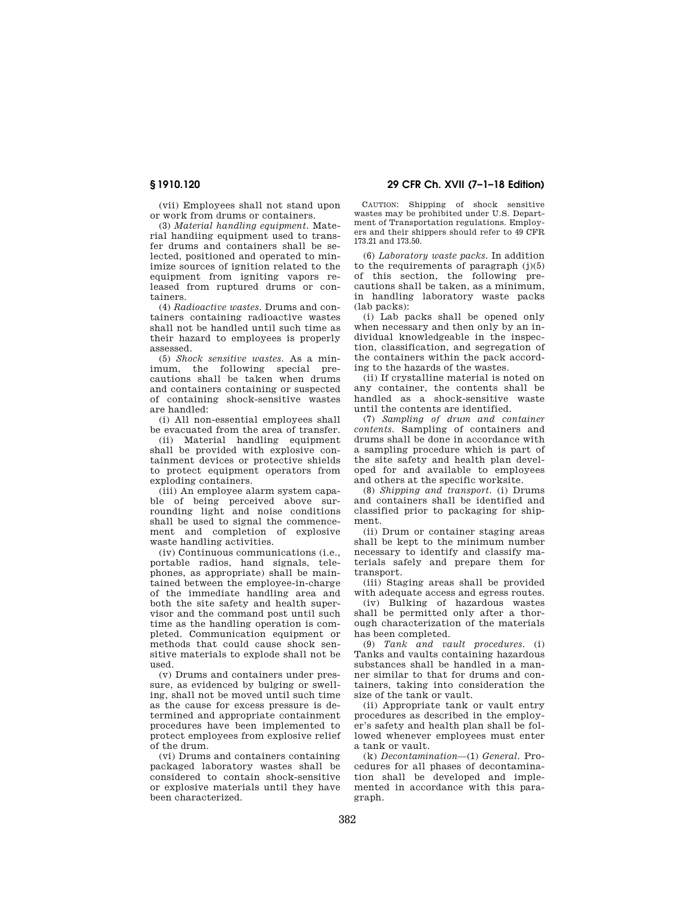(vii) Employees shall not stand upon or work from drums or containers.

(3) *Material handling equipment.* Material handiing equipment used to transfer drums and containers shall be selected, positioned and operated to minimize sources of ignition related to the equipment from igniting vapors released from ruptured drums or containers.

(4) *Radioactive wastes.* Drums and containers containing radioactive wastes shall not be handled until such time as their hazard to employees is properly assessed.

(5) *Shock sensitive wastes.* As a minimum, the following special precautions shall be taken when drums and containers containing or suspected of containing shock-sensitive wastes are handled:

(i) All non-essential employees shall be evacuated from the area of transfer.

(ii) Material handling equipment shall be provided with explosive containment devices or protective shields to protect equipment operators from exploding containers.

(iii) An employee alarm system capable of being perceived above surrounding light and noise conditions shall be used to signal the commencement and completion of explosive waste handling activities.

(iv) Continuous communications (i.e., portable radios, hand signals, telephones, as appropriate) shall be maintained between the employee-in-charge of the immediate handling area and both the site safety and health supervisor and the command post until such time as the handling operation is completed. Communication equipment or methods that could cause shock sensitive materials to explode shall not be used.

(v) Drums and containers under pressure, as evidenced by bulging or swelling, shall not be moved until such time as the cause for excess pressure is determined and appropriate containment procedures have been implemented to protect employees from explosive relief of the drum.

(vi) Drums and containers containing packaged laboratory wastes shall be considered to contain shock-sensitive or explosive materials until they have been characterized.

CAUTION: Shipping of shock sensitive wastes may be prohibited under U.S. Department of Transportation regulations. Employers and their shippers should refer to 49 CFR 173.21 and 173.50.

(6) *Laboratory waste packs.* In addition to the requirements of paragraph (j)(5) of this section, the following precautions shall be taken, as a minimum, in handling laboratory waste packs (lab packs):

(i) Lab packs shall be opened only when necessary and then only by an individual knowledgeable in the inspection, classification, and segregation of the containers within the pack according to the hazards of the wastes.

(ii) If crystalline material is noted on any container, the contents shall be handled as a shock-sensitive waste until the contents are identified.

(7) *Sampling of drum and container contents.* Sampling of containers and drums shall be done in accordance with a sampling procedure which is part of the site safety and health plan developed for and available to employees and others at the specific worksite.

(8) *Shipping and transport.* (i) Drums and containers shall be identified and classified prior to packaging for shipment.

(ii) Drum or container staging areas shall be kept to the minimum number necessary to identify and classify materials safely and prepare them for transport.

(iii) Staging areas shall be provided with adequate access and egress routes.

(iv) Bulking of hazardous wastes shall be permitted only after a thorough characterization of the materials has been completed.

(9) *Tank and vault procedures.* (i) Tanks and vaults containing hazardous substances shall be handled in a manner similar to that for drums and containers, taking into consideration the size of the tank or vault.

(ii) Appropriate tank or vault entry procedures as described in the employer's safety and health plan shall be followed whenever employees must enter a tank or vault.

(k) *Decontamination*—(1) *General.* Procedures for all phases of decontamination shall be developed and implemented in accordance with this paragraph.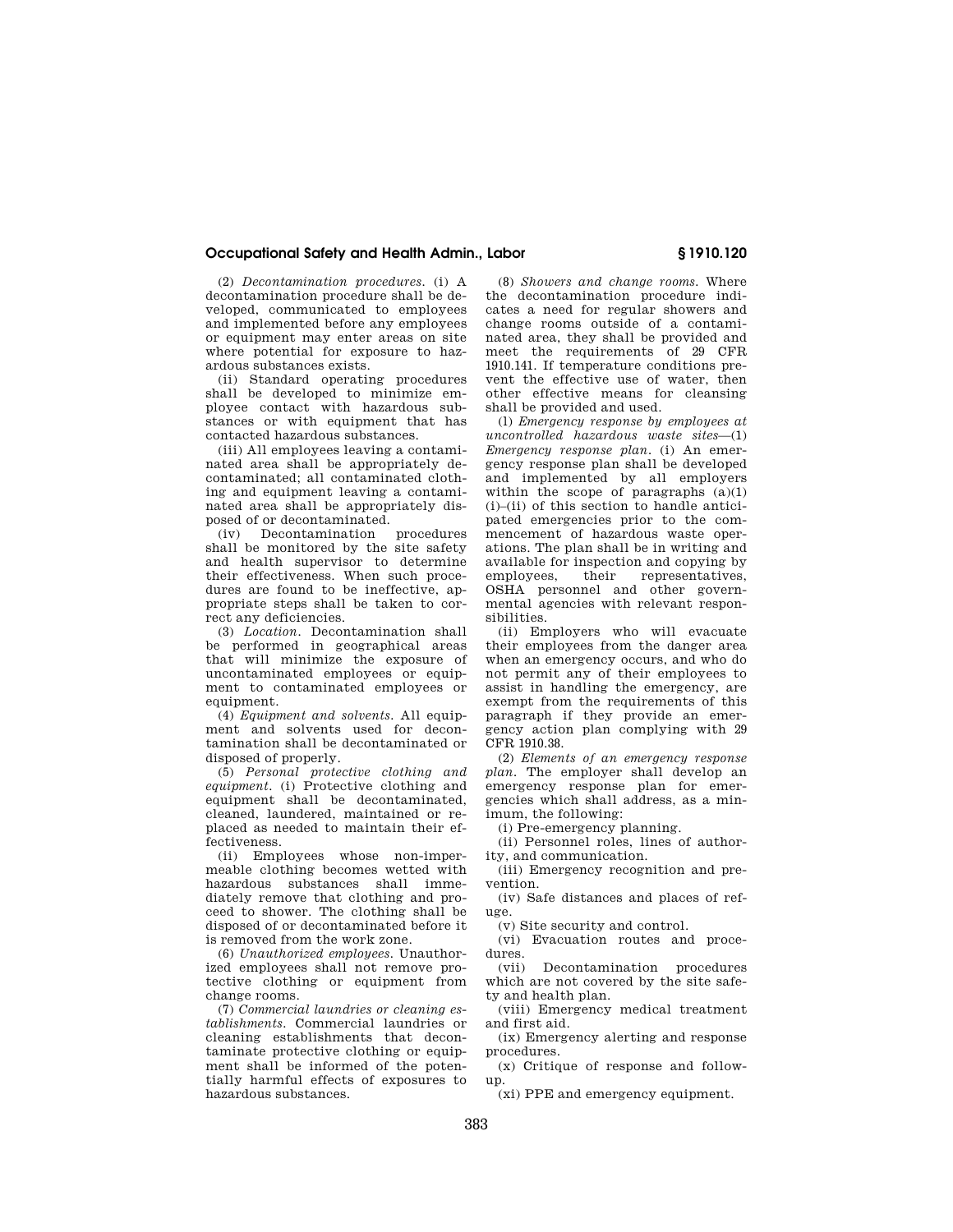(2) *Decontamination procedures.* (i) A decontamination procedure shall be developed, communicated to employees and implemented before any employees or equipment may enter areas on site where potential for exposure to hazardous substances exists.

(ii) Standard operating procedures shall be developed to minimize employee contact with hazardous substances or with equipment that has contacted hazardous substances.

(iii) All employees leaving a contaminated area shall be appropriately decontaminated; all contaminated clothing and equipment leaving a contaminated area shall be appropriately disposed of or decontaminated.

(iv) Decontamination procedures shall be monitored by the site safety and health supervisor to determine their effectiveness. When such procedures are found to be ineffective, appropriate steps shall be taken to correct any deficiencies.

(3) *Location.* Decontamination shall be performed in geographical areas that will minimize the exposure of uncontaminated employees or equipment to contaminated employees or equipment.

(4) *Equipment and solvents.* All equipment and solvents used for decontamination shall be decontaminated or disposed of properly.

(5) *Personal protective clothing and equipment.* (i) Protective clothing and equipment shall be decontaminated, cleaned, laundered, maintained or replaced as needed to maintain their effectiveness.

(ii) Employees whose non-impermeable clothing becomes wetted with hazardous substances shall immediately remove that clothing and proceed to shower. The clothing shall be disposed of or decontaminated before it is removed from the work zone.

(6) *Unauthorized employees.* Unauthorized employees shall not remove protective clothing or equipment from change rooms.

(7) *Commercial laundries or cleaning establishments.* Commercial laundries or cleaning establishments that decontaminate protective clothing or equipment shall be informed of the potentially harmful effects of exposures to hazardous substances.

(8) *Showers and change rooms.* Where the decontamination procedure indicates a need for regular showers and change rooms outside of a contaminated area, they shall be provided and meet the requirements of 29 CFR 1910.141. If temperature conditions prevent the effective use of water, then other effective means for cleansing shall be provided and used.

(l) *Emergency response by employees at uncontrolled hazardous waste sites*—(1) *Emergency response plan.* (i) An emergency response plan shall be developed and implemented by all employers within the scope of paragraphs (a)(1) (i)–(ii) of this section to handle anticipated emergencies prior to the commencement of hazardous waste operations. The plan shall be in writing and available for inspection and copying by employees, their representatives, OSHA personnel and other governmental agencies with relevant responsibilities.

(ii) Employers who will evacuate their employees from the danger area when an emergency occurs, and who do not permit any of their employees to assist in handling the emergency, are exempt from the requirements of this paragraph if they provide an emergency action plan complying with 29 CFR 1910.38.

(2) *Elements of an emergency response plan.* The employer shall develop an emergency response plan for emergencies which shall address, as a minimum, the following:

(i) Pre-emergency planning.

(ii) Personnel roles, lines of authority, and communication.

(iii) Emergency recognition and prevention.

(iv) Safe distances and places of refuge.

(v) Site security and control.

(vi) Evacuation routes and procedures.

(vii) Decontamination procedures which are not covered by the site safety and health plan.

(viii) Emergency medical treatment and first aid.

(ix) Emergency alerting and response procedures.

(x) Critique of response and follow-up.

(xi) PPE and emergency equipment.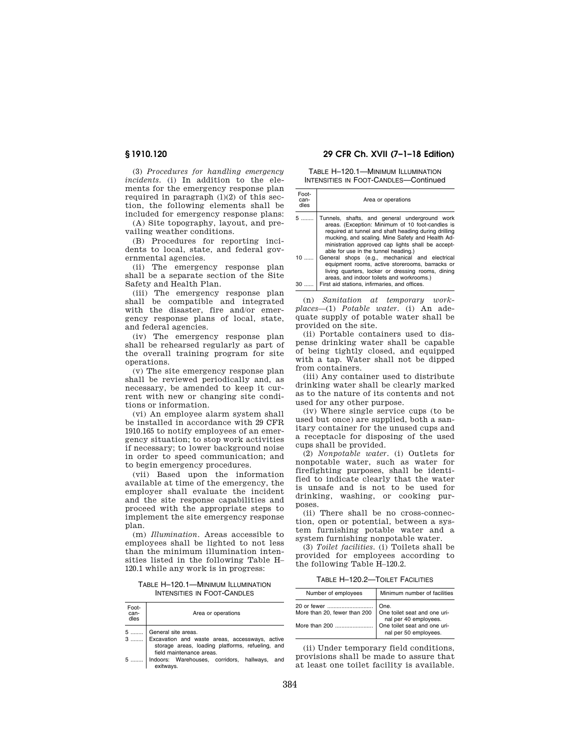(3) *Procedures for handling emergency incidents.* (i) In addition to the elements for the emergency response plan required in paragraph (l)(2) of this section, the following elements shall be included for emergency response plans:

(A) Site topography, layout, and prevailing weather conditions.

(B) Procedures for reporting incidents to local, state, and federal governmental agencies.

(ii) The emergency response plan shall be a separate section of the Site Safety and Health Plan.

(iii) The emergency response plan shall be compatible and integrated with the disaster, fire and/or emergency response plans of local, state, and federal agencies.

(iv) The emergency response plan shall be rehearsed regularly as part of the overall training program for site operations.

(v) The site emergency response plan shall be reviewed periodically and, as necessary, be amended to keep it current with new or changing site conditions or information.

(vi) An employee alarm system shall be installed in accordance with 29 CFR 1910.165 to notify employees of an emergency situation; to stop work activities if necessary; to lower background noise in order to speed communication; and to begin emergency procedures.

(vii) Based upon the information available at time of the emergency, the employer shall evaluate the incident and the site response capabilities and proceed with the appropriate steps to implement the site emergency response plan.

(m) *Illumination.* Areas accessible to employees shall be lighted to not less than the minimum illumination intensities listed in the following Table H–120.1 while any work is in progress:

TABLE H–120.1—MINIMUM ILLUMINATION INTENSITIES IN FOOT-CANDLES

| Foot-candles | Area or operations |
|---|---|
| 5 | General site areas. |
| 3 | Excavation and waste areas, accessways, active storage areas, loading platforms, refueling, and field maintenance areas. |
| 5 | Indoors: Warehouses, corridors, hallways, and exitways. |
| 5 | Tunnels, shafts, and general underground work areas. (Exception: Minimum of 10 foot-candles is required at tunnel and shaft heading during drilling mucking, and scaling. Mine Safety and Health Administration approved cap lights shall be acceptable for use in the tunnel heading.) |
| 10 | General shops (e.g., mechanical and electrical equipment rooms, active storerooms, barracks or living quarters, locker or dressing rooms, dining areas, and indoor toilets and workrooms.) |
| 30 | First aid stations, infirmaries, and offices. |

(n) *Sanitation at temporary workplaces*—(1) *Potable water.* (i) An adequate supply of potable water shall be provided on the site.

(ii) Portable containers used to dispense drinking water shall be capable of being tightly closed, and equipped with a tap. Water shall not be dipped from containers.

(iii) Any container used to distribute drinking water shall be clearly marked as to the nature of its contents and not used for any other purpose.

(iv) Where single service cups (to be used but once) are supplied, both a sanitary container for the unused cups and a receptacle for disposing of the used cups shall be provided.

(2) *Nonpotable water.* (i) Outlets for nonpotable water, such as water for firefighting purposes, shall be identified to indicate clearly that the water is unsafe and is not to be used for drinking, washing, or cooking purposes.

(ii) There shall be no cross-connection, open or potential, between a system furnishing potable water and a system furnishing nonpotable water.

(3) *Toilet facilities.* (i) Toilets shall be provided for employees according to the following Table H–120.2.

TABLE H–120.2—TOILET FACILITIES

| Number of employees | Minimum number of facilities |
|---|---|
| 20 or fewer | One. |
| More than 20, fewer than 200 | One toilet seat and one urinal per 40 employees. |
| More than 200 | One toilet seat and one urinal per 50 employees. |

(ii) Under temporary field conditions, provisions shall be made to assure that at least one toilet facility is available.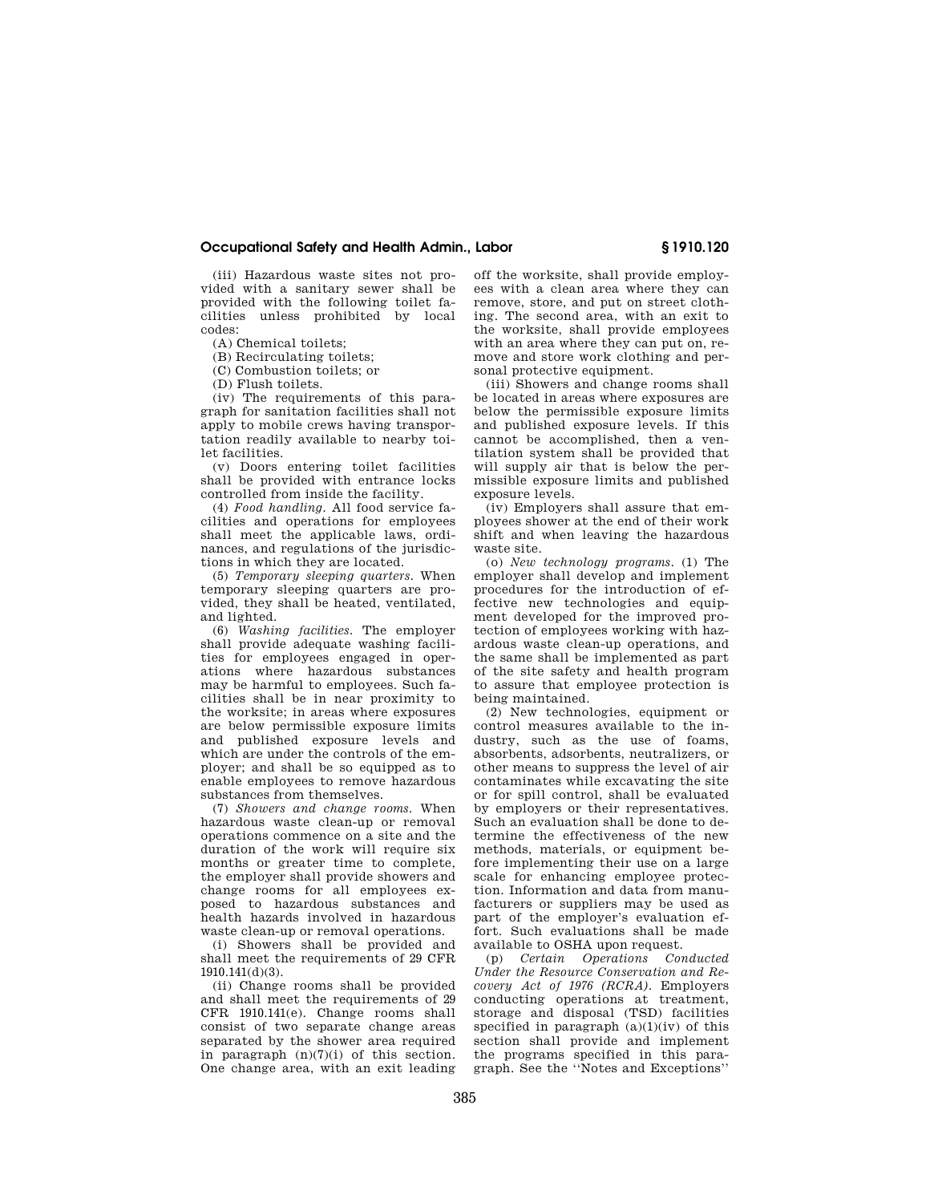(iii) Hazardous waste sites not provided with a sanitary sewer shall be provided with the following toilet facilities unless prohibited by local codes:

(A) Chemical toilets;

(B) Recirculating toilets;

(C) Combustion toilets; or

(D) Flush toilets.

(iv) The requirements of this paragraph for sanitation facilities shall not apply to mobile crews having transportation readily available to nearby toilet facilities.

(v) Doors entering toilet facilities shall be provided with entrance locks controlled from inside the facility.

(4) *Food handling.* All food service facilities and operations for employees shall meet the applicable laws, ordinances, and regulations of the jurisdictions in which they are located.

(5) *Temporary sleeping quarters.* When temporary sleeping quarters are provided, they shall be heated, ventilated, and lighted.

(6) *Washing facilities.* The employer shall provide adequate washing facilities for employees engaged in operations where hazardous substances may be harmful to employees. Such facilities shall be in near proximity to the worksite; in areas where exposures are below permissible exposure limits and published exposure levels and which are under the controls of the employer; and shall be so equipped as to enable employees to remove hazardous substances from themselves.

(7) *Showers and change rooms.* When hazardous waste clean-up or removal operations commence on a site and the duration of the work will require six months or greater time to complete, the employer shall provide showers and change rooms for all employees exposed to hazardous substances and health hazards involved in hazardous waste clean-up or removal operations.

(i) Showers shall be provided and shall meet the requirements of 29 CFR 1910.141(d)(3).

(ii) Change rooms shall be provided and shall meet the requirements of 29 CFR 1910.141(e). Change rooms shall consist of two separate change areas separated by the shower area required in paragraph (n)(7)(i) of this section. One change area, with an exit leading off the worksite, shall provide employees with a clean area where they can remove, store, and put on street clothing. The second area, with an exit to the worksite, shall provide employees with an area where they can put on, remove and store work clothing and personal protective equipment.

(iii) Showers and change rooms shall be located in areas where exposures are below the permissible exposure limits and published exposure levels. If this cannot be accomplished, then a ventilation system shall be provided that will supply air that is below the permissible exposure limits and published exposure levels.

(iv) Employers shall assure that employees shower at the end of their work shift and when leaving the hazardous waste site.

(o) *New technology programs.* (1) The employer shall develop and implement procedures for the introduction of effective new technologies and equipment developed for the improved protection of employees working with hazardous waste clean-up operations, and the same shall be implemented as part of the site safety and health program to assure that employee protection is being maintained.

(2) New technologies, equipment or control measures available to the industry, such as the use of foams, absorbents, adsorbents, neutralizers, or other means to suppress the level of air contaminates while excavating the site or for spill control, shall be evaluated by employers or their representatives. Such an evaluation shall be done to determine the effectiveness of the new methods, materials, or equipment before implementing their use on a large scale for enhancing employee protection. Information and data from manufacturers or suppliers may be used as part of the employer's evaluation effort. Such evaluations shall be made available to OSHA upon request.

(p) *Certain Operations Conducted Under the Resource Conservation and Recovery Act of 1976 (RCRA).* Employers conducting operations at treatment, storage and disposal (TSD) facilities specified in paragraph (a)(1)(iv) of this section shall provide and implement the programs specified in this paragraph. See the ''Notes and Exceptions''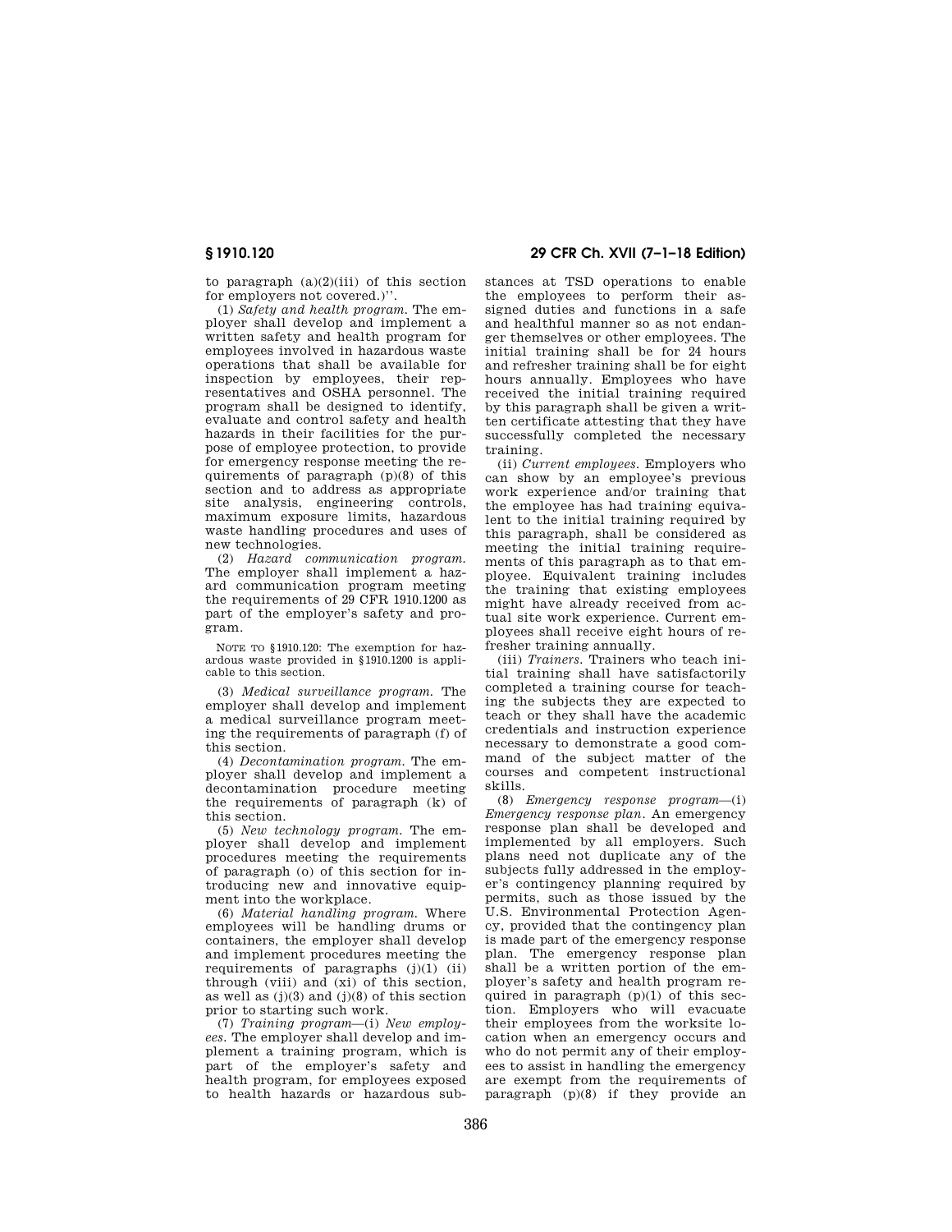to paragraph (a)(2)(iii) of this section for employers not covered.)''.

(1) *Safety and health program.* The employer shall develop and implement a written safety and health program for employees involved in hazardous waste operations that shall be available for inspection by employees, their representatives and OSHA personnel. The program shall be designed to identify, evaluate and control safety and health hazards in their facilities for the purpose of employee protection, to provide for emergency response meeting the requirements of paragraph (p)(8) of this section and to address as appropriate site analysis, engineering controls, maximum exposure limits, hazardous waste handling procedures and uses of new technologies.

(2) *Hazard communication program.* The employer shall implement a hazard communication program meeting the requirements of 29 CFR 1910.1200 as part of the employer's safety and program.

NOTE TO §1910.120: The exemption for hazardous waste provided in §1910.1200 is applicable to this section.

(3) *Medical surveillance program.* The employer shall develop and implement a medical surveillance program meeting the requirements of paragraph (f) of this section.

(4) *Decontamination program.* The employer shall develop and implement a decontamination procedure meeting the requirements of paragraph (k) of this section.

(5) *New technology program.* The employer shall develop and implement procedures meeting the requirements of paragraph (o) of this section for introducing new and innovative equipment into the workplace.

(6) *Material handling program.* Where employees will be handling drums or containers, the employer shall develop and implement procedures meeting the requirements of paragraphs (j)(1) (ii) through (viii) and (xi) of this section, as well as (j)(3) and (j)(8) of this section prior to starting such work.

(7) *Training program*—(i) *New employees.* The employer shall develop and implement a training program, which is part of the employer's safety and health program, for employees exposed to health hazards or hazardous substances at TSD operations to enable the employees to perform their assigned duties and functions in a safe and healthful manner so as not endanger themselves or other employees. The initial training shall be for 24 hours and refresher training shall be for eight hours annually. Employees who have received the initial training required by this paragraph shall be given a written certificate attesting that they have successfully completed the necessary training.

(ii) *Current employees.* Employers who can show by an employee's previous work experience and/or training that the employee has had training equivalent to the initial training required by this paragraph, shall be considered as meeting the initial training requirements of this paragraph as to that employee. Equivalent training includes the training that existing employees might have already received from actual site work experience. Current employees shall receive eight hours of refresher training annually.

(iii) *Trainers.* Trainers who teach initial training shall have satisfactorily completed a training course for teaching the subjects they are expected to teach or they shall have the academic credentials and instruction experience necessary to demonstrate a good command of the subject matter of the courses and competent instructional skills.

(8) *Emergency response program*—(i) *Emergency response plan.* An emergency response plan shall be developed and implemented by all employers. Such plans need not duplicate any of the subjects fully addressed in the employer's contingency planning required by permits, such as those issued by the U.S. Environmental Protection Agency, provided that the contingency plan is made part of the emergency response plan. The emergency response plan shall be a written portion of the employer's safety and health program required in paragraph (p)(1) of this section. Employers who will evacuate their employees from the worksite location when an emergency occurs and who do not permit any of their employees to assist in handling the emergency are exempt from the requirements of paragraph (p)(8) if they provide an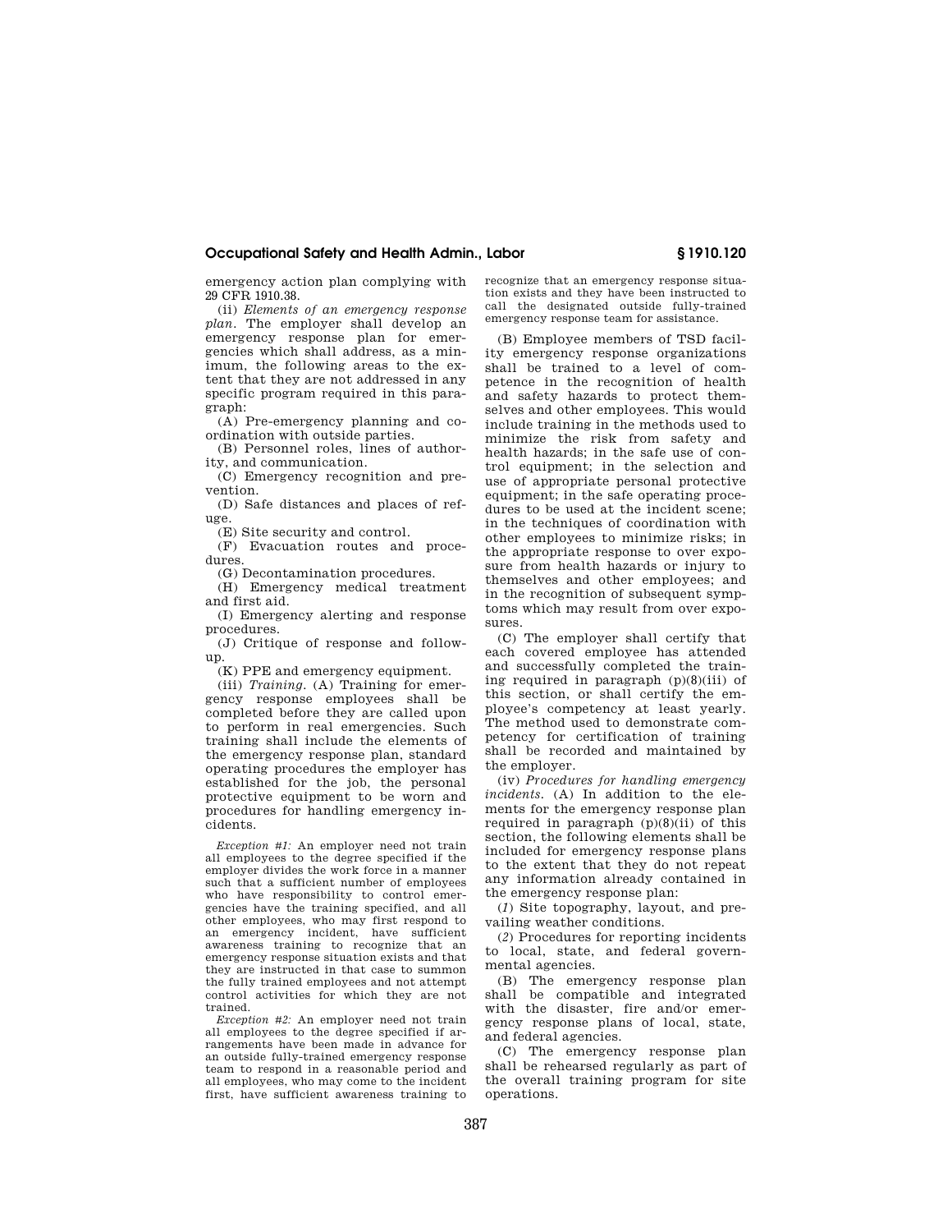emergency action plan complying with 29 CFR 1910.38.

(ii) *Elements of an emergency response plan*. The employer shall develop an emergency response plan for emergencies which shall address, as a minimum, the following areas to the extent that they are not addressed in any specific program required in this paragraph:

(A) Pre-emergency planning and coordination with outside parties.

(B) Personnel roles, lines of authority, and communication.

(C) Emergency recognition and prevention.

(D) Safe distances and places of refuge.

(E) Site security and control.

(F) Evacuation routes and procedures.

(G) Decontamination procedures.

(H) Emergency medical treatment and first aid.

(I) Emergency alerting and response procedures.

(J) Critique of response and follow-up.

(K) PPE and emergency equipment.

(iii) *Training*. (A) Training for emergency response employees shall be completed before they are called upon to perform in real emergencies. Such training shall include the elements of the emergency response plan, standard operating procedures the employer has established for the job, the personal protective equipment to be worn and procedures for handling emergency incidents.

*Exception #1:* An employer need not train all employees to the degree specified if the employer divides the work force in a manner such that a sufficient number of employees who have responsibility to control emergencies have the training specified, and all other employees, who may first respond to an emergency incident, have sufficient awareness training to recognize that an emergency response situation exists and that they are instructed in that case to summon the fully trained employees and not attempt control activities for which they are not trained.

*Exception #2:* An employer need not train all employees to the degree specified if arrangements have been made in advance for an outside fully-trained emergency response team to respond in a reasonable period and all employees, who may come to the incident first, have sufficient awareness training to recognize that an emergency response situation exists and they have been instructed to call the designated outside fully-trained emergency response team for assistance.

(B) Employee members of TSD facility emergency response organizations shall be trained to a level of competence in the recognition of health and safety hazards to protect themselves and other employees. This would include training in the methods used to minimize the risk from safety and health hazards; in the safe use of control equipment; in the selection and use of appropriate personal protective equipment; in the safe operating procedures to be used at the incident scene; in the techniques of coordination with other employees to minimize risks; in the appropriate response to over exposure from health hazards or injury to themselves and other employees; and in the recognition of subsequent symptoms which may result from over exposures.

(C) The employer shall certify that each covered employee has attended and successfully completed the training required in paragraph (p)(8)(iii) of this section, or shall certify the employee's competency at least yearly. The method used to demonstrate competency for certification of training shall be recorded and maintained by the employer.

(iv) *Procedures for handling emergency incidents*. (A) In addition to the elements for the emergency response plan required in paragraph (p)(8)(ii) of this section, the following elements shall be included for emergency response plans to the extent that they do not repeat any information already contained in the emergency response plan:

(*1*) Site topography, layout, and prevailing weather conditions.

(*2*) Procedures for reporting incidents to local, state, and federal governmental agencies.

(B) The emergency response plan shall be compatible and integrated with the disaster, fire and/or emergency response plans of local, state, and federal agencies.

(C) The emergency response plan shall be rehearsed regularly as part of the overall training program for site operations.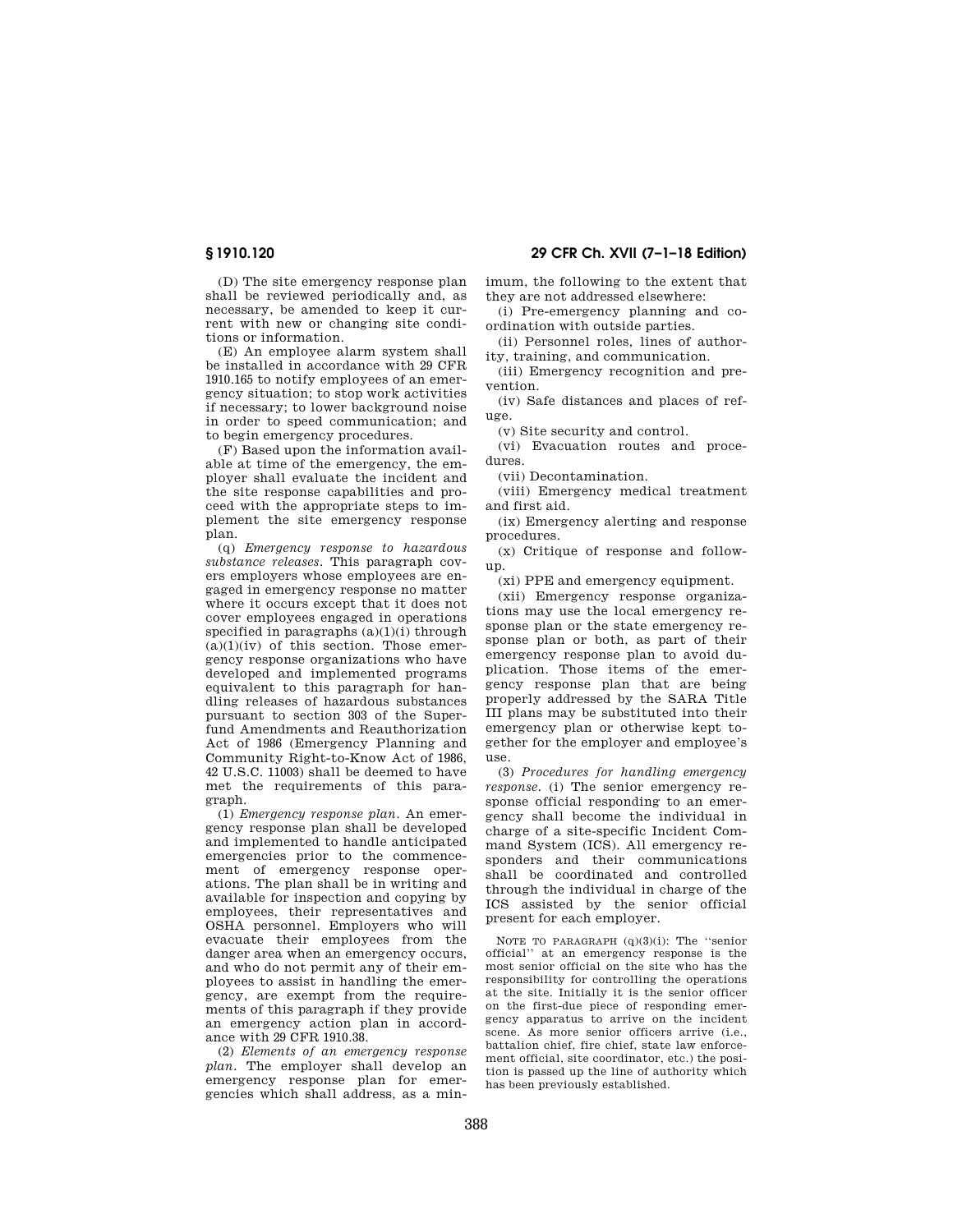(D) The site emergency response plan shall be reviewed periodically and, as necessary, be amended to keep it current with new or changing site conditions or information.

(E) An employee alarm system shall be installed in accordance with 29 CFR 1910.165 to notify employees of an emergency situation; to stop work activities if necessary; to lower background noise in order to speed communication; and to begin emergency procedures.

(F) Based upon the information available at time of the emergency, the employer shall evaluate the incident and the site response capabilities and proceed with the appropriate steps to implement the site emergency response plan.

(q) *Emergency response to hazardous substance releases.* This paragraph covers employers whose employees are engaged in emergency response no matter where it occurs except that it does not cover employees engaged in operations specified in paragraphs (a)(1)(i) through (a)(1)(iv) of this section. Those emergency response organizations who have developed and implemented programs equivalent to this paragraph for handling releases of hazardous substances pursuant to section 303 of the Superfund Amendments and Reauthorization Act of 1986 (Emergency Planning and Community Right-to-Know Act of 1986, 42 U.S.C. 11003) shall be deemed to have met the requirements of this paragraph.

(1) *Emergency response plan.* An emergency response plan shall be developed and implemented to handle anticipated emergencies prior to the commencement of emergency response operations. The plan shall be in writing and available for inspection and copying by employees, their representatives and OSHA personnel. Employers who will evacuate their employees from the danger area when an emergency occurs, and who do not permit any of their employees to assist in handling the emergency, are exempt from the requirements of this paragraph if they provide an emergency action plan in accordance with 29 CFR 1910.38.

(2) *Elements of an emergency response plan.* The employer shall develop an emergency response plan for emergencies which shall address, as a minimum, the following to the extent that they are not addressed elsewhere:

(i) Pre-emergency planning and coordination with outside parties.

(ii) Personnel roles, lines of authority, training, and communication.

(iii) Emergency recognition and prevention.

(iv) Safe distances and places of refuge.

(v) Site security and control.

(vi) Evacuation routes and procedures.

(vii) Decontamination.

(viii) Emergency medical treatment and first aid.

(ix) Emergency alerting and response procedures.

(x) Critique of response and follow-up.

(xi) PPE and emergency equipment.

(xii) Emergency response organizations may use the local emergency response plan or the state emergency response plan or both, as part of their emergency response plan to avoid duplication. Those items of the emergency response plan that are being properly addressed by the SARA Title III plans may be substituted into their emergency plan or otherwise kept together for the employer and employee's use.

(3) *Procedures for handling emergency response.* (i) The senior emergency response official responding to an emergency shall become the individual in charge of a site-specific Incident Command System (ICS). All emergency responders and their communications shall be coordinated and controlled through the individual in charge of the ICS assisted by the senior official present for each employer.

NOTE TO PARAGRAPH (q)(3)(i): The "senior official" at an emergency response is the most senior official on the site who has the responsibility for controlling the operations at the site. Initially it is the senior officer on the first-due piece of responding emergency apparatus to arrive on the incident scene. As more senior officers arrive (i.e., battalion chief, fire chief, state law enforcement official, site coordinator, etc.) the position is passed up the line of authority which has been previously established.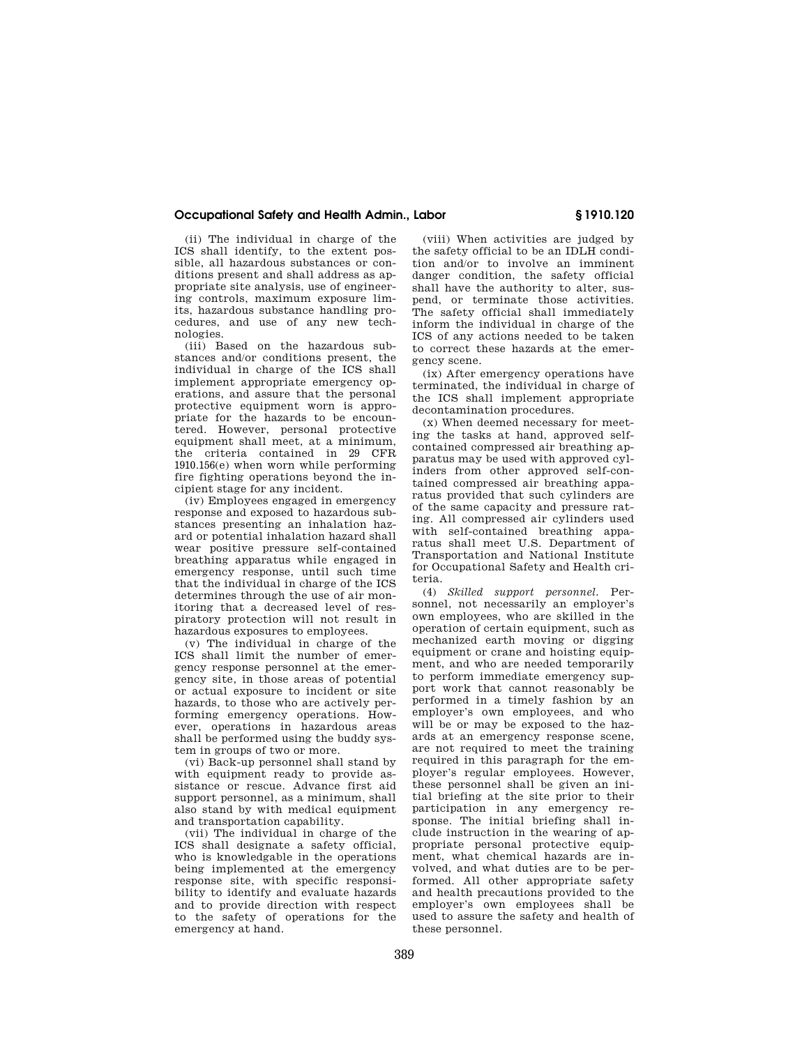(ii) The individual in charge of the ICS shall identify, to the extent possible, all hazardous substances or conditions present and shall address as appropriate site analysis, use of engineering controls, maximum exposure limits, hazardous substance handling procedures, and use of any new technologies.

(iii) Based on the hazardous substances and/or conditions present, the individual in charge of the ICS shall implement appropriate emergency operations, and assure that the personal protective equipment worn is appropriate for the hazards to be encountered. However, personal protective equipment shall meet, at a minimum, the criteria contained in 29 CFR 1910.156(e) when worn while performing fire fighting operations beyond the incipient stage for any incident.

(iv) Employees engaged in emergency response and exposed to hazardous substances presenting an inhalation hazard or potential inhalation hazard shall wear positive pressure self-contained breathing apparatus while engaged in emergency response, until such time that the individual in charge of the ICS determines through the use of air monitoring that a decreased level of respiratory protection will not result in hazardous exposures to employees.

(v) The individual in charge of the ICS shall limit the number of emergency response personnel at the emergency site, in those areas of potential or actual exposure to incident or site hazards, to those who are actively performing emergency operations. However, operations in hazardous areas shall be performed using the buddy system in groups of two or more.

(vi) Back-up personnel shall stand by with equipment ready to provide assistance or rescue. Advance first aid support personnel, as a minimum, shall also stand by with medical equipment and transportation capability.

(vii) The individual in charge of the ICS shall designate a safety official, who is knowledgable in the operations being implemented at the emergency response site, with specific responsibility to identify and evaluate hazards and to provide direction with respect to the safety of operations for the emergency at hand.

(viii) When activities are judged by the safety official to be an IDLH condition and/or to involve an imminent danger condition, the safety official shall have the authority to alter, suspend, or terminate those activities. The safety official shall immediately inform the individual in charge of the ICS of any actions needed to be taken to correct these hazards at the emergency scene.

(ix) After emergency operations have terminated, the individual in charge of the ICS shall implement appropriate decontamination procedures.

(x) When deemed necessary for meeting the tasks at hand, approved self-contained compressed air breathing apparatus may be used with approved cylinders from other approved self-contained compressed air breathing apparatus provided that such cylinders are of the same capacity and pressure rating. All compressed air cylinders used with self-contained breathing apparatus shall meet U.S. Department of Transportation and National Institute for Occupational Safety and Health criteria.

(4) *Skilled support personnel.* Personnel, not necessarily an employer's own employees, who are skilled in the operation of certain equipment, such as mechanized earth moving or digging equipment or crane and hoisting equipment, and who are needed temporarily to perform immediate emergency support work that cannot reasonably be performed in a timely fashion by an employer's own employees, and who will be or may be exposed to the hazards at an emergency response scene, are not required to meet the training required in this paragraph for the employer's regular employees. However, these personnel shall be given an initial briefing at the site prior to their participation in any emergency response. The initial briefing shall include instruction in the wearing of appropriate personal protective equipment, what chemical hazards are involved, and what duties are to be performed. All other appropriate safety and health precautions provided to the employer's own employees shall be used to assure the safety and health of these personnel.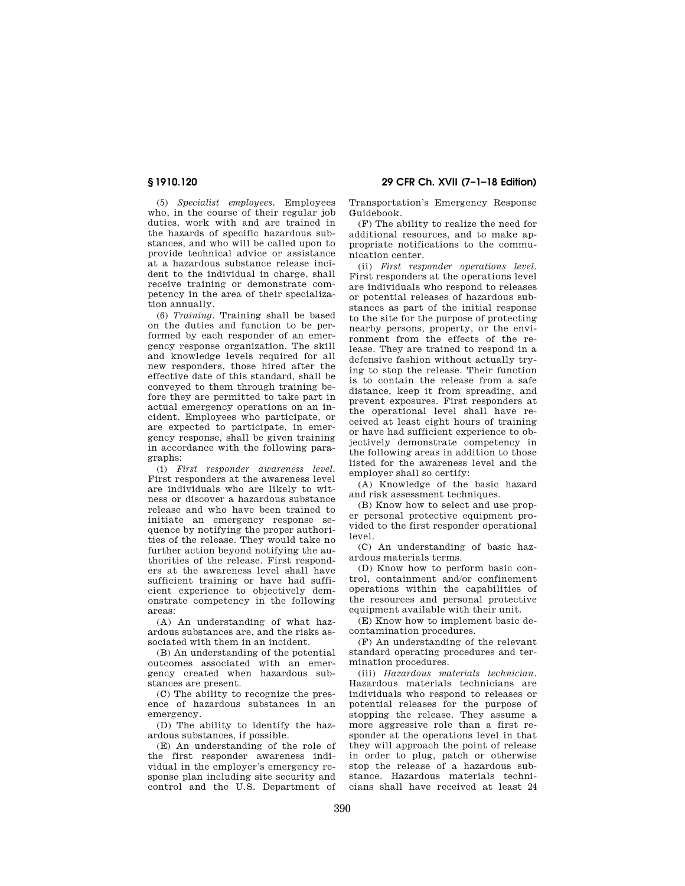(5) *Specialist employees*. Employees who, in the course of their regular job duties, work with and are trained in the hazards of specific hazardous substances, and who will be called upon to provide technical advice or assistance at a hazardous substance release incident to the individual in charge, shall receive training or demonstrate competency in the area of their specialization annually.

(6) *Training*. Training shall be based on the duties and function to be performed by each responder of an emergency response organization. The skill and knowledge levels required for all new responders, those hired after the effective date of this standard, shall be conveyed to them through training before they are permitted to take part in actual emergency operations on an incident. Employees who participate, or are expected to participate, in emergency response, shall be given training in accordance with the following paragraphs:

(i) *First responder awareness level*. First responders at the awareness level are individuals who are likely to witness or discover a hazardous substance release and who have been trained to initiate an emergency response sequence by notifying the proper authorities of the release. They would take no further action beyond notifying the authorities of the release. First responders at the awareness level shall have sufficient training or have had sufficient experience to objectively demonstrate competency in the following areas:

(A) An understanding of what hazardous substances are, and the risks associated with them in an incident.

(B) An understanding of the potential outcomes associated with an emergency created when hazardous substances are present.

(C) The ability to recognize the presence of hazardous substances in an emergency.

(D) The ability to identify the hazardous substances, if possible.

(E) An understanding of the role of the first responder awareness individual in the employer's emergency response plan including site security and control and the U.S. Department of Transportation's Emergency Response Guidebook.

(F) The ability to realize the need for additional resources, and to make appropriate notifications to the communication center.

(ii) *First responder operations level*. First responders at the operations level are individuals who respond to releases or potential releases of hazardous substances as part of the initial response to the site for the purpose of protecting nearby persons, property, or the environment from the effects of the release. They are trained to respond in a defensive fashion without actually trying to stop the release. Their function is to contain the release from a safe distance, keep it from spreading, and prevent exposures. First responders at the operational level shall have received at least eight hours of training or have had sufficient experience to objectively demonstrate competency in the following areas in addition to those listed for the awareness level and the employer shall so certify:

(A) Knowledge of the basic hazard and risk assessment techniques.

(B) Know how to select and use proper personal protective equipment provided to the first responder operational level.

(C) An understanding of basic hazardous materials terms.

(D) Know how to perform basic control, containment and/or confinement operations within the capabilities of the resources and personal protective equipment available with their unit.

(E) Know how to implement basic decontamination procedures.

(F) An understanding of the relevant standard operating procedures and termination procedures.

(iii) *Hazardous materials technician*. Hazardous materials technicians are individuals who respond to releases or potential releases for the purpose of stopping the release. They assume a more aggressive role than a first responder at the operations level in that they will approach the point of release in order to plug, patch or otherwise stop the release of a hazardous substance. Hazardous materials technicians shall have received at least 24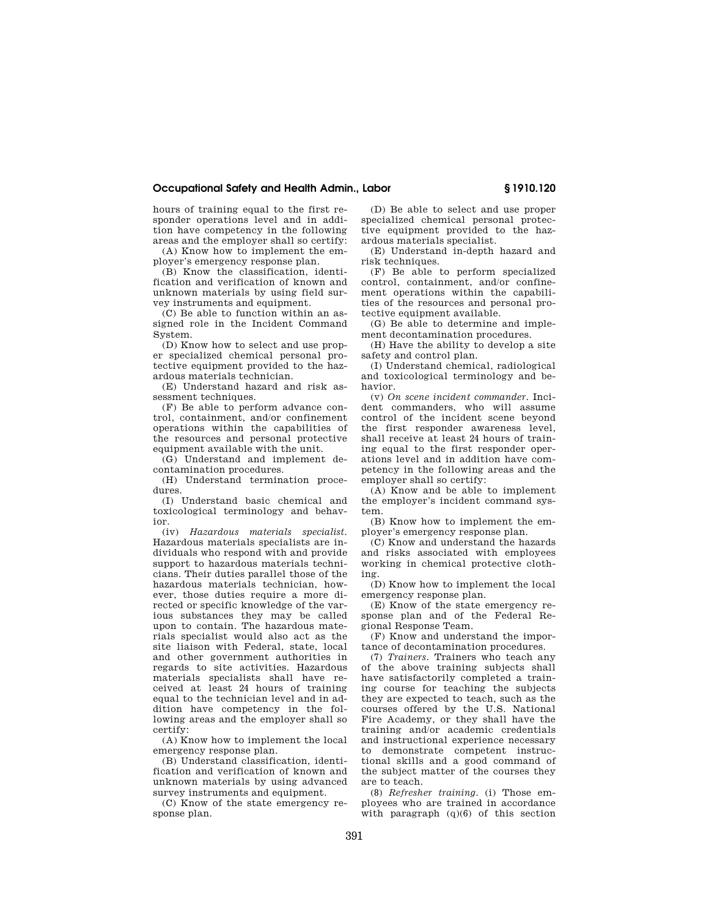hours of training equal to the first responder operations level and in addition have competency in the following areas and the employer shall so certify:

(A) Know how to implement the employer's emergency response plan.

(B) Know the classification, identification and verification of known and unknown materials by using field survey instruments and equipment.

(C) Be able to function within an assigned role in the Incident Command System.

(D) Know how to select and use proper specialized chemical personal protective equipment provided to the hazardous materials technician.

(E) Understand hazard and risk assessment techniques.

(F) Be able to perform advance control, containment, and/or confinement operations within the capabilities of the resources and personal protective equipment available with the unit.

(G) Understand and implement decontamination procedures.

(H) Understand termination procedures.

(I) Understand basic chemical and toxicological terminology and behavior.

(iv) *Hazardous materials specialist*. Hazardous materials specialists are individuals who respond with and provide support to hazardous materials technicians. Their duties parallel those of the hazardous materials technician, however, those duties require a more directed or specific knowledge of the various substances they may be called upon to contain. The hazardous materials specialist would also act as the site liaison with Federal, state, local and other government authorities in regards to site activities. Hazardous materials specialists shall have received at least 24 hours of training equal to the technician level and in addition have competency in the following areas and the employer shall so certify:

(A) Know how to implement the local emergency response plan.

(B) Understand classification, identification and verification of known and unknown materials by using advanced survey instruments and equipment.

(C) Know of the state emergency response plan.

(D) Be able to select and use proper specialized chemical personal protective equipment provided to the hazardous materials specialist.

(E) Understand in-depth hazard and risk techniques.

(F) Be able to perform specialized control, containment, and/or confinement operations within the capabilities of the resources and personal protective equipment available.

(G) Be able to determine and implement decontamination procedures.

(H) Have the ability to develop a site safety and control plan.

(I) Understand chemical, radiological and toxicological terminology and behavior.

(v) *On scene incident commander*. Incident commanders, who will assume control of the incident scene beyond the first responder awareness level, shall receive at least 24 hours of training equal to the first responder operations level and in addition have competency in the following areas and the employer shall so certify:

(A) Know and be able to implement the employer's incident command system.

(B) Know how to implement the employer's emergency response plan.

(C) Know and understand the hazards and risks associated with employees working in chemical protective clothing.

(D) Know how to implement the local emergency response plan.

(E) Know of the state emergency response plan and of the Federal Regional Response Team.

(F) Know and understand the importance of decontamination procedures.

(7) *Trainers*. Trainers who teach any of the above training subjects shall have satisfactorily completed a training course for teaching the subjects they are expected to teach, such as the courses offered by the U.S. National Fire Academy, or they shall have the training and/or academic credentials and instructional experience necessary to demonstrate competent instructional skills and a good command of the subject matter of the courses they are to teach.

(8) *Refresher training*. (i) Those employees who are trained in accordance with paragraph (q)(6) of this section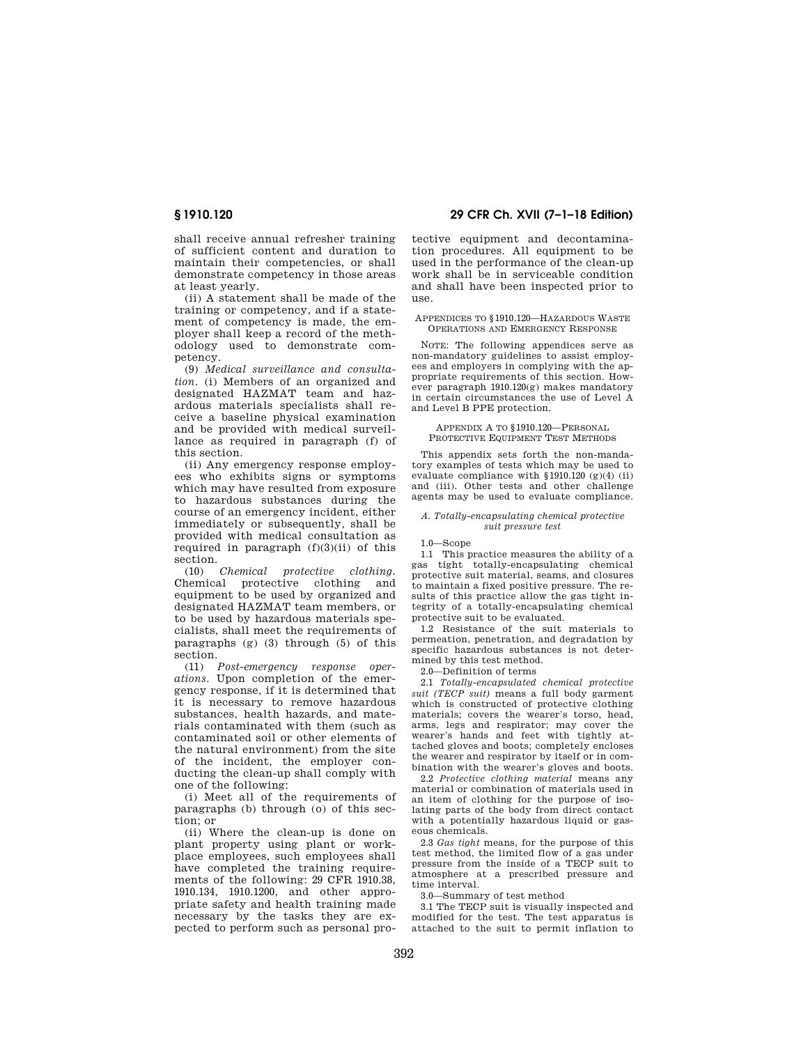shall receive annual refresher training of sufficient content and duration to maintain their competencies, or shall demonstrate competency in those areas at least yearly.

(ii) A statement shall be made of the training or competency, and if a statement of competency is made, the employer shall keep a record of the methodology used to demonstrate competency.

(9) *Medical surveillance and consultation.* (i) Members of an organized and designated HAZMAT team and hazardous materials specialists shall receive a baseline physical examination and be provided with medical surveillance as required in paragraph (f) of this section.

(ii) Any emergency response employees who exhibits signs or symptoms which may have resulted from exposure to hazardous substances during the course of an emergency incident, either immediately or subsequently, shall be provided with medical consultation as required in paragraph (f)(3)(ii) of this section.

(10) *Chemical protective clothing.* Chemical protective clothing and equipment to be used by organized and designated HAZMAT team members, or to be used by hazardous materials specialists, shall meet the requirements of paragraphs (g) (3) through (5) of this section.

(11) *Post-emergency response operations.* Upon completion of the emergency response, if it is determined that it is necessary to remove hazardous substances, health hazards, and materials contaminated with them (such as contaminated soil or other elements of the natural environment) from the site of the incident, the employer conducting the clean-up shall comply with one of the following:

(i) Meet all of the requirements of paragraphs (b) through (o) of this section; or

(ii) Where the clean-up is done on plant property using plant or workplace employees, such employees shall have completed the training requirements of the following: 29 CFR 1910.38, 1910.134, 1910.1200, and other appropriate safety and health training made necessary by the tasks they are expected to perform such as personal protective equipment and decontamination procedures. All equipment to be used in the performance of the clean-up work shall be in serviceable condition and shall have been inspected prior to use.

## APPENDICES TO §1910.120—HAZARDOUS WASTE OPERATIONS AND EMERGENCY RESPONSE

NOTE: The following appendices serve as non-mandatory guidelines to assist employees and employers in complying with the appropriate requirements of this section. However paragraph 1910.120(g) makes mandatory in certain circumstances the use of Level A and Level B PPE protection.

## APPENDIX A TO §1910.120—PERSONAL PROTECTIVE EQUIPMENT TEST METHODS

This appendix sets forth the non-mandatory examples of tests which may be used to evaluate compliance with §1910.120 (g)(4) (ii) and (iii). Other tests and other challenge agents may be used to evaluate compliance.

### *A. Totally-encapsulating chemical protective suit pressure test*

1.0—Scope

1.1 This practice measures the ability of a gas tight totally-encapsulating chemical protective suit material, seams, and closures to maintain a fixed positive pressure. The results of this practice allow the gas tight integrity of a totally-encapsulating chemical protective suit to be evaluated.

1.2 Resistance of the suit materials to permeation, penetration, and degradation by specific hazardous substances is not determined by this test method.

2.0—Definition of terms

2.1 *Totally-encapsulated chemical protective suit (TECP suit)* means a full body garment which is constructed of protective clothing materials; covers the wearer's torso, head, arms, legs and respirator; may cover the wearer's hands and feet with tightly attached gloves and boots; completely encloses the wearer and respirator by itself or in combination with the wearer's gloves and boots.

2.2 *Protective clothing material* means any material or combination of materials used in an item of clothing for the purpose of isolating parts of the body from direct contact with a potentially hazardous liquid or gaseous chemicals.

2.3 *Gas tight* means, for the purpose of this test method, the limited flow of a gas under pressure from the inside of a TECP suit to atmosphere at a prescribed pressure and time interval.

3.0—Summary of test method

3.1 The TECP suit is visually inspected and modified for the test. The test apparatus is attached to the suit to permit inflation to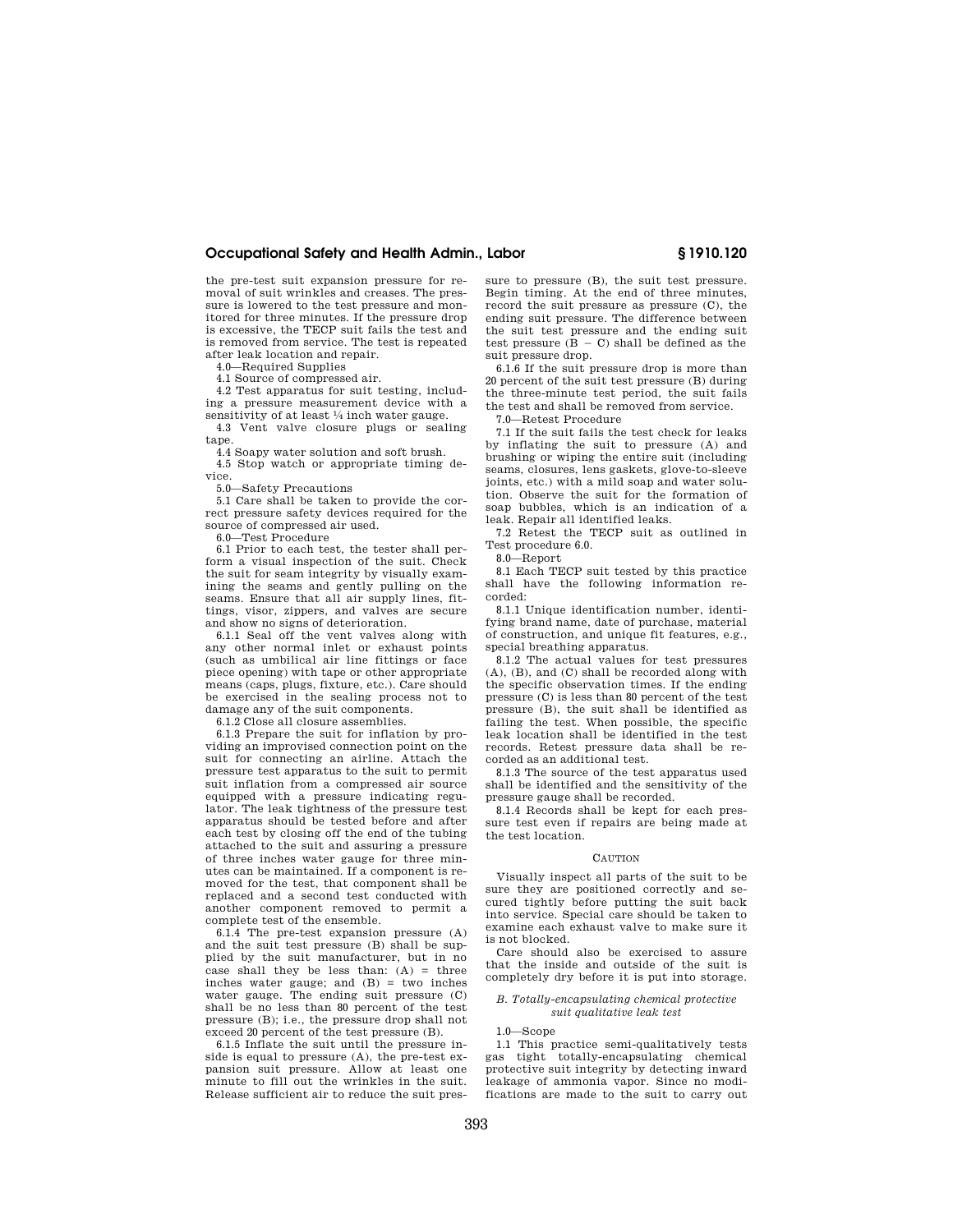the pre-test suit expansion pressure for removal of suit wrinkles and creases. The pressure is lowered to the test pressure and monitored for three minutes. If the pressure drop is excessive, the TECP suit fails the test and is removed from service. The test is repeated after leak location and repair.

4.0—Required Supplies

4.1 Source of compressed air.

4.2 Test apparatus for suit testing, including a pressure measurement device with a sensitivity of at least ¼ inch water gauge.

4.3 Vent valve closure plugs or sealing tape.

4.4 Soapy water solution and soft brush.

4.5 Stop watch or appropriate timing device.

5.0—Safety Precautions

5.1 Care shall be taken to provide the correct pressure safety devices required for the source of compressed air used.

6.0—Test Procedure

6.1 Prior to each test, the tester shall perform a visual inspection of the suit. Check the suit for seam integrity by visually examining the seams and gently pulling on the seams. Ensure that all air supply lines, fittings, visor, zippers, and valves are secure and show no signs of deterioration.

6.1.1 Seal off the vent valves along with any other normal inlet or exhaust points (such as umbilical air line fittings or face piece opening) with tape or other appropriate means (caps, plugs, fixture, etc.). Care should be exercised in the sealing process not to damage any of the suit components.

6.1.2 Close all closure assemblies.

6.1.3 Prepare the suit for inflation by providing an improvised connection point on the suit for connecting an airline. Attach the pressure test apparatus to the suit to permit suit inflation from a compressed air source equipped with a pressure indicating regulator. The leak tightness of the pressure test apparatus should be tested before and after each test by closing off the end of the tubing attached to the suit and assuring a pressure of three inches water gauge for three minutes can be maintained. If a component is removed for the test, that component shall be replaced and a second test conducted with another component removed to permit a complete test of the ensemble.

6.1.4 The pre-test expansion pressure (A) and the suit test pressure (B) shall be supplied by the suit manufacturer, but in no case shall they be less than: (A) = three inches water gauge; and (B) = two inches water gauge. The ending suit pressure (C) shall be no less than 80 percent of the test pressure (B); i.e., the pressure drop shall not exceed 20 percent of the test pressure (B).

6.1.5 Inflate the suit until the pressure inside is equal to pressure (A), the pre-test expansion suit pressure. Allow at least one minute to fill out the wrinkles in the suit. Release sufficient air to reduce the suit pressure to pressure (B), the suit test pressure. Begin timing. At the end of three minutes, record the suit pressure as pressure (C), the ending suit pressure. The difference between the suit test pressure and the ending suit test pressure $(B - C)$ shall be defined as the suit pressure drop.

6.1.6 If the suit pressure drop is more than 20 percent of the suit test pressure (B) during the three-minute test period, the suit fails the test and shall be removed from service.

7.0—Retest Procedure

7.1 If the suit fails the test check for leaks by inflating the suit to pressure (A) and brushing or wiping the entire suit (including seams, closures, lens gaskets, glove-to-sleeve joints, etc.) with a mild soap and water solution. Observe the suit for the formation of soap bubbles, which is an indication of a leak. Repair all identified leaks.

7.2 Retest the TECP suit as outlined in Test procedure 6.0.

8.0—Report

8.1 Each TECP suit tested by this practice shall have the following information recorded:

8.1.1 Unique identification number, identifying brand name, date of purchase, material of construction, and unique fit features, e.g., special breathing apparatus.

8.1.2 The actual values for test pressures (A), (B), and (C) shall be recorded along with the specific observation times. If the ending pressure (C) is less than 80 percent of the test pressure (B), the suit shall be identified as failing the test. When possible, the specific leak location shall be identified in the test records. Retest pressure data shall be recorded as an additional test.

8.1.3 The source of the test apparatus used shall be identified and the sensitivity of the pressure gauge shall be recorded.

8.1.4 Records shall be kept for each pressure test even if repairs are being made at the test location.

CAUTION

Visually inspect all parts of the suit to be sure they are positioned correctly and secured tightly before putting the suit back into service. Special care should be taken to examine each exhaust valve to make sure it is not blocked.

Care should also be exercised to assure that the inside and outside of the suit is completely dry before it is put into storage.

*B. Totally-encapsulating chemical protective suit qualitative leak test*

1.0—Scope

1.1 This practice semi-qualitatively tests gas tight totally-encapsulating chemical protective suit integrity by detecting inward leakage of ammonia vapor. Since no modifications are made to the suit to carry out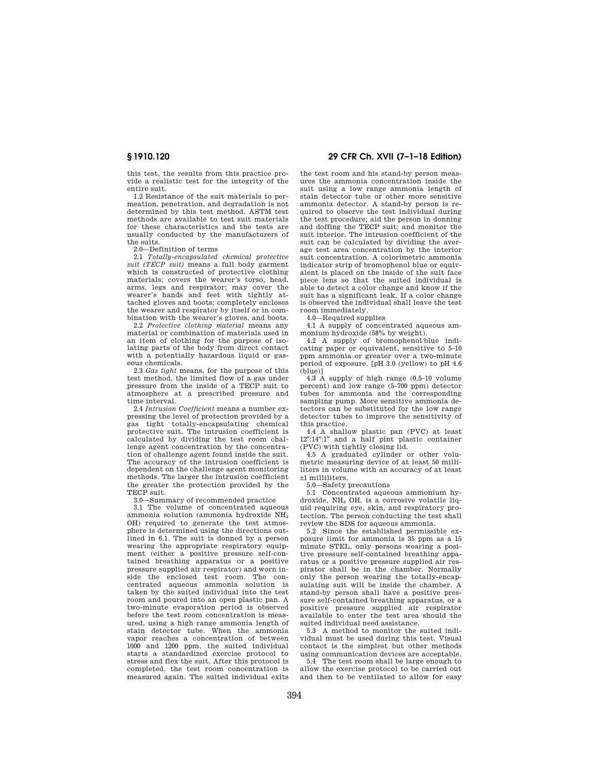this test, the results from this practice provide a realistic test for the integrity of the entire suit.

1.2 Resistance of the suit materials to permeation, penetration, and degradation is not determined by this test method. ASTM test methods are available to test suit materials for these characteristics and the tests are usually conducted by the manufacturers of the suits.

2.0—Definition of terms

2.1 *Totally-encapsulated chemical protective suit (TECP suit)* means a full body garment which is constructed of protective clothing materials; covers the wearer's torso, head, arms, legs and respirator; may cover the wearer's hands and feet with tightly attached gloves and boots; completely encloses the wearer and respirator by itself or in combination with the wearer's gloves, and boots.

2.2 *Protective clothing material* means any material or combination of materials used in an item of clothing for the purpose of isolating parts of the body from direct contact with a potentially hazardous liquid or gaseous chemicals.

2.3 *Gas tight* means, for the purpose of this test method, the limited flow of a gas under pressure from the inside of a TECP suit to atmosphere at a prescribed pressure and time interval.

2.4 *Intrusion Coefficient* means a number expressing the level of protection provided by a gas tight totally-encapsulating chemical protective suit. The intrusion coefficient is calculated by dividing the test room challenge agent concentration by the concentration of challenge agent found inside the suit. The accuracy of the intrusion coefficient is dependent on the challenge agent monitoring methods. The larger the intrusion coefficient the greater the protection provided by the TECP suit.

3.0—Summary of recommended practice

3.1 The volume of concentrated aqueous ammonia solution (ammonia hydroxide $NH_4$ OH) required to generate the test atmosphere is determined using the directions outlined in 6.1. The suit is donned by a person wearing the appropriate respiratory equipment (either a positive pressure self-contained breathing apparatus or a positive pressure supplied air respirator) and worn inside the enclosed test room. The concentrated aqueous ammonia solution is taken by the suited individual into the test room and poured into an open plastic pan. A two-minute evaporation period is observed before the test room concentration is measured, using a high range ammonia length of stain detector tube. When the ammonia vapor reaches a concentration of between 1000 and 1200 ppm, the suited individual starts a standardized exercise protocol to stress and flex the suit. After this protocol is completed, the test room concentration is measured again. The suited individual exits the test room and his stand-by person measures the ammonia concentration inside the suit using a low range ammonia length of stain detector tube or other more sensitive ammonia detector. A stand-by person is required to observe the test individual during the test procedure; aid the person in donning and doffing the TECP suit; and monitor the suit interior. The intrusion coefficient of the suit can be calculated by dividing the average test area concentration by the interior suit concentration. A colorimetric ammonia indicator strip of bromophenol blue or equivalent is placed on the inside of the suit face piece lens so that the suited individual is able to detect a color change and know if the suit has a significant leak. If a color change is observed the individual shall leave the test room immediately.

4.0—Required supplies

4.1 A supply of concentrated aqueous ammonium hydroxide (58% by weight).

4.2 A supply of bromophenol/blue indicating paper or equivalent, sensitive to 5–10 ppm ammonia or greater over a two-minute period of exposure. [pH 3.0 (yellow) to pH 4.6 (blue)]

4.3 A supply of high range (0.5–10 volume percent) and low range (5–700 ppm) detector tubes for ammonia and the corresponding sampling pump. More sensitive ammonia detectors can be substituted for the low range detector tubes to improve the sensitivity of this practice.

4.4 A shallow plastic pan (PVC) at least 12″:14″:1″ and a half pint plastic container (PVC) with tightly closing lid.

4.5 A graduated cylinder or other volumetric measuring device of at least 50 milliliters in volume with an accuracy of at least ±1 milliliters.

5.0—Safety precautions

5.1 Concentrated aqueous ammonium hydroxide, $NH_4$ OH, is a corrosive volatile liquid requiring eye, skin, and respiratory protection. The person conducting the test shall review the SDS for aqueous ammonia.

5.2 Since the established permissible exposure limit for ammonia is 35 ppm as a 15 minute STEL, only persons wearing a positive pressure self-contained breathing apparatus or a positive pressure supplied air respirator shall be in the chamber. Normally only the person wearing the totally-encapsulating suit will be inside the chamber. A stand-by person shall have a positive pressure self-contained breathing apparatus, or a positive pressure supplied air respirator available to enter the test area should the suited individual need assistance.

5.3 A method to monitor the suited individual must be used during this test. Visual contact is the simplest but other methods using communication devices are acceptable.

5.4 The test room shall be large enough to allow the exercise protocol to be carried out and then to be ventilated to allow for easy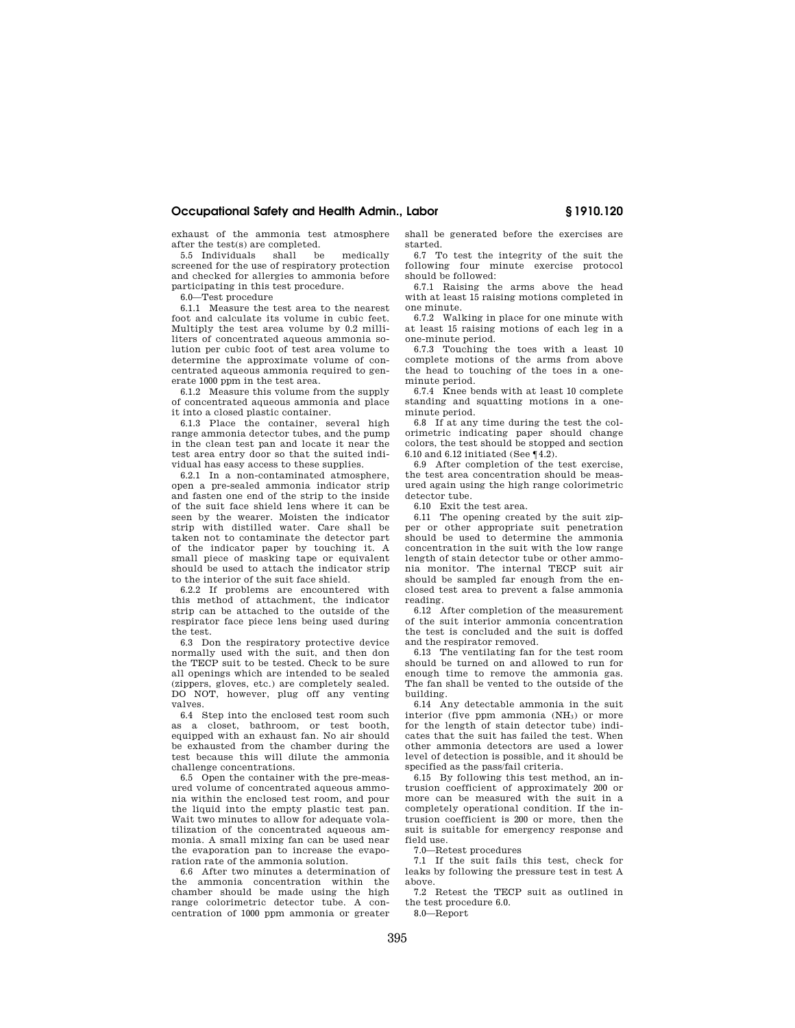exhaust of the ammonia test atmosphere after the test(s) are completed.

5.5 Individuals shall be medically screened for the use of respiratory protection and checked for allergies to ammonia before participating in this test procedure.

6.0—Test procedure

6.1.1 Measure the test area to the nearest foot and calculate its volume in cubic feet. Multiply the test area volume by 0.2 milliliters of concentrated aqueous ammonia solution per cubic foot of test area volume to determine the approximate volume of concentrated aqueous ammonia required to generate 1000 ppm in the test area.

6.1.2 Measure this volume from the supply of concentrated aqueous ammonia and place it into a closed plastic container.

6.1.3 Place the container, several high range ammonia detector tubes, and the pump in the clean test pan and locate it near the test area entry door so that the suited individual has easy access to these supplies.

6.2.1 In a non-contaminated atmosphere, open a pre-sealed ammonia indicator strip and fasten one end of the strip to the inside of the suit face shield lens where it can be seen by the wearer. Moisten the indicator strip with distilled water. Care shall be taken not to contaminate the detector part of the indicator paper by touching it. A small piece of masking tape or equivalent should be used to attach the indicator strip to the interior of the suit face shield.

6.2.2 If problems are encountered with this method of attachment, the indicator strip can be attached to the outside of the respirator face piece lens being used during the test.

6.3 Don the respiratory protective device normally used with the suit, and then don the TECP suit to be tested. Check to be sure all openings which are intended to be sealed (zippers, gloves, etc.) are completely sealed. DO NOT, however, plug off any venting valves.

6.4 Step into the enclosed test room such as a closet, bathroom, or test booth, equipped with an exhaust fan. No air should be exhausted from the chamber during the test because this will dilute the ammonia challenge concentrations.

6.5 Open the container with the pre-measured volume of concentrated aqueous ammonia within the enclosed test room, and pour the liquid into the empty plastic test pan. Wait two minutes to allow for adequate volatilization of the concentrated aqueous ammonia. A small mixing fan can be used near the evaporation pan to increase the evaporation rate of the ammonia solution.

6.6 After two minutes a determination of the ammonia concentration within the chamber should be made using the high range colorimetric detector tube. A concentration of 1000 ppm ammonia or greater shall be generated before the exercises are started.

6.7 To test the integrity of the suit the following four minute exercise protocol should be followed:

6.7.1 Raising the arms above the head with at least 15 raising motions completed in one minute.

6.7.2 Walking in place for one minute with at least 15 raising motions of each leg in a one-minute period.

6.7.3 Touching the toes with a least 10 complete motions of the arms from above the head to touching of the toes in a one-minute period.

6.7.4 Knee bends with at least 10 complete standing and squatting motions in a one-minute period.

6.8 If at any time during the test the colorimetric indicating paper should change colors, the test should be stopped and section 6.10 and 6.12 initiated (See ¶4.2).

6.9 After completion of the test exercise, the test area concentration should be measured again using the high range colorimetric detector tube.

6.10 Exit the test area.

6.11 The opening created by the suit zipper or other appropriate suit penetration should be used to determine the ammonia concentration in the suit with the low range length of stain detector tube or other ammonia monitor. The internal TECP suit air should be sampled far enough from the enclosed test area to prevent a false ammonia reading.

6.12 After completion of the measurement of the suit interior ammonia concentration the test is concluded and the suit is doffed and the respirator removed.

6.13 The ventilating fan for the test room should be turned on and allowed to run for enough time to remove the ammonia gas. The fan shall be vented to the outside of the building.

6.14 Any detectable ammonia in the suit interior (five ppm ammonia ($NH_3$) or more for the length of stain detector tube) indicates that the suit has failed the test. When other ammonia detectors are used a lower level of detection is possible, and it should be specified as the pass/fail criteria.

6.15 By following this test method, an intrusion coefficient of approximately 200 or more can be measured with the suit in a completely operational condition. If the intrusion coefficient is 200 or more, then the suit is suitable for emergency response and field use.

7.0—Retest procedures

7.1 If the suit fails this test, check for leaks by following the pressure test in test A above.

7.2 Retest the TECP suit as outlined in the test procedure 6.0.

8.0—Report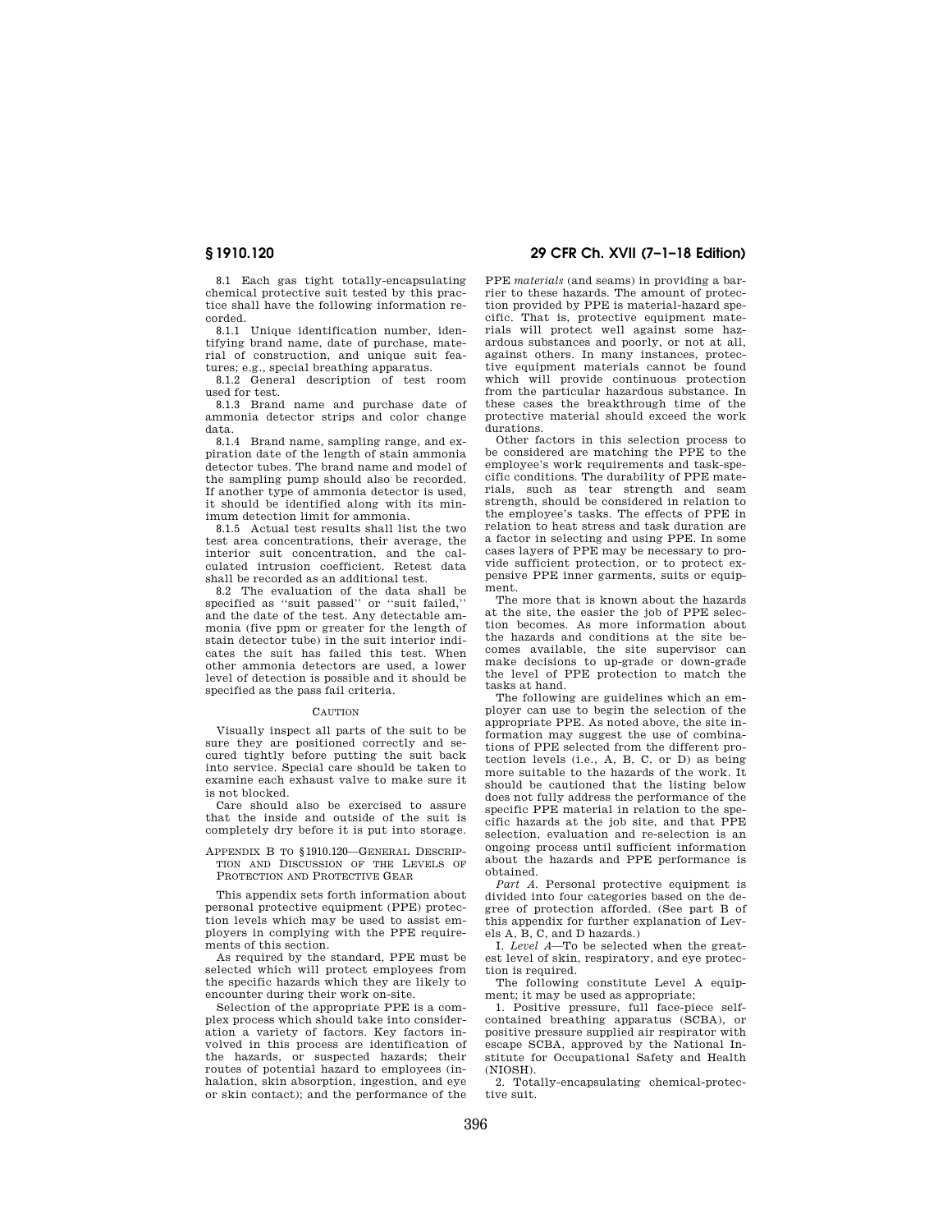8.1 Each gas tight totally-encapsulating chemical protective suit tested by this practice shall have the following information recorded.

8.1.1 Unique identification number, identifying brand name, date of purchase, material of construction, and unique suit features; e.g., special breathing apparatus.

8.1.2 General description of test room used for test.

8.1.3 Brand name and purchase date of ammonia detector strips and color change data.

8.1.4 Brand name, sampling range, and expiration date of the length of stain ammonia detector tubes. The brand name and model of the sampling pump should also be recorded. If another type of ammonia detector is used, it should be identified along with its minimum detection limit for ammonia.

8.1.5 Actual test results shall list the two test area concentrations, their average, the interior suit concentration, and the calculated intrusion coefficient. Retest data shall be recorded as an additional test.

8.2 The evaluation of the data shall be specified as "suit passed" or "suit failed," and the date of the test. Any detectable ammonia (five ppm or greater for the length of stain detector tube) in the suit interior indicates the suit has failed this test. When other ammonia detectors are used, a lower level of detection is possible and it should be specified as the pass fail criteria.

CAUTION

Visually inspect all parts of the suit to be sure they are positioned correctly and secured tightly before putting the suit back into service. Special care should be taken to examine each exhaust valve to make sure it is not blocked.

Care should also be exercised to assure that the inside and outside of the suit is completely dry before it is put into storage.

## APPENDIX B TO §1910.120—GENERAL DESCRIPTION AND DISCUSSION OF THE LEVELS OF PROTECTION AND PROTECTIVE GEAR

This appendix sets forth information about personal protective equipment (PPE) protection levels which may be used to assist employers in complying with the PPE requirements of this section.

As required by the standard, PPE must be selected which will protect employees from the specific hazards which they are likely to encounter during their work on-site.

Selection of the appropriate PPE is a complex process which should take into consideration a variety of factors. Key factors involved in this process are identification of the hazards, or suspected hazards; their routes of potential hazard to employees (inhalation, skin absorption, ingestion, and eye or skin contact); and the performance of the PPE *materials* (and seams) in providing a barrier to these hazards. The amount of protection provided by PPE is material-hazard specific. That is, protective equipment materials will protect well against some hazardous substances and poorly, or not at all, against others. In many instances, protective equipment materials cannot be found which will provide continuous protection from the particular hazardous substance. In these cases the breakthrough time of the protective material should exceed the work durations.

Other factors in this selection process to be considered are matching the PPE to the employee's work requirements and task-specific conditions. The durability of PPE materials, such as tear strength and seam strength, should be considered in relation to the employee's tasks. The effects of PPE in relation to heat stress and task duration are a factor in selecting and using PPE. In some cases layers of PPE may be necessary to provide sufficient protection, or to protect expensive PPE inner garments, suits or equipment.

The more that is known about the hazards at the site, the easier the job of PPE selection becomes. As more information about the hazards and conditions at the site becomes available, the site supervisor can make decisions to up-grade or down-grade the level of PPE protection to match the tasks at hand.

The following are guidelines which an employer can use to begin the selection of the appropriate PPE. As noted above, the site information may suggest the use of combinations of PPE selected from the different protection levels (i.e., A, B, C, or D) as being more suitable to the hazards of the work. It should be cautioned that the listing below does not fully address the performance of the specific PPE material in relation to the specific hazards at the job site, and that PPE selection, evaluation and re-selection is an ongoing process until sufficient information about the hazards and PPE performance is obtained.

*Part A.* Personal protective equipment is divided into four categories based on the degree of protection afforded. (See part B of this appendix for further explanation of Levels A, B, C, and D hazards.)

I. *Level A*—To be selected when the greatest level of skin, respiratory, and eye protection is required.

The following constitute Level A equipment; it may be used as appropriate;

1. Positive pressure, full face-piece self-contained breathing apparatus (SCBA), or positive pressure supplied air respirator with escape SCBA, approved by the National Institute for Occupational Safety and Health (NIOSH).
2. Totally-encapsulating chemical-protective suit.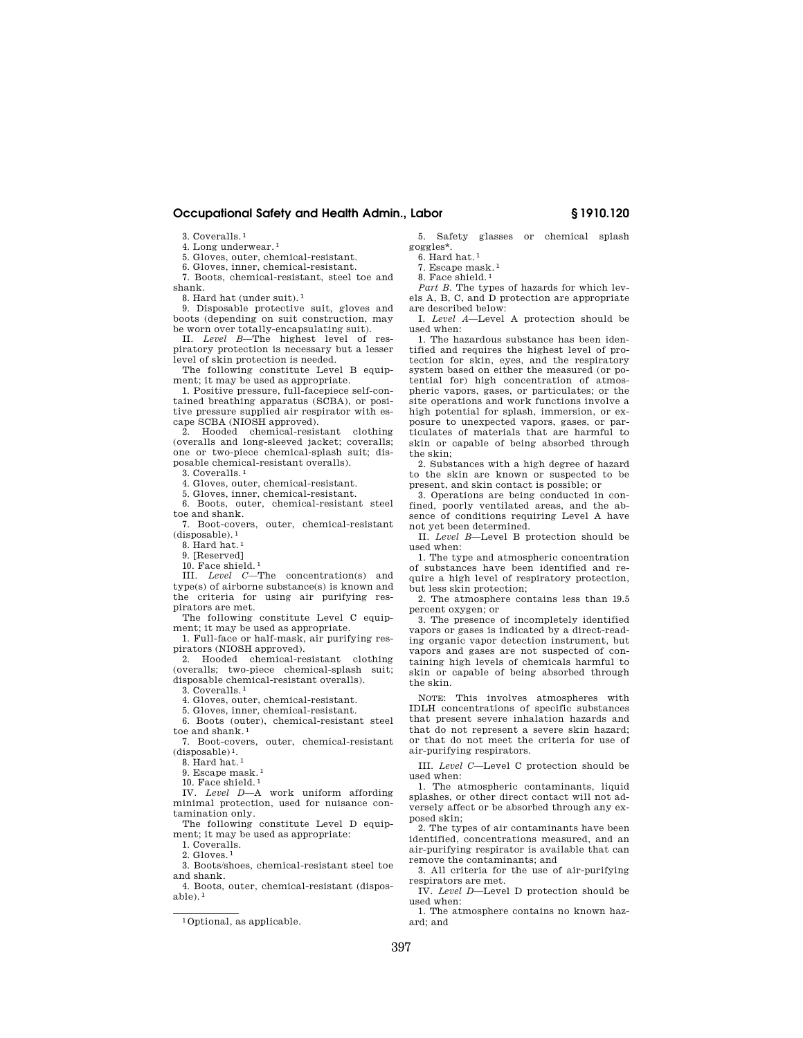3. Coveralls.[1]

4. Long underwear.[1]

5. Gloves, outer, chemical-resistant.

6. Gloves, inner, chemical-resistant.

7. Boots, chemical-resistant, steel toe and shank.

8. Hard hat (under suit).[1]

9. Disposable protective suit, gloves and boots (depending on suit construction, may be worn over totally-encapsulating suit).

II. *Level B*—The highest level of respiratory protection is necessary but a lesser level of skin protection is needed.

The following constitute Level B equipment; it may be used as appropriate.

1. Positive pressure, full-facepiece self-contained breathing apparatus (SCBA), or positive pressure supplied air respirator with escape SCBA (NIOSH approved).

2. Hooded chemical-resistant clothing (overalls and long-sleeved jacket; coveralls; one or two-piece chemical-splash suit; disposable chemical-resistant overalls).

3. Coveralls.[1]

4. Gloves, outer, chemical-resistant.

5. Gloves, inner, chemical-resistant.

6. Boots, outer, chemical-resistant steel toe and shank.

7. Boot-covers, outer, chemical-resistant (disposable).[1]

8. Hard hat.[1]

9. [Reserved]

10. Face shield.[1]

III. *Level C*—The concentration(s) and type(s) of airborne substance(s) is known and the criteria for using air purifying respirators are met.

The following constitute Level C equipment; it may be used as appropriate.

1. Full-face or half-mask, air purifying respirators (NIOSH approved).

2. Hooded chemical-resistant clothing (overalls; two-piece chemical-splash suit; disposable chemical-resistant overalls).

3. Coveralls.[1]

4. Gloves, outer, chemical-resistant.

5. Gloves, inner, chemical-resistant.

6. Boots (outer), chemical-resistant steel toe and shank.[1]

7. Boot-covers, outer, chemical-resistant (disposable)[1].

8. Hard hat.[1]

9. Escape mask.[1]

10. Face shield.[1]

IV. *Level D*—A work uniform affording minimal protection, used for nuisance contamination only.

The following constitute Level D equipment; it may be used as appropriate:

1. Coveralls.

2. Gloves.[1]

3. Boots/shoes, chemical-resistant steel toe and shank.

4. Boots, outer, chemical-resistant (disposable).[1]

5. Safety glasses or chemical splash goggles*.

6. Hard hat.[1]

7. Escape mask.[1]

8. Face shield.[1]

*Part B.* The types of hazards for which levels A, B, C, and D protection are appropriate are described below:

I. *Level A*—Level A protection should be used when:

1. The hazardous substance has been identified and requires the highest level of protection for skin, eyes, and the respiratory system based on either the measured (or potential for) high concentration of atmospheric vapors, gases, or particulates; or the site operations and work functions involve a high potential for splash, immersion, or exposure to unexpected vapors, gases, or particulates of materials that are harmful to skin or capable of being absorbed through the skin;

2. Substances with a high degree of hazard to the skin are known or suspected to be present, and skin contact is possible; or

3. Operations are being conducted in confined, poorly ventilated areas, and the absence of conditions requiring Level A have not yet been determined.

II. *Level B*—Level B protection should be used when:

1. The type and atmospheric concentration of substances have been identified and require a high level of respiratory protection, but less skin protection;

2. The atmosphere contains less than 19.5 percent oxygen; or

3. The presence of incompletely identified vapors or gases is indicated by a direct-reading organic vapor detection instrument, but vapors and gases are not suspected of containing high levels of chemicals harmful to skin or capable of being absorbed through the skin.

NOTE: This involves atmospheres with IDLH concentrations of specific substances that present severe inhalation hazards and that do not represent a severe skin hazard; or that do not meet the criteria for use of air-purifying respirators.

III. *Level C*—Level C protection should be used when:

1. The atmospheric contaminants, liquid splashes, or other direct contact will not adversely affect or be absorbed through any exposed skin;

2. The types of air contaminants have been identified, concentrations measured, and an air-purifying respirator is available that can remove the contaminants; and

3. All criteria for the use of air-purifying respirators are met.

IV. *Level D*—Level D protection should be used when:

1. The atmosphere contains no known hazard; and

[1] Optional, as applicable.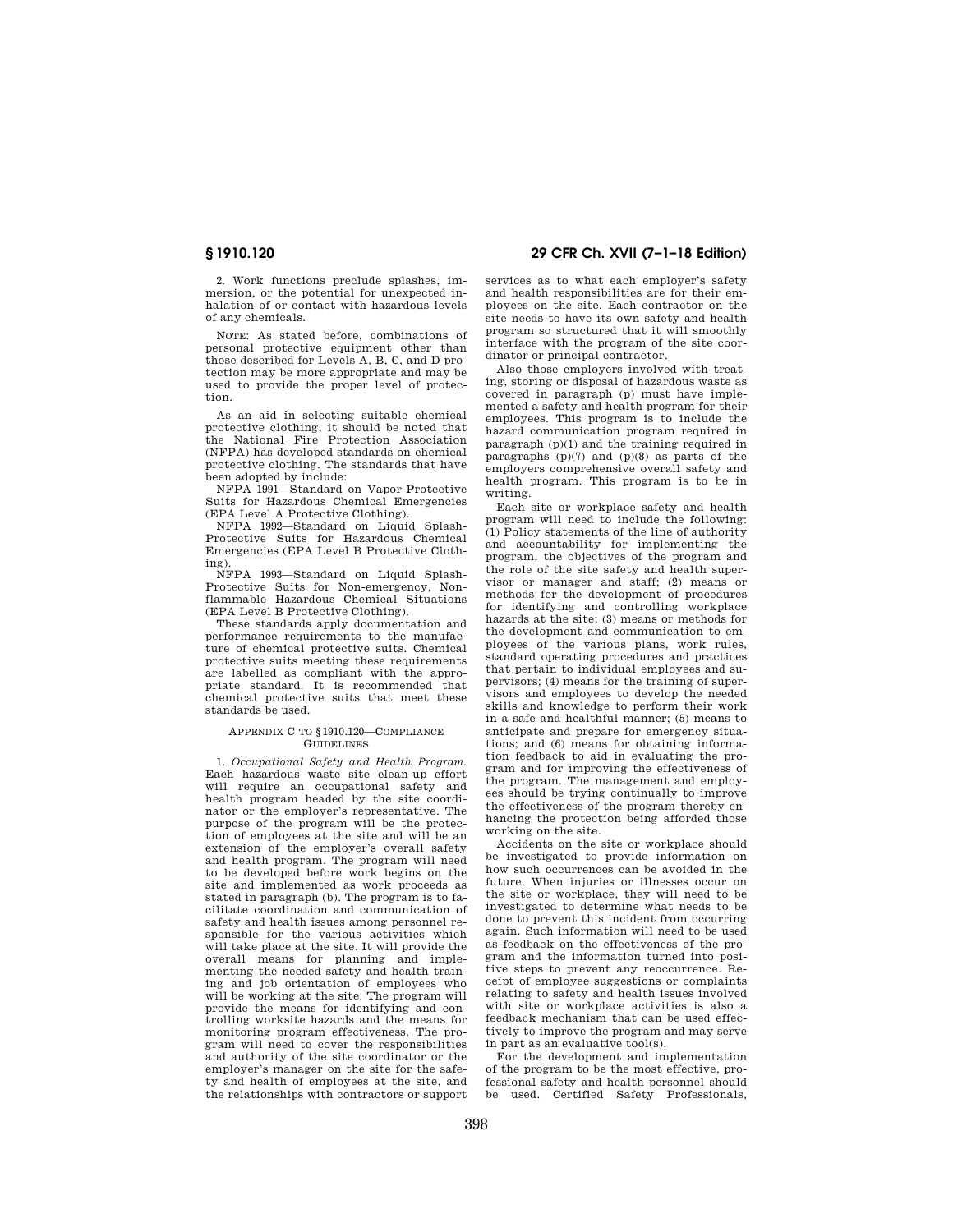2. Work functions preclude splashes, immersion, or the potential for unexpected inhalation of or contact with hazardous levels of any chemicals.

NOTE: As stated before, combinations of personal protective equipment other than those described for Levels A, B, C, and D protection may be more appropriate and may be used to provide the proper level of protection.

As an aid in selecting suitable chemical protective clothing, it should be noted that the National Fire Protection Association (NFPA) has developed standards on chemical protective clothing. The standards that have been adopted by include:

NFPA 1991—Standard on Vapor-Protective Suits for Hazardous Chemical Emergencies (EPA Level A Protective Clothing).

NFPA 1992—Standard on Liquid Splash-Protective Suits for Hazardous Chemical Emergencies (EPA Level B Protective Clothing).

NFPA 1993—Standard on Liquid Splash-Protective Suits for Non-emergency, Non-flammable Hazardous Chemical Situations (EPA Level B Protective Clothing).

These standards apply documentation and performance requirements to the manufacture of chemical protective suits. Chemical protective suits meeting these requirements are labelled as compliant with the appropriate standard. It is recommended that chemical protective suits that meet these standards be used.

## APPENDIX C TO §1910.120—COMPLIANCE GUIDELINES

1. *Occupational Safety and Health Program.* Each hazardous waste site clean-up effort will require an occupational safety and health program headed by the site coordinator or the employer's representative. The purpose of the program will be the protection of employees at the site and will be an extension of the employer's overall safety and health program. The program will need to be developed before work begins on the site and implemented as work proceeds as stated in paragraph (b). The program is to facilitate coordination and communication of safety and health issues among personnel responsible for the various activities which will take place at the site. It will provide the overall means for planning and implementing the needed safety and health training and job orientation of employees who will be working at the site. The program will provide the means for identifying and controlling worksite hazards and the means for monitoring program effectiveness. The program will need to cover the responsibilities and authority of the site coordinator or the employer's manager on the site for the safety and health of employees at the site, and the relationships with contractors or support services as to what each employer's safety and health responsibilities are for their employees on the site. Each contractor on the site needs to have its own safety and health program so structured that it will smoothly interface with the program of the site coordinator or principal contractor.

Also those employers involved with treating, storing or disposal of hazardous waste as covered in paragraph (p) must have implemented a safety and health program for their employees. This program is to include the hazard communication program required in paragraph (p)(1) and the training required in paragraphs (p)(7) and (p)(8) as parts of the employers comprehensive overall safety and health program. This program is to be in writing.

Each site or workplace safety and health program will need to include the following: (1) Policy statements of the line of authority and accountability for implementing the program, the objectives of the program and the role of the site safety and health supervisor or manager and staff; (2) means or methods for the development of procedures for identifying and controlling workplace hazards at the site; (3) means or methods for the development and communication to employees of the various plans, work rules, standard operating procedures and practices that pertain to individual employees and supervisors; (4) means for the training of supervisors and employees to develop the needed skills and knowledge to perform their work in a safe and healthful manner; (5) means to anticipate and prepare for emergency situations; and (6) means for obtaining information feedback to aid in evaluating the program and for improving the effectiveness of the program. The management and employees should be trying continually to improve the effectiveness of the program thereby enhancing the protection being afforded those working on the site.

Accidents on the site or workplace should be investigated to provide information on how such occurrences can be avoided in the future. When injuries or illnesses occur on the site or workplace, they will need to be investigated to determine what needs to be done to prevent this incident from occurring again. Such information will need to be used as feedback on the effectiveness of the program and the information turned into positive steps to prevent any reoccurrence. Receipt of employee suggestions or complaints relating to safety and health issues involved with site or workplace activities is also a feedback mechanism that can be used effectively to improve the program and may serve in part as an evaluative tool(s).

For the development and implementation of the program to be the most effective, professional safety and health personnel should be used. Certified Safety Professionals,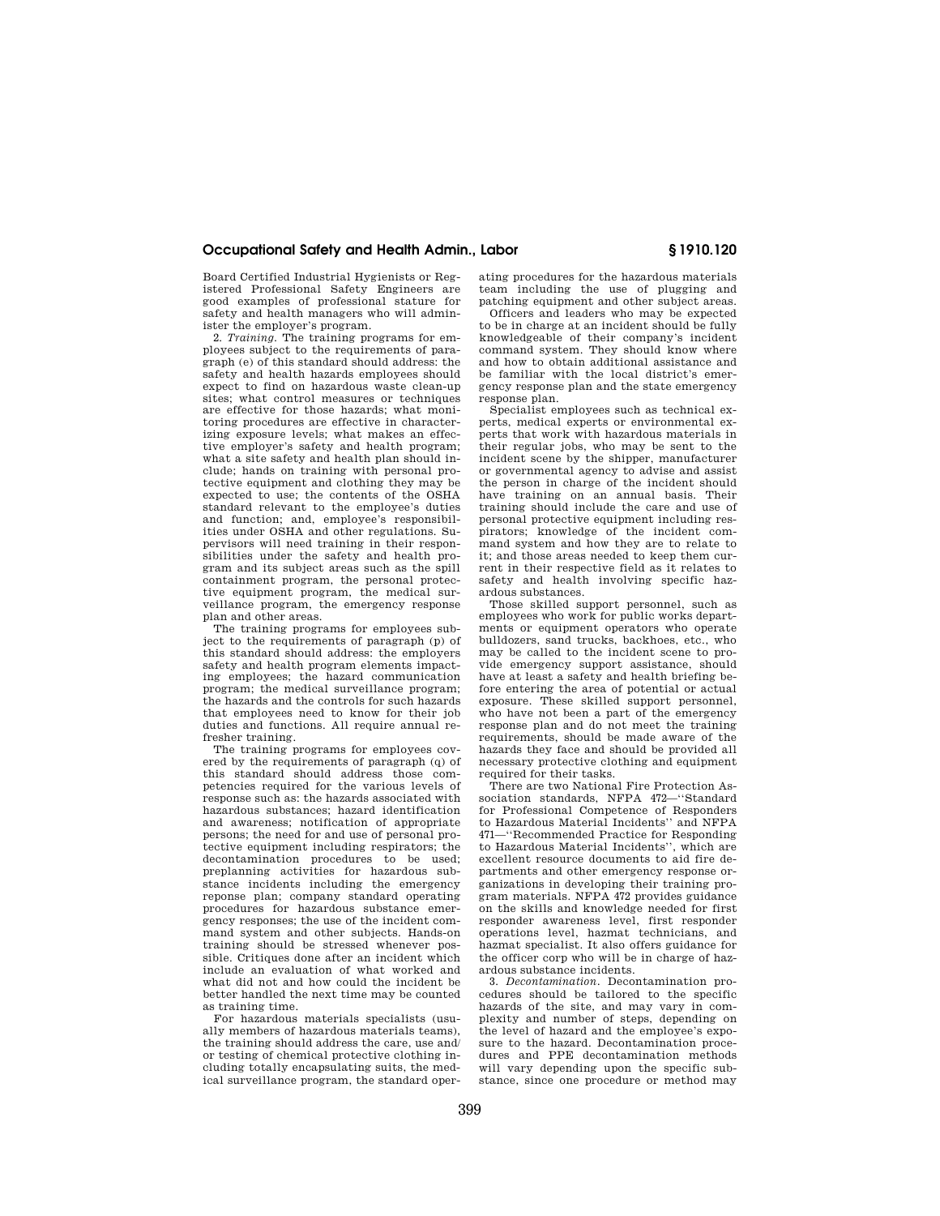Board Certified Industrial Hygienists or Registered Professional Safety Engineers are good examples of professional stature for safety and health managers who will administer the employer's program.

2. *Training.* The training programs for employees subject to the requirements of paragraph (e) of this standard should address: the safety and health hazards employees should expect to find on hazardous waste clean-up sites; what control measures or techniques are effective for those hazards; what monitoring procedures are effective in characterizing exposure levels; what makes an effective employer's safety and health program; what a site safety and health plan should include; hands on training with personal protective equipment and clothing they may be expected to use; the contents of the OSHA standard relevant to the employee's duties and function; and, employee's responsibilities under OSHA and other regulations. Supervisors will need training in their responsibilities under the safety and health program and its subject areas such as the spill containment program, the personal protective equipment program, the medical surveillance program, the emergency response plan and other areas.

The training programs for employees subject to the requirements of paragraph (p) of this standard should address: the employers safety and health program elements impacting employees; the hazard communication program; the medical surveillance program; the hazards and the controls for such hazards that employees need to know for their job duties and functions. All require annual refresher training.

The training programs for employees covered by the requirements of paragraph (q) of this standard should address those competencies required for the various levels of response such as: the hazards associated with hazardous substances; hazard identification and awareness; notification of appropriate persons; the need for and use of personal protective equipment including respirators; the decontamination procedures to be used; preplanning activities for hazardous substance incidents including the emergency reponse plan; company standard operating procedures for hazardous substance emergency responses; the use of the incident command system and other subjects. Hands-on training should be stressed whenever possible. Critiques done after an incident which include an evaluation of what worked and what did not and how could the incident be better handled the next time may be counted as training time.

For hazardous materials specialists (usually members of hazardous materials teams), the training should address the care, use and/or testing of chemical protective clothing including totally encapsulating suits, the medical surveillance program, the standard operating procedures for the hazardous materials team including the use of plugging and patching equipment and other subject areas.

Officers and leaders who may be expected to be in charge at an incident should be fully knowledgeable of their company's incident command system. They should know where and how to obtain additional assistance and be familiar with the local district's emergency response plan and the state emergency response plan.

Specialist employees such as technical experts, medical experts or environmental experts that work with hazardous materials in their regular jobs, who may be sent to the incident scene by the shipper, manufacturer or governmental agency to advise and assist the person in charge of the incident should have training on an annual basis. Their training should include the care and use of personal protective equipment including respirators; knowledge of the incident command system and how they are to relate to it; and those areas needed to keep them current in their respective field as it relates to safety and health involving specific hazardous substances.

Those skilled support personnel, such as employees who work for public works departments or equipment operators who operate bulldozers, sand trucks, backhoes, etc., who may be called to the incident scene to provide emergency support assistance, should have at least a safety and health briefing before entering the area of potential or actual exposure. These skilled support personnel, who have not been a part of the emergency response plan and do not meet the training requirements, should be made aware of the hazards they face and should be provided all necessary protective clothing and equipment required for their tasks.

There are two National Fire Protection Association standards, NFPA 472—''Standard for Professional Competence of Responders to Hazardous Material Incidents'' and NFPA 471—''Recommended Practice for Responding to Hazardous Material Incidents'', which are excellent resource documents to aid fire departments and other emergency response organizations in developing their training program materials. NFPA 472 provides guidance on the skills and knowledge needed for first responder awareness level, first responder operations level, hazmat technicians, and hazmat specialist. It also offers guidance for the officer corp who will be in charge of hazardous substance incidents.

3. *Decontamination.* Decontamination procedures should be tailored to the specific hazards of the site, and may vary in complexity and number of steps, depending on the level of hazard and the employee's exposure to the hazard. Decontamination procedures and PPE decontamination methods will vary depending upon the specific substance, since one procedure or method may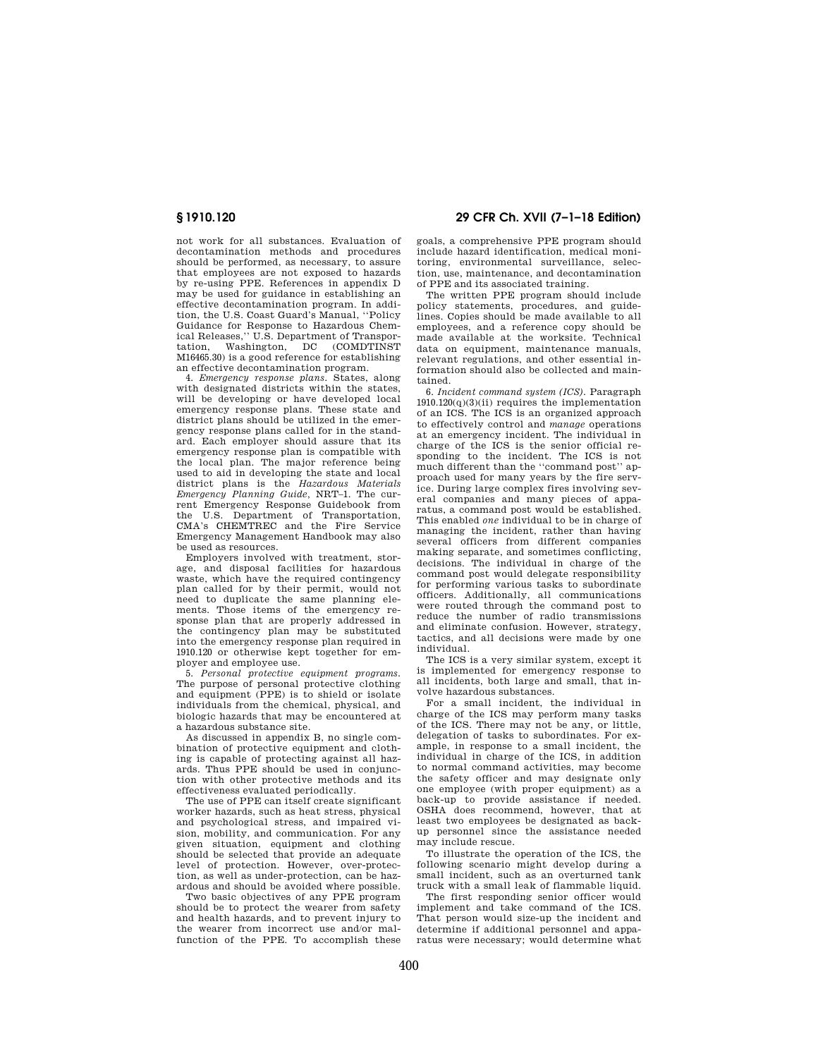not work for all substances. Evaluation of decontamination methods and procedures should be performed, as necessary, to assure that employees are not exposed to hazards by re-using PPE. References in appendix D may be used for guidance in establishing an effective decontamination program. In addition, the U.S. Coast Guard's Manual, ''Policy Guidance for Response to Hazardous Chemical Releases,'' U.S. Department of Transportation, Washington, DC (COMDTINST M16465.30) is a good reference for establishing an effective decontamination program.

4. *Emergency response plans.* States, along with designated districts within the states, will be developing or have developed local emergency response plans. These state and district plans should be utilized in the emergency response plans called for in the standard. Each employer should assure that its emergency response plan is compatible with the local plan. The major reference being used to aid in developing the state and local district plans is the *Hazardous Materials Emergency Planning Guide*, NRT–1. The current Emergency Response Guidebook from the U.S. Department of Transportation, CMA's CHEMTREC and the Fire Service Emergency Management Handbook may also be used as resources.

Employers involved with treatment, storage, and disposal facilities for hazardous waste, which have the required contingency plan called for by their permit, would not need to duplicate the same planning elements. Those items of the emergency response plan that are properly addressed in the contingency plan may be substituted into the emergency response plan required in 1910.120 or otherwise kept together for employer and employee use.

5. *Personal protective equipment programs.* The purpose of personal protective clothing and equipment (PPE) is to shield or isolate individuals from the chemical, physical, and biologic hazards that may be encountered at a hazardous substance site.

As discussed in appendix B, no single combination of protective equipment and clothing is capable of protecting against all hazards. Thus PPE should be used in conjunction with other protective methods and its effectiveness evaluated periodically.

The use of PPE can itself create significant worker hazards, such as heat stress, physical and psychological stress, and impaired vision, mobility, and communication. For any given situation, equipment and clothing should be selected that provide an adequate level of protection. However, over-protection, as well as under-protection, can be hazardous and should be avoided where possible.

Two basic objectives of any PPE program should be to protect the wearer from safety and health hazards, and to prevent injury to the wearer from incorrect use and/or malfunction of the PPE. To accomplish these goals, a comprehensive PPE program should include hazard identification, medical monitoring, environmental surveillance, selection, use, maintenance, and decontamination of PPE and its associated training.

The written PPE program should include policy statements, procedures, and guidelines. Copies should be made available to all employees, and a reference copy should be made available at the worksite. Technical data on equipment, maintenance manuals, relevant regulations, and other essential information should also be collected and maintained.

6. *Incident command system (ICS).* Paragraph 1910.120(q)(3)(ii) requires the implementation of an ICS. The ICS is an organized approach to effectively control and *manage* operations at an emergency incident. The individual in charge of the ICS is the senior official responding to the incident. The ICS is not much different than the ''command post'' approach used for many years by the fire service. During large complex fires involving several companies and many pieces of apparatus, a command post would be established. This enabled *one* individual to be in charge of managing the incident, rather than having several officers from different companies making separate, and sometimes conflicting, decisions. The individual in charge of the command post would delegate responsibility for performing various tasks to subordinate officers. Additionally, all communications were routed through the command post to reduce the number of radio transmissions and eliminate confusion. However, strategy, tactics, and all decisions were made by one individual.

The ICS is a very similar system, except it is implemented for emergency response to all incidents, both large and small, that involve hazardous substances.

For a small incident, the individual in charge of the ICS may perform many tasks of the ICS. There may not be any, or little, delegation of tasks to subordinates. For example, in response to a small incident, the individual in charge of the ICS, in addition to normal command activities, may become the safety officer and may designate only one employee (with proper equipment) as a back-up to provide assistance if needed. OSHA does recommend, however, that at least two employees be designated as back-up personnel since the assistance needed may include rescue.

To illustrate the operation of the ICS, the following scenario might develop during a small incident, such as an overturned tank truck with a small leak of flammable liquid.

The first responding senior officer would implement and take command of the ICS. That person would size-up the incident and determine if additional personnel and apparatus were necessary; would determine what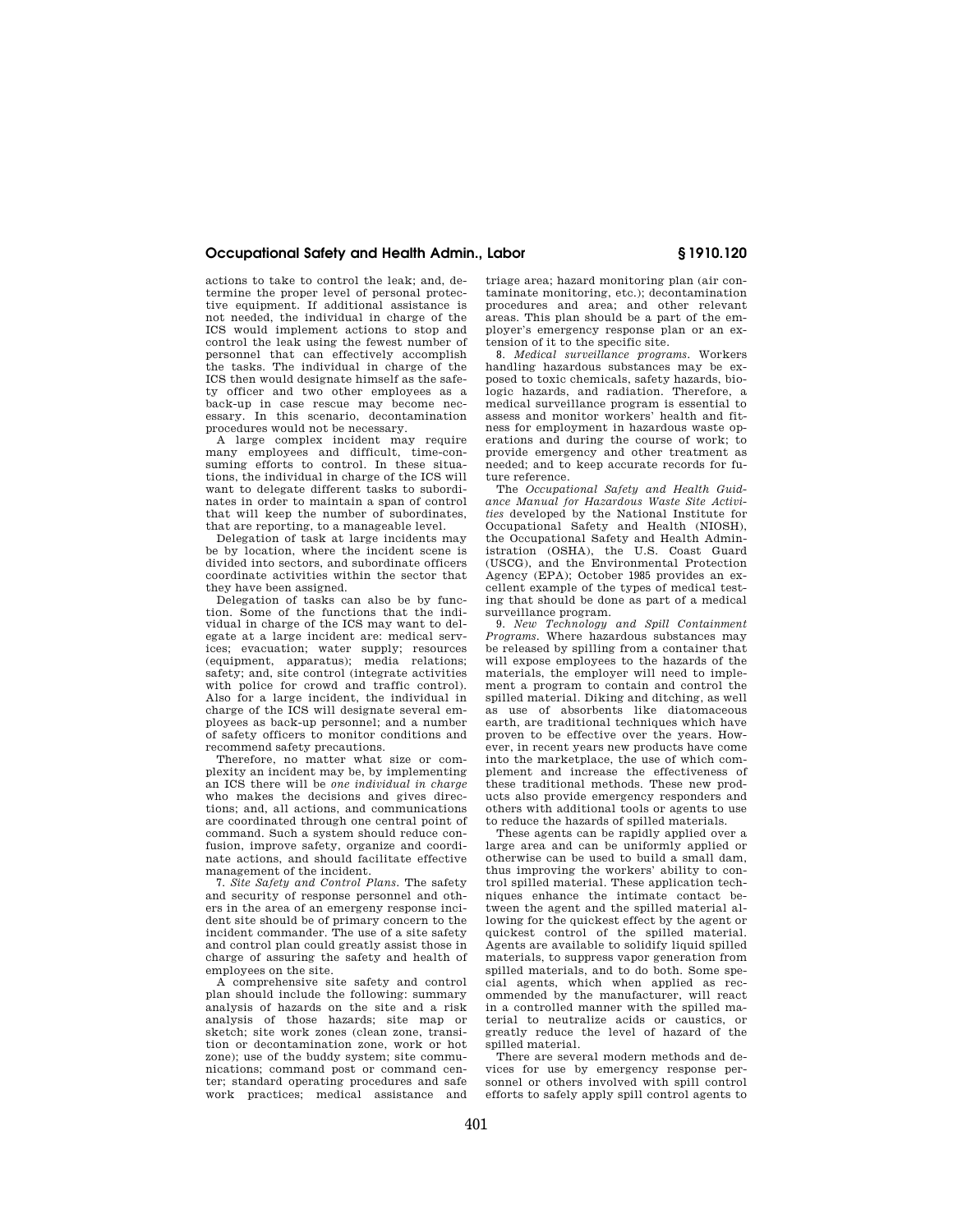actions to take to control the leak; and, determine the proper level of personal protective equipment. If additional assistance is not needed, the individual in charge of the ICS would implement actions to stop and control the leak using the fewest number of personnel that can effectively accomplish the tasks. The individual in charge of the ICS then would designate himself as the safety officer and two other employees as a back-up in case rescue may become necessary. In this scenario, decontamination procedures would not be necessary.

A large complex incident may require many employees and difficult, time-consuming efforts to control. In these situations, the individual in charge of the ICS will want to delegate different tasks to subordinates in order to maintain a span of control that will keep the number of subordinates, that are reporting, to a manageable level.

Delegation of task at large incidents may be by location, where the incident scene is divided into sectors, and subordinate officers coordinate activities within the sector that they have been assigned.

Delegation of tasks can also be by function. Some of the functions that the individual in charge of the ICS may want to delegate at a large incident are: medical services; evacuation; water supply; resources (equipment, apparatus); media relations; safety; and, site control (integrate activities with police for crowd and traffic control). Also for a large incident, the individual in charge of the ICS will designate several employees as back-up personnel; and a number of safety officers to monitor conditions and recommend safety precautions.

Therefore, no matter what size or complexity an incident may be, by implementing an ICS there will be *one individual in charge* who makes the decisions and gives directions; and, all actions, and communications are coordinated through one central point of command. Such a system should reduce confusion, improve safety, organize and coordinate actions, and should facilitate effective management of the incident.

7. *Site Safety and Control Plans.* The safety and security of response personnel and others in the area of an emergeny response incident site should be of primary concern to the incident commander. The use of a site safety and control plan could greatly assist those in charge of assuring the safety and health of employees on the site.

A comprehensive site safety and control plan should include the following: summary analysis of hazards on the site and a risk analysis of those hazards; site map or sketch; site work zones (clean zone, transition or decontamination zone, work or hot zone); use of the buddy system; site communications; command post or command center; standard operating procedures and safe work practices; medical assistance and triage area; hazard monitoring plan (air contaminate monitoring, etc.); decontamination procedures and area; and other relevant areas. This plan should be a part of the employer's emergency response plan or an extension of it to the specific site.

8. *Medical surveillance programs.* Workers handling hazardous substances may be exposed to toxic chemicals, safety hazards, biologic hazards, and radiation. Therefore, a medical surveillance program is essential to assess and monitor workers' health and fitness for employment in hazardous waste operations and during the course of work; to provide emergency and other treatment as needed; and to keep accurate records for future reference.

The *Occupational Safety and Health Guidance Manual for Hazardous Waste Site Activities* developed by the National Institute for Occupational Safety and Health (NIOSH), the Occupational Safety and Health Administration (OSHA), the U.S. Coast Guard (USCG), and the Environmental Protection Agency (EPA); October 1985 provides an excellent example of the types of medical testing that should be done as part of a medical surveillance program.

9. *New Technology and Spill Containment Programs.* Where hazardous substances may be released by spilling from a container that will expose employees to the hazards of the materials, the employer will need to implement a program to contain and control the spilled material. Diking and ditching, as well as use of absorbents like diatomaceous earth, are traditional techniques which have proven to be effective over the years. However, in recent years new products have come into the marketplace, the use of which complement and increase the effectiveness of these traditional methods. These new products also provide emergency responders and others with additional tools or agents to use to reduce the hazards of spilled materials.

These agents can be rapidly applied over a large area and can be uniformly applied or otherwise can be used to build a small dam, thus improving the workers' ability to control spilled material. These application techniques enhance the intimate contact between the agent and the spilled material allowing for the quickest effect by the agent or quickest control of the spilled material. Agents are available to solidify liquid spilled materials, to suppress vapor generation from spilled materials, and to do both. Some special agents, which when applied as recommended by the manufacturer, will react in a controlled manner with the spilled material to neutralize acids or caustics, or greatly reduce the level of hazard of the spilled material.

There are several modern methods and devices for use by emergency response personnel or others involved with spill control efforts to safely apply spill control agents to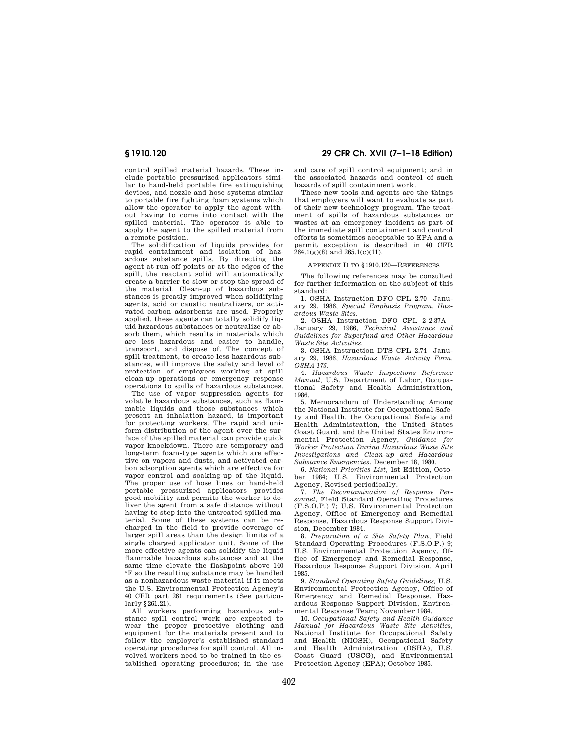control spilled material hazards. These include portable pressurized applicators similar to hand-held portable fire extinguishing devices, and nozzle and hose systems similar to portable fire fighting foam systems which allow the operator to apply the agent without having to come into contact with the spilled material. The operator is able to apply the agent to the spilled material from a remote position.

The solidification of liquids provides for rapid containment and isolation of hazardous substance spills. By directing the agent at run-off points or at the edges of the spill, the reactant solid will automatically create a barrier to slow or stop the spread of the material. Clean-up of hazardous substances is greatly improved when solidifying agents, acid or caustic neutralizers, or activated carbon adsorbents are used. Properly applied, these agents can totally solidify liquid hazardous substances or neutralize or absorb them, which results in materials which are less hazardous and easier to handle, transport, and dispose of. The concept of spill treatment, to create less hazardous substances, will improve the safety and level of protection of employees working at spill clean-up operations or emergency response operations to spills of hazardous substances.

The use of vapor suppression agents for volatile hazardous substances, such as flammable liquids and those substances which present an inhalation hazard, is important for protecting workers. The rapid and uniform distribution of the agent over the surface of the spilled material can provide quick vapor knockdown. There are temporary and long-term foam-type agents which are effective on vapors and dusts, and activated carbon adsorption agents which are effective for vapor control and soaking-up of the liquid. The proper use of hose lines or hand-held portable pressurized applicators provides good mobility and permits the worker to deliver the agent from a safe distance without having to step into the untreated spilled material. Some of these systems can be recharged in the field to provide coverage of larger spill areas than the design limits of a single charged applicator unit. Some of the more effective agents can solidify the liquid flammable hazardous substances and at the same time elevate the flashpoint above 140 °F so the resulting substance may be handled as a nonhazardous waste material if it meets the U.S. Environmental Protection Agency's 40 CFR part 261 requirements (See particularly §261.21).

All workers performing hazardous substance spill control work are expected to wear the proper protective clothing and equipment for the materials present and to follow the employer's established standard operating procedures for spill control. All involved workers need to be trained in the established operating procedures; in the use and care of spill control equipment; and in the associated hazards and control of such hazards of spill containment work.

These new tools and agents are the things that employers will want to evaluate as part of their new technology program. The treatment of spills of hazardous substances or wastes at an emergency incident as part of the immediate spill containment and control efforts is sometimes acceptable to EPA and a permit exception is described in 40 CFR 264.1(g)(8) and 265.1(c)(11).

## APPENDIX D TO §1910.120—REFERENCES

The following references may be consulted for further information on the subject of this standard:

1. OSHA Instruction DFO CPL 2.70—January 29, 1986, *Special Emphasis Program: Hazardous Waste Sites.*
2. OSHA Instruction DFO CPL 2–2.37A—January 29, 1986, *Technical Assistance and Guidelines for Superfund and Other Hazardous Waste Site Activities.*
3. OSHA Instruction DTS CPL 2.74—January 29, 1986, *Hazardous Waste Activity Form, OSHA 175.*
4. *Hazardous Waste Inspections Reference Manual*, U.S. Department of Labor, Occupational Safety and Health Administration, 1986.
5. Memorandum of Understanding Among the National Institute for Occupational Safety and Health, the Occupational Safety and Health Administration, the United States Coast Guard, and the United States Environmental Protection Agency, *Guidance for Worker Protection During Hazardous Waste Site Investigations and Clean-up and Hazardous Substance Emergencies.* December 18, 1980.
6. *National Priorities List*, 1st Edition, October 1984; U.S. Environmental Protection Agency, Revised periodically.
7. *The Decontamination of Response Personnel*, Field Standard Operating Procedures (F.S.O.P.) 7; U.S. Environmental Protection Agency, Office of Emergency and Remedial Response, Hazardous Response Support Division, December 1984.
8. *Preparation of a Site Safety Plan*, Field Standard Operating Procedures (F.S.O.P.) 9; U.S. Environmental Protection Agency, Office of Emergency and Remedial Response, Hazardous Response Support Division, April 1985.
9. *Standard Operating Safety Guidelines;* U.S. Environmental Protection Agency, Office of Emergency and Remedial Response, Hazardous Response Support Division, Environmental Response Team; November 1984.
10. *Occupational Safety and Health Guidance Manual for Hazardous Waste Site Activities*, National Institute for Occupational Safety and Health (NIOSH), Occupational Safety and Health Administration (OSHA), U.S. Coast Guard (USCG), and Environmental Protection Agency (EPA); October 1985.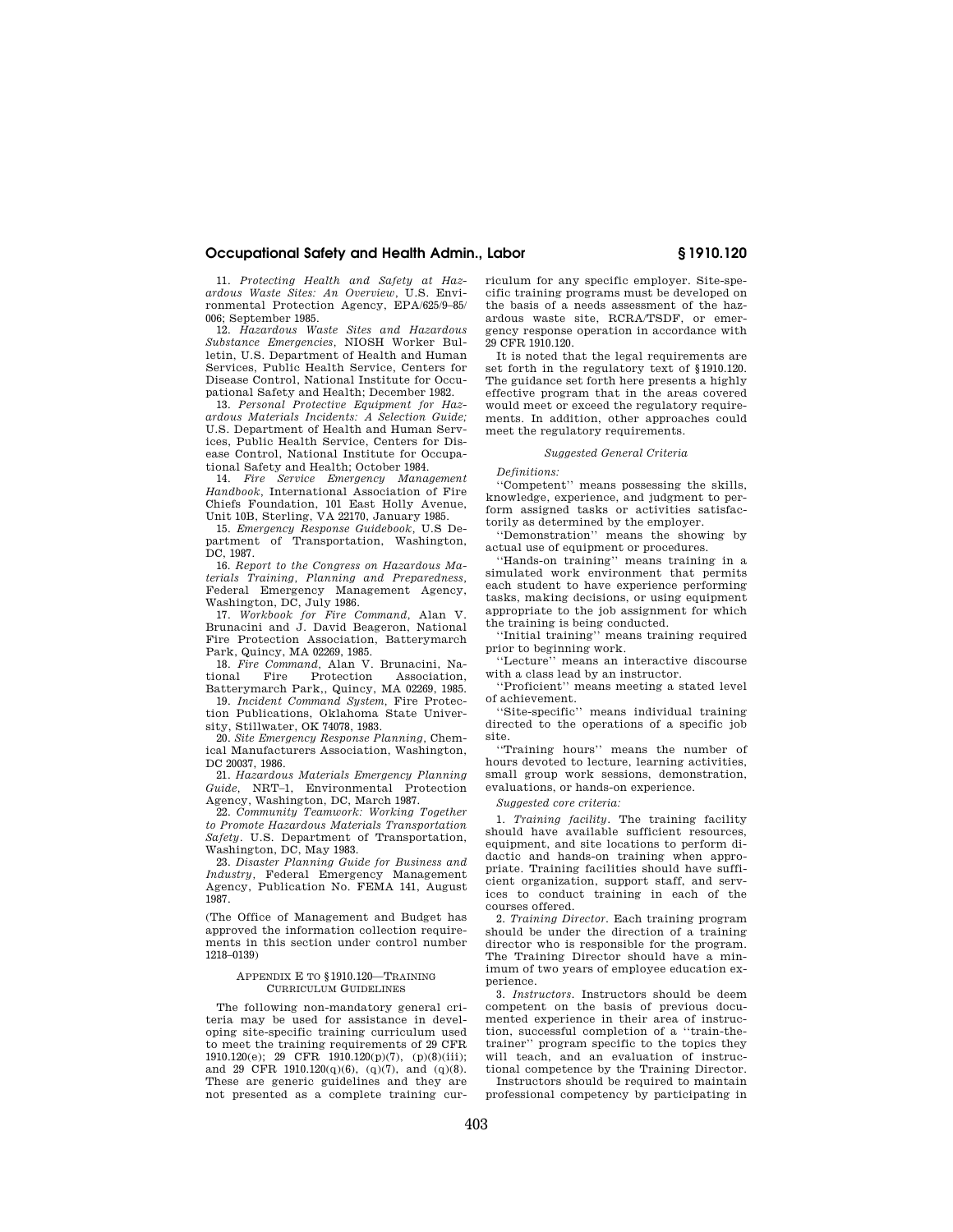11. *Protecting Health and Safety at Hazardous Waste Sites: An Overview*, U.S. Environmental Protection Agency, EPA/625/9–85/006; September 1985.

12. *Hazardous Waste Sites and Hazardous Substance Emergencies*, NIOSH Worker Bulletin, U.S. Department of Health and Human Services, Public Health Service, Centers for Disease Control, National Institute for Occupational Safety and Health; December 1982.

13. *Personal Protective Equipment for Hazardous Materials Incidents: A Selection Guide;* U.S. Department of Health and Human Services, Public Health Service, Centers for Disease Control, National Institute for Occupational Safety and Health; October 1984.

14. *Fire Service Emergency Management Handbook*, International Association of Fire Chiefs Foundation, 101 East Holly Avenue, Unit 10B, Sterling, VA 22170, January 1985.

15. *Emergency Response Guidebook*, U.S Department of Transportation, Washington, DC, 1987.

16. *Report to the Congress on Hazardous Materials Training, Planning and Preparedness*, Federal Emergency Management Agency, Washington, DC, July 1986.

17. *Workbook for Fire Command*, Alan V. Brunacini and J. David Beageron, National Fire Protection Association, Batterymarch Park, Quincy, MA 02269, 1985.

18. *Fire Command*, Alan V. Brunacini, National Fire Protection Association, Batterymarch Park,, Quincy, MA 02269, 1985.

19. *Incident Command System*, Fire Protection Publications, Oklahoma State University, Stillwater, OK 74078, 1983.

20. *Site Emergency Response Planning*, Chemical Manufacturers Association, Washington, DC 20037, 1986.

21. *Hazardous Materials Emergency Planning Guide*, NRT–1, Environmental Protection Agency, Washington, DC, March 1987.

22. *Community Teamwork: Working Together to Promote Hazardous Materials Transportation Safety*. U.S. Department of Transportation, Washington, DC, May 1983.

23. *Disaster Planning Guide for Business and Industry*, Federal Emergency Management Agency, Publication No. FEMA 141, August 1987.

(The Office of Management and Budget has approved the information collection requirements in this section under control number 1218–0139)

## APPENDIX E TO §1910.120—TRAINING CURRICULUM GUIDELINES

The following non-mandatory general criteria may be used for assistance in developing site-specific training curriculum used to meet the training requirements of 29 CFR 1910.120(e); 29 CFR 1910.120(p)(7), (p)(8)(iii); and 29 CFR 1910.120(q)(6), (q)(7), and (q)(8). These are generic guidelines and they are not presented as a complete training curriculum for any specific employer. Site-specific training programs must be developed on the basis of a needs assessment of the hazardous waste site, RCRA/TSDF, or emergency response operation in accordance with 29 CFR 1910.120.

It is noted that the legal requirements are set forth in the regulatory text of §1910.120. The guidance set forth here presents a highly effective program that in the areas covered would meet or exceed the regulatory requirements. In addition, other approaches could meet the regulatory requirements.

*Suggested General Criteria*

*Definitions:*

''Competent'' means possessing the skills, knowledge, experience, and judgment to perform assigned tasks or activities satisfactorily as determined by the employer.

''Demonstration'' means the showing by actual use of equipment or procedures.

''Hands-on training'' means training in a simulated work environment that permits each student to have experience performing tasks, making decisions, or using equipment appropriate to the job assignment for which the training is being conducted.

''Initial training'' means training required prior to beginning work.

''Lecture'' means an interactive discourse with a class lead by an instructor.

''Proficient'' means meeting a stated level of achievement.

''Site-specific'' means individual training directed to the operations of a specific job site.

''Training hours'' means the number of hours devoted to lecture, learning activities, small group work sessions, demonstration, evaluations, or hands-on experience.

*Suggested core criteria:*

1. *Training facility*. The training facility should have available sufficient resources, equipment, and site locations to perform didactic and hands-on training when appropriate. Training facilities should have sufficient organization, support staff, and services to conduct training in each of the courses offered.

2. *Training Director*. Each training program should be under the direction of a training director who is responsible for the program. The Training Director should have a minimum of two years of employee education experience.

3. *Instructors*. Instructors should be deem competent on the basis of previous documented experience in their area of instruction, successful completion of a ''train-the-trainer'' program specific to the topics they will teach, and an evaluation of instructional competence by the Training Director.

Instructors should be required to maintain professional competency by participating in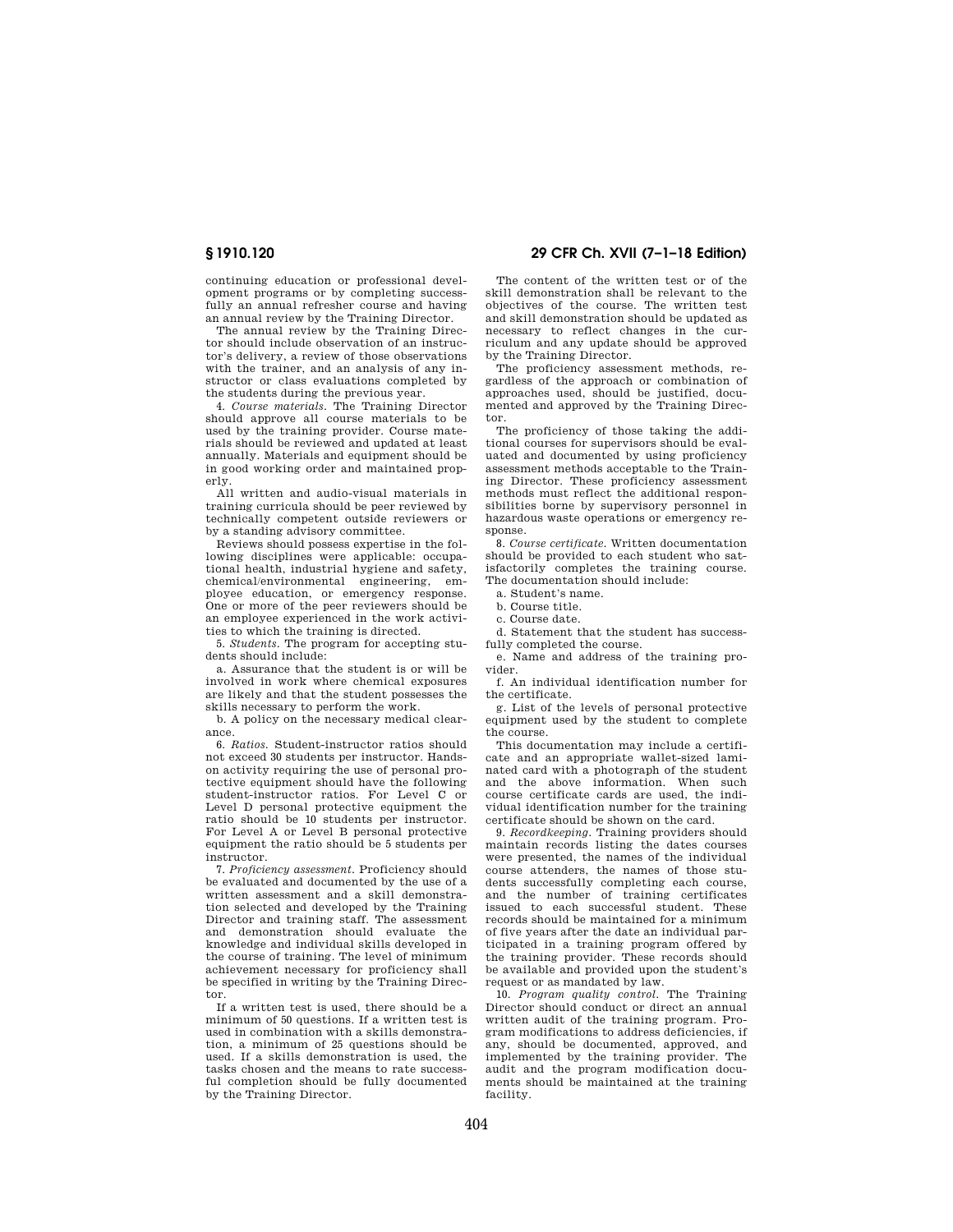continuing education or professional development programs or by completing successfully an annual refresher course and having an annual review by the Training Director.

The annual review by the Training Director should include observation of an instructor's delivery, a review of those observations with the trainer, and an analysis of any instructor or class evaluations completed by the students during the previous year.

4. *Course materials*. The Training Director should approve all course materials to be used by the training provider. Course materials should be reviewed and updated at least annually. Materials and equipment should be in good working order and maintained properly.

All written and audio-visual materials in training curricula should be peer reviewed by technically competent outside reviewers or by a standing advisory committee.

Reviews should possess expertise in the following disciplines were applicable: occupational health, industrial hygiene and safety, chemical/environmental engineering, employee education, or emergency response. One or more of the peer reviewers should be an employee experienced in the work activities to which the training is directed.

5. *Students*. The program for accepting students should include:

a. Assurance that the student is or will be involved in work where chemical exposures are likely and that the student possesses the skills necessary to perform the work.

b. A policy on the necessary medical clearance.

6. *Ratios*. Student-instructor ratios should not exceed 30 students per instructor. Hands-on activity requiring the use of personal protective equipment should have the following student-instructor ratios. For Level C or Level D personal protective equipment the ratio should be 10 students per instructor. For Level A or Level B personal protective equipment the ratio should be 5 students per instructor.

7. *Proficiency assessment*. Proficiency should be evaluated and documented by the use of a written assessment and a skill demonstration selected and developed by the Training Director and training staff. The assessment and demonstration should evaluate the knowledge and individual skills developed in the course of training. The level of minimum achievement necessary for proficiency shall be specified in writing by the Training Director.

If a written test is used, there should be a minimum of 50 questions. If a written test is used in combination with a skills demonstration, a minimum of 25 questions should be used. If a skills demonstration is used, the tasks chosen and the means to rate successful completion should be fully documented by the Training Director.

The content of the written test or of the skill demonstration shall be relevant to the objectives of the course. The written test and skill demonstration should be updated as necessary to reflect changes in the curriculum and any update should be approved by the Training Director.

The proficiency assessment methods, regardless of the approach or combination of approaches used, should be justified, documented and approved by the Training Director.

The proficiency of those taking the additional courses for supervisors should be evaluated and documented by using proficiency assessment methods acceptable to the Training Director. These proficiency assessment methods must reflect the additional responsibilities borne by supervisory personnel in hazardous waste operations or emergency response.

8. *Course certificate*. Written documentation should be provided to each student who satisfactorily completes the training course. The documentation should include:

a. Student's name.

b. Course title.

c. Course date.

d. Statement that the student has successfully completed the course.

e. Name and address of the training provider.

f. An individual identification number for the certificate.

g. List of the levels of personal protective equipment used by the student to complete the course.

This documentation may include a certificate and an appropriate wallet-sized laminated card with a photograph of the student and the above information. When such course certificate cards are used, the individual identification number for the training certificate should be shown on the card.

9. *Recordkeeping*. Training providers should maintain records listing the dates courses were presented, the names of the individual course attenders, the names of those students successfully completing each course, and the number of training certificates issued to each successful student. These records should be maintained for a minimum of five years after the date an individual participated in a training program offered by the training provider. These records should be available and provided upon the student's request or as mandated by law.

10. *Program quality control*. The Training Director should conduct or direct an annual written audit of the training program. Program modifications to address deficiencies, if any, should be documented, approved, and implemented by the training provider. The audit and the program modification documents should be maintained at the training facility.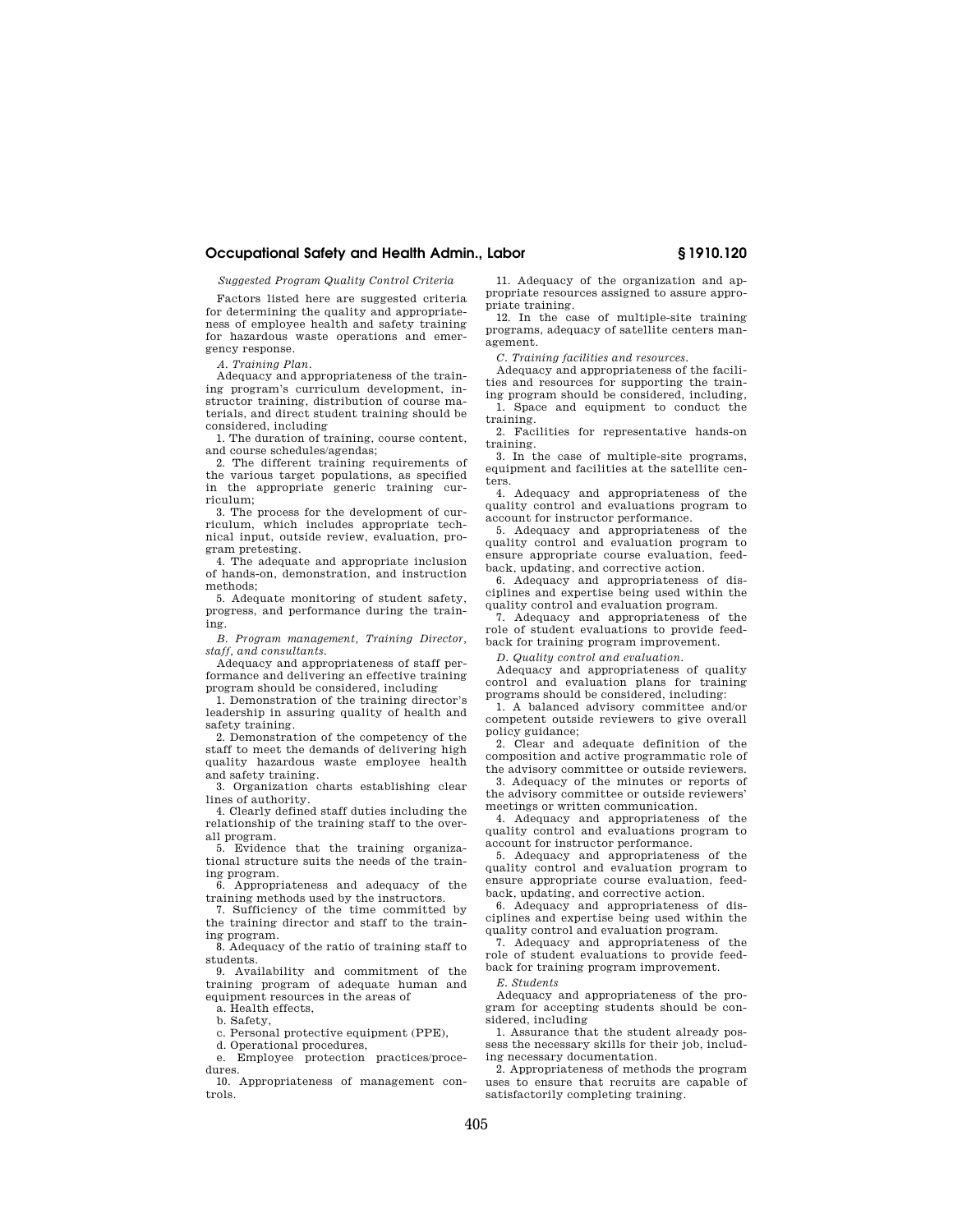*Suggested Program Quality Control Criteria*

Factors listed here are suggested criteria for determining the quality and appropriateness of employee health and safety training for hazardous waste operations and emergency response.

*A. Training Plan.*

Adequacy and appropriateness of the training program's curriculum development, instructor training, distribution of course materials, and direct student training should be considered, including

1. The duration of training, course content, and course schedules/agendas;
2. The different training requirements of the various target populations, as specified in the appropriate generic training curriculum;
3. The process for the development of curriculum, which includes appropriate technical input, outside review, evaluation, program pretesting.
4. The adequate and appropriate inclusion of hands-on, demonstration, and instruction methods;
5. Adequate monitoring of student safety, progress, and performance during the training.

*B. Program management, Training Director, staff, and consultants.*

Adequacy and appropriateness of staff performance and delivering an effective training program should be considered, including

1. Demonstration of the training director's leadership in assuring quality of health and safety training.
2. Demonstration of the competency of the staff to meet the demands of delivering high quality hazardous waste employee health and safety training.
3. Organization charts establishing clear lines of authority.
4. Clearly defined staff duties including the relationship of the training staff to the overall program.
5. Evidence that the training organizational structure suits the needs of the training program.
6. Appropriateness and adequacy of the training methods used by the instructors.
7. Sufficiency of the time committed by the training director and staff to the training program.
8. Adequacy of the ratio of training staff to students.
9. Availability and commitment of the training program of adequate human and equipment resources in the areas of
   a. Health effects,
   b. Safety,
   c. Personal protective equipment (PPE),
   d. Operational procedures,
   e. Employee protection practices/procedures.
10. Appropriateness of management controls.
11. Adequacy of the organization and appropriate resources assigned to assure appropriate training.
12. In the case of multiple-site training programs, adequacy of satellite centers management.

*C. Training facilities and resources.*

Adequacy and appropriateness of the facilities and resources for supporting the training program should be considered, including,

1. Space and equipment to conduct the training.
2. Facilities for representative hands-on training.
3. In the case of multiple-site programs, equipment and facilities at the satellite centers.
4. Adequacy and appropriateness of the quality control and evaluations program to account for instructor performance.
5. Adequacy and appropriateness of the quality control and evaluation program to ensure appropriate course evaluation, feedback, updating, and corrective action.
6. Adequacy and appropriateness of disciplines and expertise being used within the quality control and evaluation program.
7. Adequacy and appropriateness of the role of student evaluations to provide feedback for training program improvement.

*D. Quality control and evaluation.*

Adequacy and appropriateness of quality control and evaluation plans for training programs should be considered, including:

1. A balanced advisory committee and/or competent outside reviewers to give overall policy guidance;
2. Clear and adequate definition of the composition and active programmatic role of the advisory committee or outside reviewers.
3. Adequacy of the minutes or reports of the advisory committee or outside reviewers' meetings or written communication.
4. Adequacy and appropriateness of the quality control and evaluations program to account for instructor performance.
5. Adequacy and appropriateness of the quality control and evaluation program to ensure appropriate course evaluation, feedback, updating, and corrective action.
6. Adequacy and appropriateness of disciplines and expertise being used within the quality control and evaluation program.
7. Adequacy and appropriateness of the role of student evaluations to provide feedback for training program improvement.

*E. Students*

Adequacy and appropriateness of the program for accepting students should be considered, including

1. Assurance that the student already possess the necessary skills for their job, including necessary documentation.
2. Appropriateness of methods the program uses to ensure that recruits are capable of satisfactorily completing training.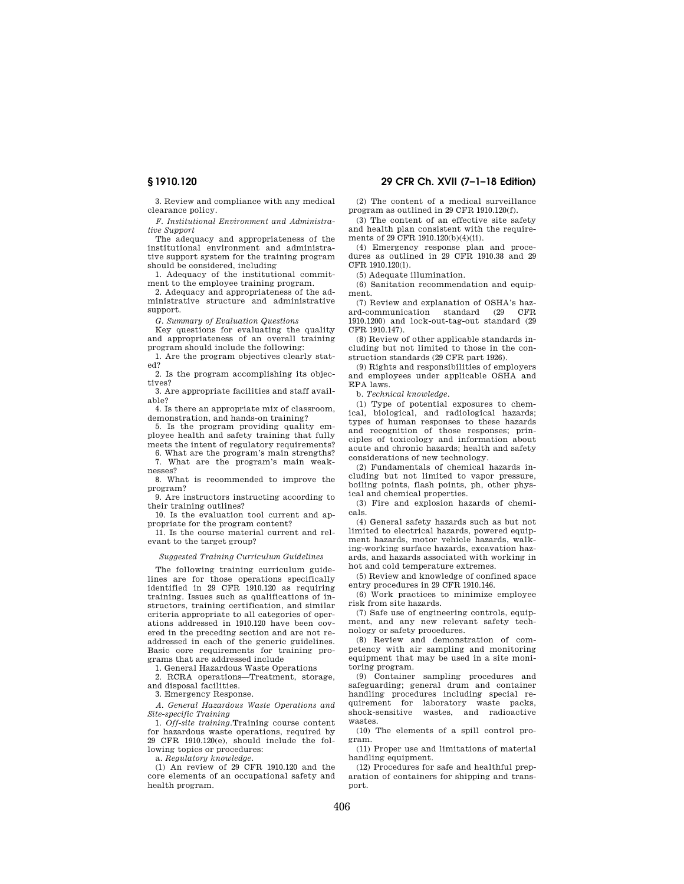3. Review and compliance with any medical clearance policy.

*F. Institutional Environment and Administrative Support*

The adequacy and appropriateness of the institutional environment and administrative support system for the training program should be considered, including

1. Adequacy of the institutional commitment to the employee training program.

2. Adequacy and appropriateness of the administrative structure and administrative support.

*G. Summary of Evaluation Questions*

Key questions for evaluating the quality and appropriateness of an overall training program should include the following:

1. Are the program objectives clearly stated?

2. Is the program accomplishing its objectives?

3. Are appropriate facilities and staff available?

4. Is there an appropriate mix of classroom, demonstration, and hands-on training?

5. Is the program providing quality employee health and safety training that fully meets the intent of regulatory requirements?

6. What are the program's main strengths?

7. What are the program's main weaknesses?

8. What is recommended to improve the program?

9. Are instructors instructing according to their training outlines?

10. Is the evaluation tool current and appropriate for the program content?

11. Is the course material current and relevant to the target group?

*Suggested Training Curriculum Guidelines*

The following training curriculum guidelines are for those operations specifically identified in 29 CFR 1910.120 as requiring training. Issues such as qualifications of instructors, training certification, and similar criteria appropriate to all categories of operations addressed in 1910.120 have been covered in the preceding section and are not readdressed in each of the generic guidelines. Basic core requirements for training programs that are addressed include

1. General Hazardous Waste Operations

2. RCRA operations—Treatment, storage, and disposal facilities.

3. Emergency Response.

*A. General Hazardous Waste Operations and Site-specific Training*

1. *Off-site training.*Training course content for hazardous waste operations, required by 29 CFR 1910.120(e), should include the following topics or procedures:

a. *Regulatory knowledge.*

(1) An review of 29 CFR 1910.120 and the core elements of an occupational safety and health program.

(2) The content of a medical surveillance program as outlined in 29 CFR 1910.120(f).

(3) The content of an effective site safety and health plan consistent with the requirements of 29 CFR 1910.120(b)(4)(ii).

(4) Emergency response plan and procedures as outlined in 29 CFR 1910.38 and 29 CFR 1910.120(l).

(5) Adequate illumination.

(6) Sanitation recommendation and equipment.

(7) Review and explanation of OSHA's hazard-communication standard (29 CFR 1910.1200) and lock-out-tag-out standard (29 CFR 1910.147).

(8) Review of other applicable standards including but not limited to those in the construction standards (29 CFR part 1926).

(9) Rights and responsibilities of employers and employees under applicable OSHA and EPA laws.

b. *Technical knowledge.*

(1) Type of potential exposures to chemical, biological, and radiological hazards; types of human responses to these hazards and recognition of those responses; principles of toxicology and information about acute and chronic hazards; health and safety considerations of new technology.

(2) Fundamentals of chemical hazards including but not limited to vapor pressure, boiling points, flash points, ph, other physical and chemical properties.

(3) Fire and explosion hazards of chemicals.

(4) General safety hazards such as but not limited to electrical hazards, powered equipment hazards, motor vehicle hazards, walking-working surface hazards, excavation hazards, and hazards associated with working in hot and cold temperature extremes.

(5) Review and knowledge of confined space entry procedures in 29 CFR 1910.146.

(6) Work practices to minimize employee risk from site hazards.

(7) Safe use of engineering controls, equipment, and any new relevant safety technology or safety procedures.

(8) Review and demonstration of competency with air sampling and monitoring equipment that may be used in a site monitoring program.

(9) Container sampling procedures and safeguarding; general drum and container handling procedures including special requirement for laboratory waste packs, shock-sensitive wastes, and radioactive wastes.

(10) The elements of a spill control program.

(11) Proper use and limitations of material handling equipment.

(12) Procedures for safe and healthful preparation of containers for shipping and transport.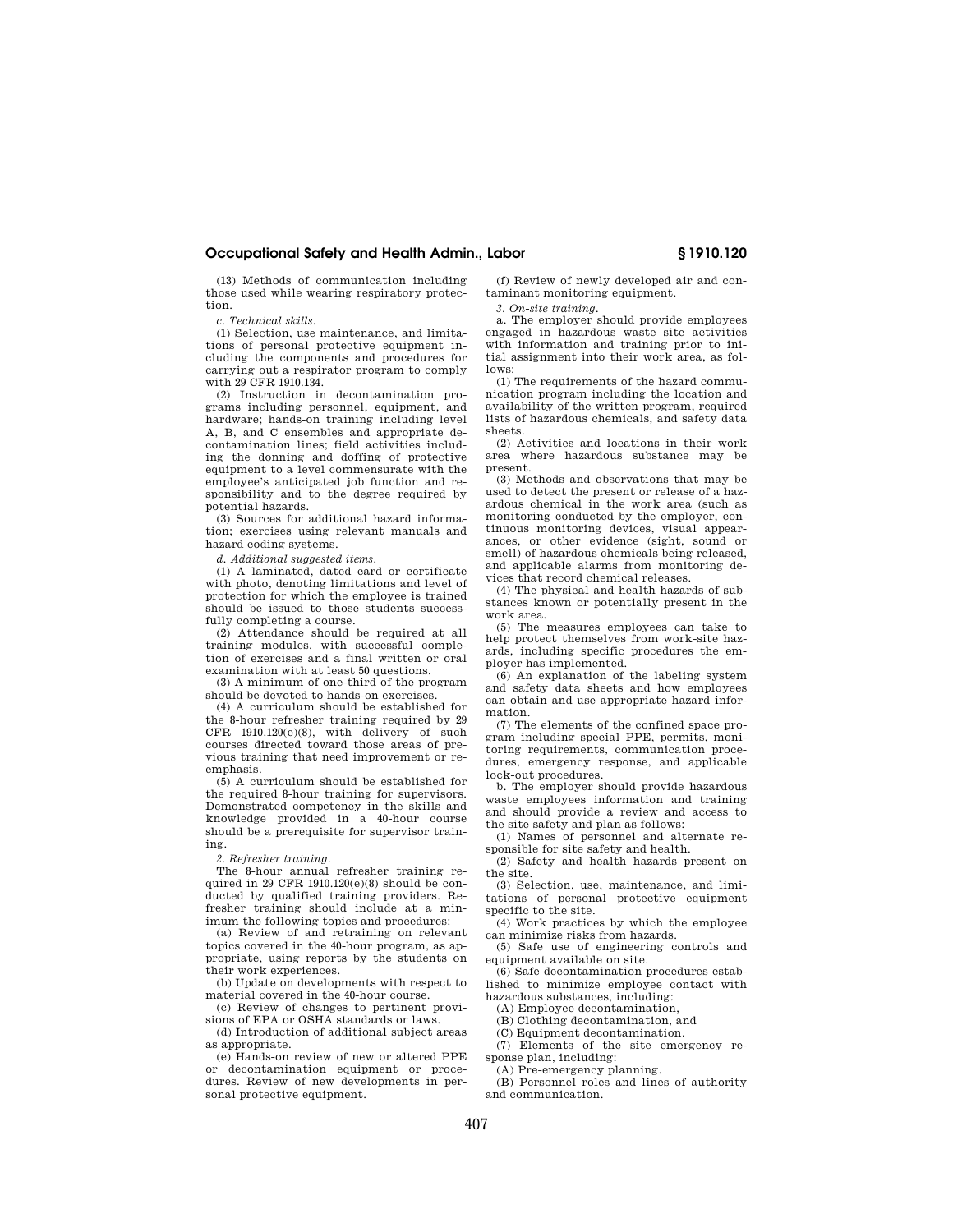(13) Methods of communication including those used while wearing respiratory protection.

*c. Technical skills.*

(1) Selection, use maintenance, and limitations of personal protective equipment including the components and procedures for carrying out a respirator program to comply with 29 CFR 1910.134.

(2) Instruction in decontamination programs including personnel, equipment, and hardware; hands-on training including level A, B, and C ensembles and appropriate decontamination lines; field activities including the donning and doffing of protective equipment to a level commensurate with the employee's anticipated job function and responsibility and to the degree required by potential hazards.

(3) Sources for additional hazard information; exercises using relevant manuals and hazard coding systems.

*d. Additional suggested items.*

(1) A laminated, dated card or certificate with photo, denoting limitations and level of protection for which the employee is trained should be issued to those students successfully completing a course.

(2) Attendance should be required at all training modules, with successful completion of exercises and a final written or oral examination with at least 50 questions.

(3) A minimum of one-third of the program should be devoted to hands-on exercises.

(4) A curriculum should be established for the 8-hour refresher training required by 29 CFR 1910.120(e)(8), with delivery of such courses directed toward those areas of previous training that need improvement or reemphasis.

(5) A curriculum should be established for the required 8-hour training for supervisors. Demonstrated competency in the skills and knowledge provided in a 40-hour course should be a prerequisite for supervisor training.

*2. Refresher training.*

The 8-hour annual refresher training required in 29 CFR 1910.120(e)(8) should be conducted by qualified training providers. Refresher training should include at a minimum the following topics and procedures:

(a) Review of and retraining on relevant topics covered in the 40-hour program, as appropriate, using reports by the students on their work experiences.

(b) Update on developments with respect to material covered in the 40-hour course.

(c) Review of changes to pertinent provisions of EPA or OSHA standards or laws.

(d) Introduction of additional subject areas as appropriate.

(e) Hands-on review of new or altered PPE or decontamination equipment or procedures. Review of new developments in personal protective equipment.

(f) Review of newly developed air and contaminant monitoring equipment.

*3. On-site training.*

a. The employer should provide employees engaged in hazardous waste site activities with information and training prior to initial assignment into their work area, as follows:

(1) The requirements of the hazard communication program including the location and availability of the written program, required lists of hazardous chemicals, and safety data sheets.

(2) Activities and locations in their work area where hazardous substance may be present.

(3) Methods and observations that may be used to detect the present or release of a hazardous chemical in the work area (such as monitoring conducted by the employer, continuous monitoring devices, visual appearances, or other evidence (sight, sound or smell) of hazardous chemicals being released, and applicable alarms from monitoring devices that record chemical releases.

(4) The physical and health hazards of substances known or potentially present in the work area.

(5) The measures employees can take to help protect themselves from work-site hazards, including specific procedures the employer has implemented.

(6) An explanation of the labeling system and safety data sheets and how employees can obtain and use appropriate hazard information.

(7) The elements of the confined space program including special PPE, permits, monitoring requirements, communication procedures, emergency response, and applicable lock-out procedures.

b. The employer should provide hazardous waste employees information and training and should provide a review and access to the site safety and plan as follows:

(1) Names of personnel and alternate responsible for site safety and health.

(2) Safety and health hazards present on the site.

(3) Selection, use, maintenance, and limitations of personal protective equipment specific to the site.

(4) Work practices by which the employee can minimize risks from hazards.

(5) Safe use of engineering controls and equipment available on site.

(6) Safe decontamination procedures established to minimize employee contact with hazardous substances, including:

(A) Employee decontamination,

(B) Clothing decontamination, and

(C) Equipment decontamination.

(7) Elements of the site emergency response plan, including:

(A) Pre-emergency planning.

(B) Personnel roles and lines of authority and communication.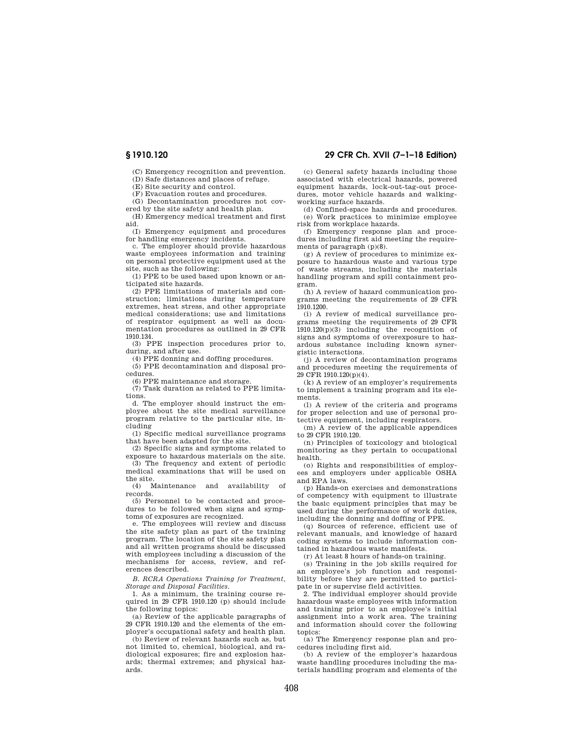(C) Emergency recognition and prevention.

(D) Safe distances and places of refuge.

(E) Site security and control.

(F) Evacuation routes and procedures.

(G) Decontamination procedures not covered by the site safety and health plan.

(H) Emergency medical treatment and first aid.

(I) Emergency equipment and procedures for handling emergency incidents.

c. The employer should provide hazardous waste employees information and training on personal protective equipment used at the site, such as the following:

(1) PPE to be used based upon known or anticipated site hazards.

(2) PPE limitations of materials and construction; limitations during temperature extremes, heat stress, and other appropriate medical considerations; use and limitations of respirator equipment as well as documentation procedures as outlined in 29 CFR 1910.134.

(3) PPE inspection procedures prior to, during, and after use.

(4) PPE donning and doffing procedures.

(5) PPE decontamination and disposal procedures.

(6) PPE maintenance and storage.

(7) Task duration as related to PPE limitations.

d. The employer should instruct the employee about the site medical surveillance program relative to the particular site, including

(1) Specific medical surveillance programs that have been adapted for the site.

(2) Specific signs and symptoms related to exposure to hazardous materials on the site.

(3) The frequency and extent of periodic medical examinations that will be used on the site.

(4) Maintenance and availability of records.

(5) Personnel to be contacted and procedures to be followed when signs and symptoms of exposures are recognized.

e. The employees will review and discuss the site safety plan as part of the training program. The location of the site safety plan and all written programs should be discussed with employees including a discussion of the mechanisms for access, review, and references described.

*B. RCRA Operations Training for Treatment, Storage and Disposal Facilities.*

1. As a minimum, the training course required in 29 CFR 1910.120 (p) should include the following topics:

(a) Review of the applicable paragraphs of 29 CFR 1910.120 and the elements of the employer's occupational safety and health plan.

(b) Review of relevant hazards such as, but not limited to, chemical, biological, and radiological exposures; fire and explosion hazards; thermal extremes; and physical hazards.

(c) General safety hazards including those associated with electrical hazards, powered equipment hazards, lock-out-tag-out procedures, motor vehicle hazards and walking-working surface hazards.

(d) Confined-space hazards and procedures.

(e) Work practices to minimize employee risk from workplace hazards.

(f) Emergency response plan and procedures including first aid meeting the requirements of paragraph (p)(8).

(g) A review of procedures to minimize exposure to hazardous waste and various type of waste streams, including the materials handling program and spill containment program.

(h) A review of hazard communication programs meeting the requirements of 29 CFR 1910.1200.

(i) A review of medical surveillance programs meeting the requirements of 29 CFR 1910.120(p)(3) including the recognition of signs and symptoms of overexposure to hazardous substance including known synergistic interactions.

(j) A review of decontamination programs and procedures meeting the requirements of 29 CFR 1910.120(p)(4).

(k) A review of an employer's requirements to implement a training program and its elements.

(l) A review of the criteria and programs for proper selection and use of personal protective equipment, including respirators.

(m) A review of the applicable appendices to 29 CFR 1910.120.

(n) Principles of toxicology and biological monitoring as they pertain to occupational health.

(o) Rights and responsibilities of employees and employers under applicable OSHA and EPA laws.

(p) Hands-on exercises and demonstrations of competency with equipment to illustrate the basic equipment principles that may be used during the performance of work duties, including the donning and doffing of PPE.

(q) Sources of reference, efficient use of relevant manuals, and knowledge of hazard coding systems to include information contained in hazardous waste manifests.

(r) At least 8 hours of hands-on training.

(s) Training in the job skills required for an employee's job function and responsibility before they are permitted to participate in or supervise field activities.

2. The individual employer should provide hazardous waste employees with information and training prior to an employee's initial assignment into a work area. The training and information should cover the following topics:

(a) The Emergency response plan and procedures including first aid.

(b) A review of the employer's hazardous waste handling procedures including the materials handling program and elements of the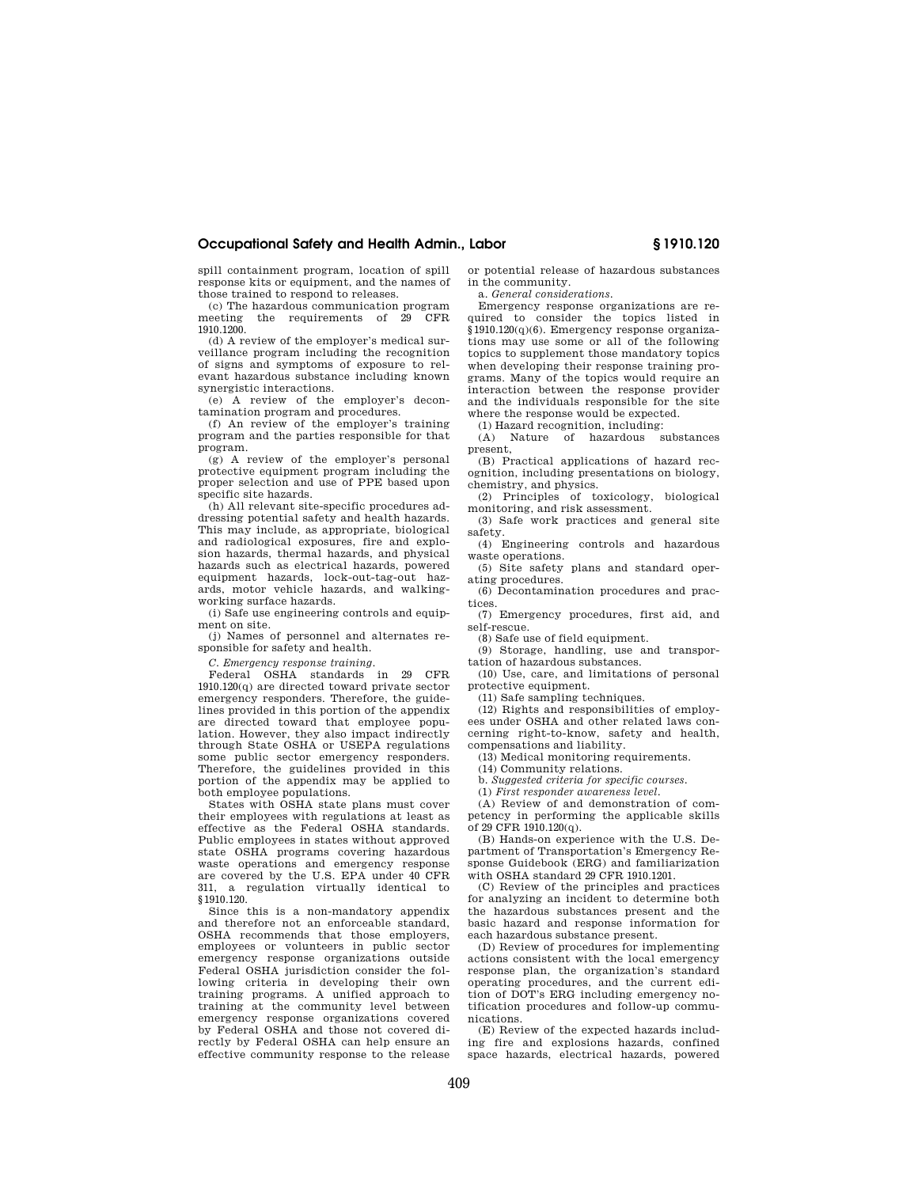spill containment program, location of spill response kits or equipment, and the names of those trained to respond to releases.

(c) The hazardous communication program meeting the requirements of 29 CFR 1910.1200.

(d) A review of the employer's medical surveillance program including the recognition of signs and symptoms of exposure to relevant hazardous substance including known synergistic interactions.

(e) A review of the employer's decontamination program and procedures.

(f) An review of the employer's training program and the parties responsible for that program.

(g) A review of the employer's personal protective equipment program including the proper selection and use of PPE based upon specific site hazards.

(h) All relevant site-specific procedures addressing potential safety and health hazards. This may include, as appropriate, biological and radiological exposures, fire and explosion hazards, thermal hazards, and physical hazards such as electrical hazards, powered equipment hazards, lock-out-tag-out hazards, motor vehicle hazards, and walking-working surface hazards.

(i) Safe use engineering controls and equipment on site.

(j) Names of personnel and alternates responsible for safety and health.

*C. Emergency response training.*

Federal OSHA standards in 29 CFR 1910.120(q) are directed toward private sector emergency responders. Therefore, the guidelines provided in this portion of the appendix are directed toward that employee population. However, they also impact indirectly through State OSHA or USEPA regulations some public sector emergency responders. Therefore, the guidelines provided in this portion of the appendix may be applied to both employee populations.

States with OSHA state plans must cover their employees with regulations at least as effective as the Federal OSHA standards. Public employees in states without approved state OSHA programs covering hazardous waste operations and emergency response are covered by the U.S. EPA under 40 CFR 311, a regulation virtually identical to §1910.120.

Since this is a non-mandatory appendix and therefore not an enforceable standard, OSHA recommends that those employers, employees or volunteers in public sector emergency response organizations outside Federal OSHA jurisdiction consider the following criteria in developing their own training programs. A unified approach to training at the community level between emergency response organizations covered by Federal OSHA and those not covered directly by Federal OSHA can help ensure an effective community response to the release or potential release of hazardous substances in the community.

a. *General considerations.*

Emergency response organizations are required to consider the topics listed in §1910.120(q)(6). Emergency response organizations may use some or all of the following topics to supplement those mandatory topics when developing their response training programs. Many of the topics would require an interaction between the response provider and the individuals responsible for the site where the response would be expected.

(1) Hazard recognition, including:

(A) Nature of hazardous substances present,

(B) Practical applications of hazard recognition, including presentations on biology, chemistry, and physics.

(2) Principles of toxicology, biological monitoring, and risk assessment.

(3) Safe work practices and general site safety.

(4) Engineering controls and hazardous waste operations.

(5) Site safety plans and standard operating procedures.

(6) Decontamination procedures and practices.

(7) Emergency procedures, first aid, and self-rescue.

(8) Safe use of field equipment.

(9) Storage, handling, use and transportation of hazardous substances.

(10) Use, care, and limitations of personal protective equipment.

(11) Safe sampling techniques.

(12) Rights and responsibilities of employees under OSHA and other related laws concerning right-to-know, safety and health, compensations and liability.

(13) Medical monitoring requirements.

(14) Community relations.

b. *Suggested criteria for specific courses.*

(1) *First responder awareness level.*

(A) Review of and demonstration of competency in performing the applicable skills of 29 CFR 1910.120(q).

(B) Hands-on experience with the U.S. Department of Transportation's Emergency Response Guidebook (ERG) and familiarization with OSHA standard 29 CFR 1910.1201.

(C) Review of the principles and practices for analyzing an incident to determine both the hazardous substances present and the basic hazard and response information for each hazardous substance present.

(D) Review of procedures for implementing actions consistent with the local emergency response plan, the organization's standard operating procedures, and the current edition of DOT's ERG including emergency notification procedures and follow-up communications.

(E) Review of the expected hazards including fire and explosions hazards, confined space hazards, electrical hazards, powered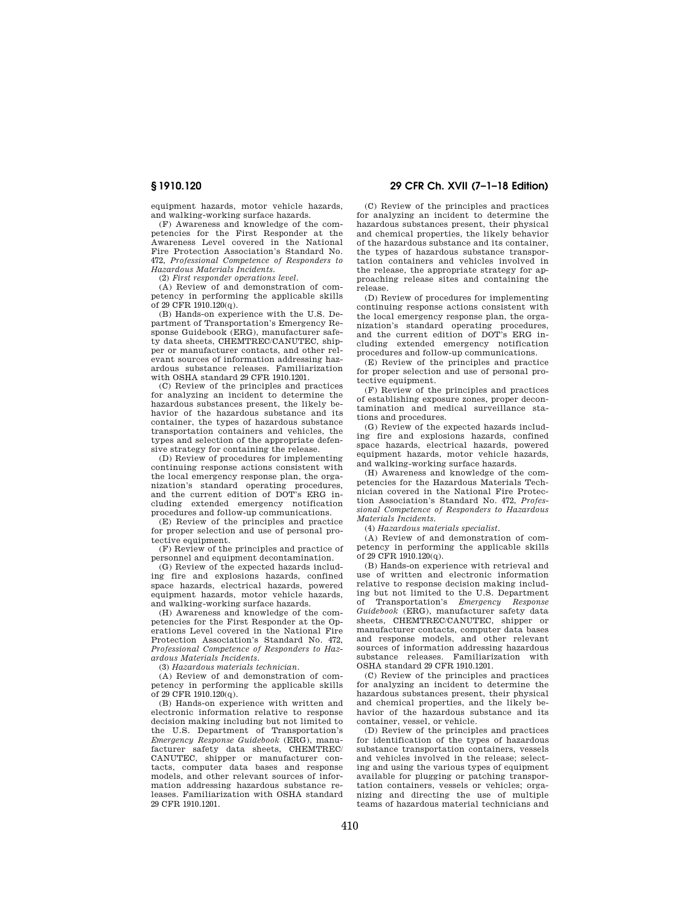equipment hazards, motor vehicle hazards, and walking-working surface hazards.

(F) Awareness and knowledge of the competencies for the First Responder at the Awareness Level covered in the National Fire Protection Association's Standard No. 472, *Professional Competence of Responders to Hazardous Materials Incidents.*

(2) *First responder operations level.*

(A) Review of and demonstration of competency in performing the applicable skills of 29 CFR 1910.120(q).

(B) Hands-on experience with the U.S. Department of Transportation's Emergency Response Guidebook (ERG), manufacturer safety data sheets, CHEMTREC/CANUTEC, shipper or manufacturer contacts, and other relevant sources of information addressing hazardous substance releases. Familiarization with OSHA standard 29 CFR 1910.1201.

(C) Review of the principles and practices for analyzing an incident to determine the hazardous substances present, the likely behavior of the hazardous substance and its container, the types of hazardous substance transportation containers and vehicles, the types and selection of the appropriate defensive strategy for containing the release.

(D) Review of procedures for implementing continuing response actions consistent with the local emergency response plan, the organization's standard operating procedures, and the current edition of DOT's ERG including extended emergency notification procedures and follow-up communications.

(E) Review of the principles and practice for proper selection and use of personal protective equipment.

(F) Review of the principles and practice of personnel and equipment decontamination.

(G) Review of the expected hazards including fire and explosions hazards, confined space hazards, electrical hazards, powered equipment hazards, motor vehicle hazards, and walking-working surface hazards.

(H) Awareness and knowledge of the competencies for the First Responder at the Operations Level covered in the National Fire Protection Association's Standard No. 472, *Professional Competence of Responders to Hazardous Materials Incidents.*

(3) *Hazardous materials technician.*

(A) Review of and demonstration of competency in performing the applicable skills of 29 CFR 1910.120(q).

(B) Hands-on experience with written and electronic information relative to response decision making including but not limited to the U.S. Department of Transportation's *Emergency Response Guidebook* (ERG), manufacturer safety data sheets, CHEMTREC/CANUTEC, shipper or manufacturer contacts, computer data bases and response models, and other relevant sources of information addressing hazardous substance releases. Familiarization with OSHA standard 29 CFR 1910.1201.

(C) Review of the principles and practices for analyzing an incident to determine the hazardous substances present, their physical and chemical properties, the likely behavior of the hazardous substance and its container, the types of hazardous substance transportation containers and vehicles involved in the release, the appropriate strategy for approaching release sites and containing the release.

(D) Review of procedures for implementing continuing response actions consistent with the local emergency response plan, the organization's standard operating procedures, and the current edition of DOT's ERG including extended emergency notification procedures and follow-up communications.

(E) Review of the principles and practice for proper selection and use of personal protective equipment.

(F) Review of the principles and practices of establishing exposure zones, proper decontamination and medical surveillance stations and procedures.

(G) Review of the expected hazards including fire and explosions hazards, confined space hazards, electrical hazards, powered equipment hazards, motor vehicle hazards, and walking-working surface hazards.

(H) Awareness and knowledge of the competencies for the Hazardous Materials Technician covered in the National Fire Protection Association's Standard No. 472, *Professional Competence of Responders to Hazardous Materials Incidents.*

(4) *Hazardous materials specialist.*

(A) Review of and demonstration of competency in performing the applicable skills of 29 CFR 1910.120(q).

(B) Hands-on experience with retrieval and use of written and electronic information relative to response decision making including but not limited to the U.S. Department of Transportation's *Emergency Response Guidebook* (ERG), manufacturer safety data sheets, CHEMTREC/CANUTEC, shipper or manufacturer contacts, computer data bases and response models, and other relevant sources of information addressing hazardous substance releases. Familiarization with OSHA standard 29 CFR 1910.1201.

(C) Review of the principles and practices for analyzing an incident to determine the hazardous substances present, their physical and chemical properties, and the likely behavior of the hazardous substance and its container, vessel, or vehicle.

(D) Review of the principles and practices for identification of the types of hazardous substance transportation containers, vessels and vehicles involved in the release; selecting and using the various types of equipment available for plugging or patching transportation containers, vessels or vehicles; organizing and directing the use of multiple teams of hazardous material technicians and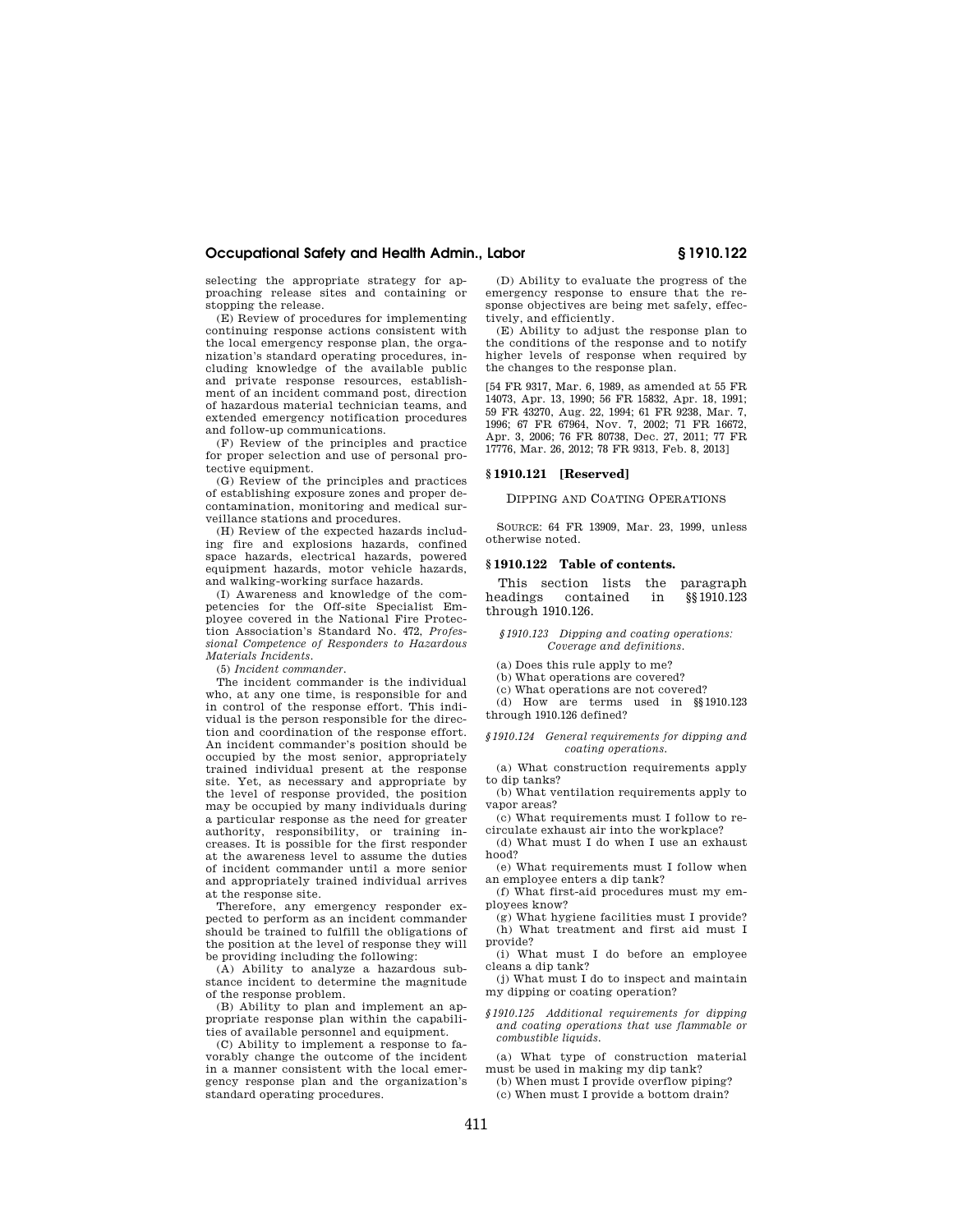selecting the appropriate strategy for approaching release sites and containing or stopping the release.

(E) Review of procedures for implementing continuing response actions consistent with the local emergency response plan, the organization's standard operating procedures, including knowledge of the available public and private response resources, establishment of an incident command post, direction of hazardous material technician teams, and extended emergency notification procedures and follow-up communications.

(F) Review of the principles and practice for proper selection and use of personal protective equipment.

(G) Review of the principles and practices of establishing exposure zones and proper decontamination, monitoring and medical surveillance stations and procedures.

(H) Review of the expected hazards including fire and explosions hazards, confined space hazards, electrical hazards, powered equipment hazards, motor vehicle hazards, and walking-working surface hazards.

(I) Awareness and knowledge of the competencies for the Off-site Specialist Employee covered in the National Fire Protection Association's Standard No. 472, *Professional Competence of Responders to Hazardous Materials Incidents.*

(5) *Incident commander.*

The incident commander is the individual who, at any one time, is responsible for and in control of the response effort. This individual is the person responsible for the direction and coordination of the response effort. An incident commander's position should be occupied by the most senior, appropriately trained individual present at the response site. Yet, as necessary and appropriate by the level of response provided, the position may be occupied by many individuals during a particular response as the need for greater authority, responsibility, or training increases. It is possible for the first responder at the awareness level to assume the duties of incident commander until a more senior and appropriately trained individual arrives at the response site.

Therefore, any emergency responder expected to perform as an incident commander should be trained to fulfill the obligations of the position at the level of response they will be providing including the following:

(A) Ability to analyze a hazardous substance incident to determine the magnitude of the response problem.

(B) Ability to plan and implement an appropriate response plan within the capabilities of available personnel and equipment.

(C) Ability to implement a response to favorably change the outcome of the incident in a manner consistent with the local emergency response plan and the organization's standard operating procedures.

(D) Ability to evaluate the progress of the emergency response to ensure that the response objectives are being met safely, effectively, and efficiently.

(E) Ability to adjust the response plan to the conditions of the response and to notify higher levels of response when required by the changes to the response plan.

[54 FR 9317, Mar. 6, 1989, as amended at 55 FR 14073, Apr. 13, 1990; 56 FR 15832, Apr. 18, 1991; 59 FR 43270, Aug. 22, 1994; 61 FR 9238, Mar. 7, 1996; 67 FR 67964, Nov. 7, 2002; 71 FR 16672, Apr. 3, 2006; 76 FR 80738, Dec. 27, 2011; 77 FR 17776, Mar. 26, 2012; 78 FR 9313, Feb. 8, 2013]

## § 1910.121 [Reserved]

DIPPING AND COATING OPERATIONS

SOURCE: 64 FR 13909, Mar. 23, 1999, unless otherwise noted.

## § 1910.122 Table of contents.

This section lists the paragraph headings contained in §§ 1910.123 through 1910.126.

*§ 1910.123 Dipping and coating operations: Coverage and definitions.*

(a) Does this rule apply to me?

(b) What operations are covered?

(c) What operations are not covered?

(d) How are terms used in §§ 1910.123 through 1910.126 defined?

*§ 1910.124 General requirements for dipping and coating operations.*

(a) What construction requirements apply to dip tanks?

(b) What ventilation requirements apply to vapor areas?

(c) What requirements must I follow to recirculate exhaust air into the workplace?

(d) What must I do when I use an exhaust hood?

(e) What requirements must I follow when an employee enters a dip tank?

(f) What first-aid procedures must my employees know?

(g) What hygiene facilities must I provide?

(h) What treatment and first aid must I provide?

(i) What must I do before an employee cleans a dip tank?

(j) What must I do to inspect and maintain my dipping or coating operation?

*§ 1910.125 Additional requirements for dipping and coating operations that use flammable or combustible liquids.*

(a) What type of construction material must be used in making my dip tank?

(b) When must I provide overflow piping?

(c) When must I provide a bottom drain?